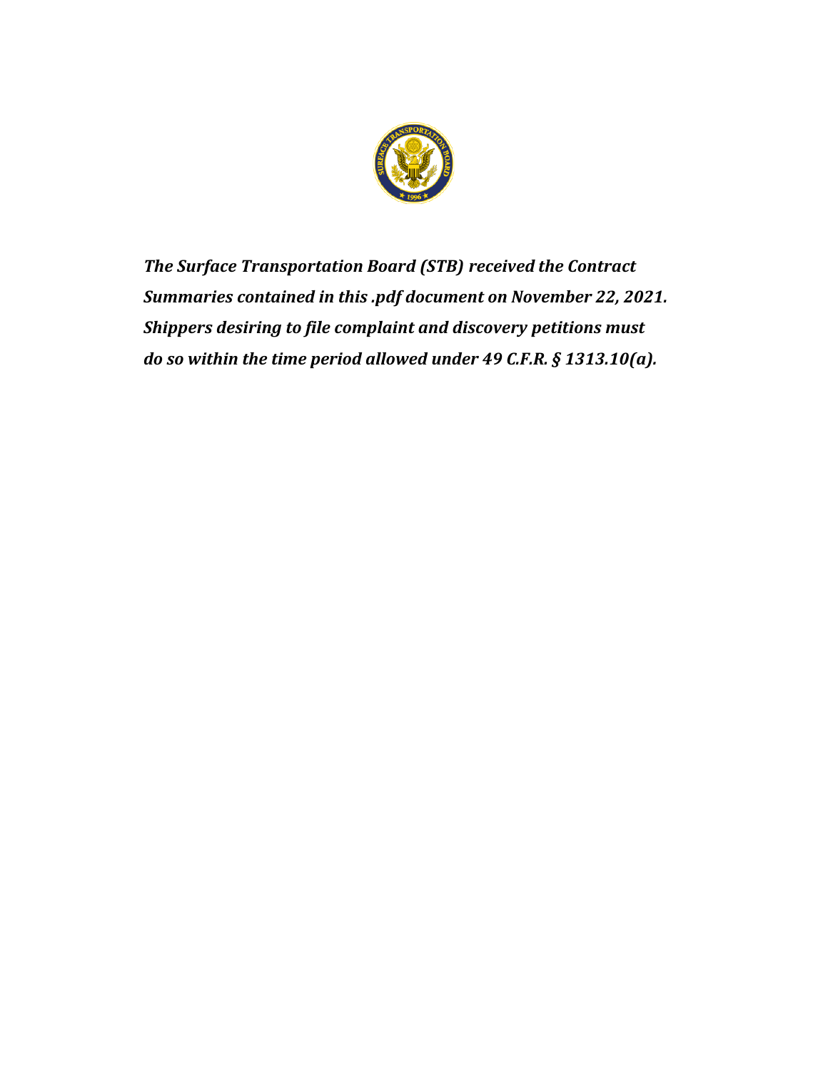***The Surface Transportation Board (STB) received the Contract Summaries contained in this .pdf document on November 22, 2021. Shippers desiring to file complaint and discovery petitions must do so within the time period allowed under 49 C.F.R. § 1313.10(a).***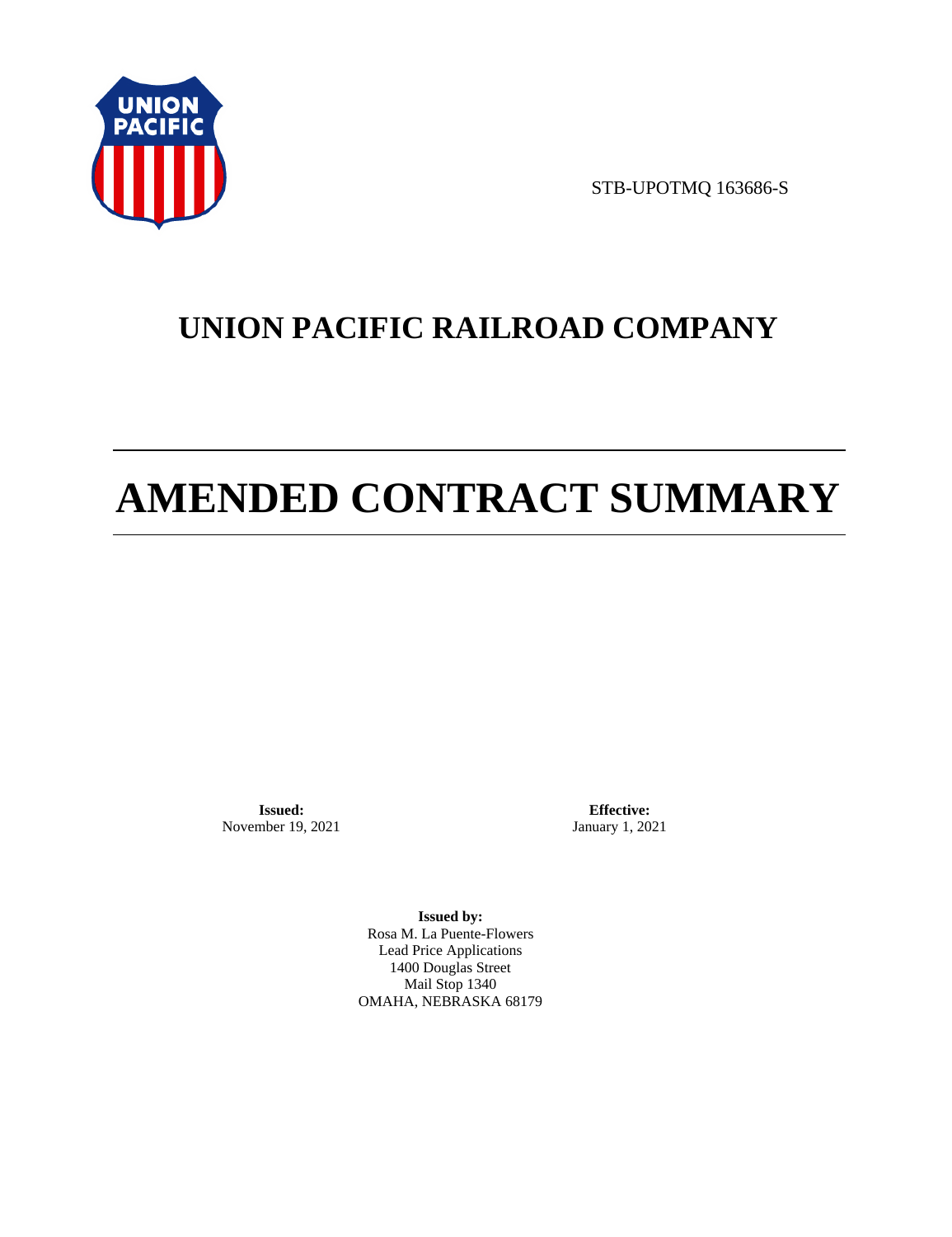STB-UPOTMQ 163686-S

# UNION PACIFIC RAILROAD COMPANY

# AMENDED CONTRACT SUMMARY

**Issued:**
November 19, 2021

**Effective:**
January 1, 2021

**Issued by:**
Rosa M. La Puente-Flowers
Lead Price Applications
1400 Douglas Street
Mail Stop 1340
OMAHA, NEBRASKA 68179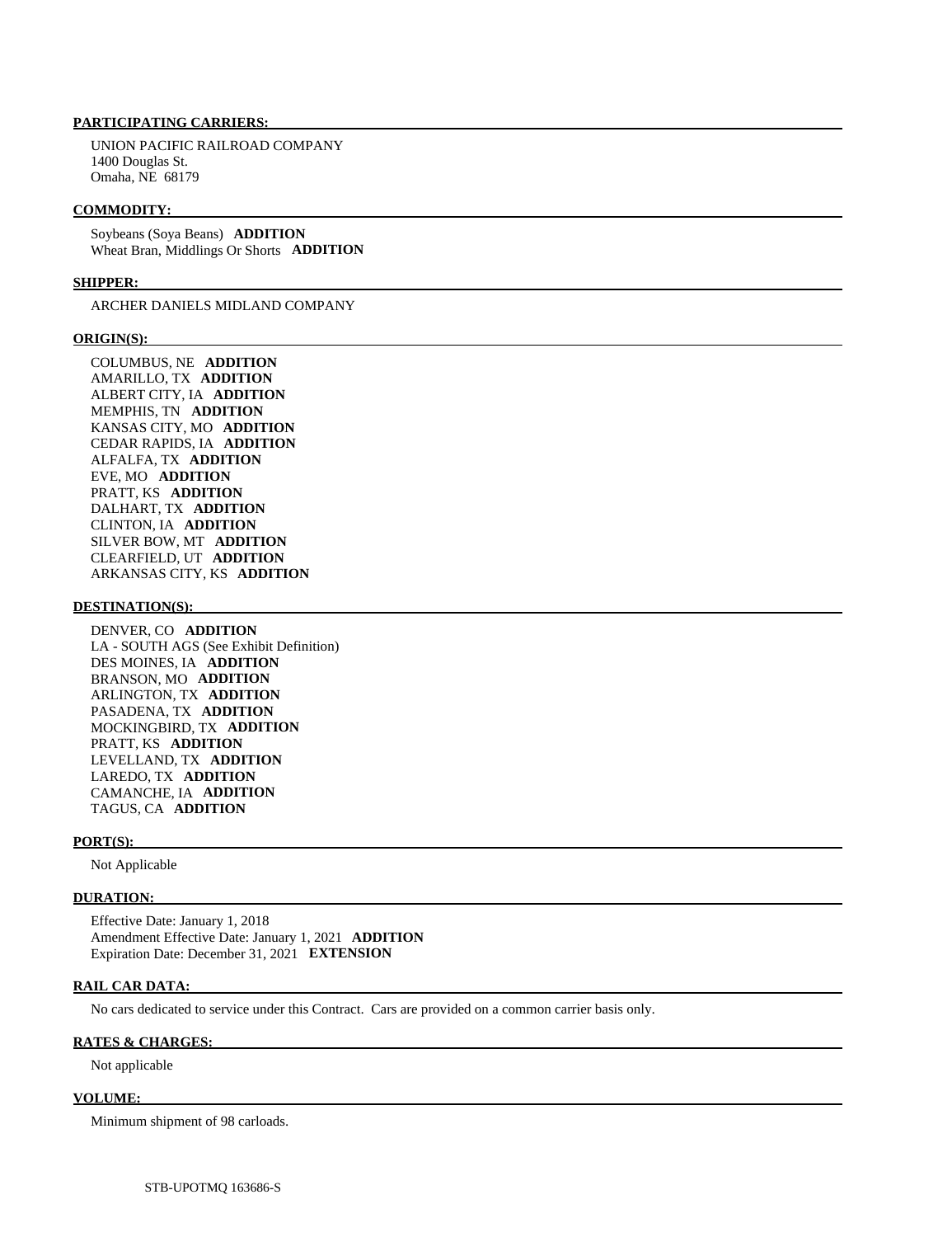**PARTICIPATING CARRIERS:**

UNION PACIFIC RAILROAD COMPANY
1400 Douglas St.
Omaha, NE 68179

**COMMODITY:**

Soybeans (Soya Beans) **ADDITION**
Wheat Bran, Middlings Or Shorts **ADDITION**

**SHIPPER:**

ARCHER DANIELS MIDLAND COMPANY

**ORIGIN(S):**

COLUMBUS, NE **ADDITION**
AMARILLO, TX **ADDITION**
ALBERT CITY, IA **ADDITION**
MEMPHIS, TN **ADDITION**
KANSAS CITY, MO **ADDITION**
CEDAR RAPIDS, IA **ADDITION**
ALFALFA, TX **ADDITION**
EVE, MO **ADDITION**
PRATT, KS **ADDITION**
DALHART, TX **ADDITION**
CLINTON, IA **ADDITION**
SILVER BOW, MT **ADDITION**
CLEARFIELD, UT **ADDITION**
ARKANSAS CITY, KS **ADDITION**

**DESTINATION(S):**

DENVER, CO **ADDITION**
LA - SOUTH AGS (See Exhibit Definition)
DES MOINES, IA **ADDITION**
BRANSON, MO **ADDITION**
ARLINGTON, TX **ADDITION**
PASADENA, TX **ADDITION**
MOCKINGBIRD, TX **ADDITION**
PRATT, KS **ADDITION**
LEVELLAND, TX **ADDITION**
LAREDO, TX **ADDITION**
CAMANCHE, IA **ADDITION**
TAGUS, CA **ADDITION**

**PORT(S):**

Not Applicable

**DURATION:**

Effective Date: January 1, 2018
Amendment Effective Date: January 1, 2021 **ADDITION**
Expiration Date: December 31, 2021 **EXTENSION**

**RAIL CAR DATA:**

No cars dedicated to service under this Contract. Cars are provided on a common carrier basis only.

**RATES & CHARGES:**

Not applicable

**VOLUME:**

Minimum shipment of 98 carloads.

STB-UPOTMQ 163686-S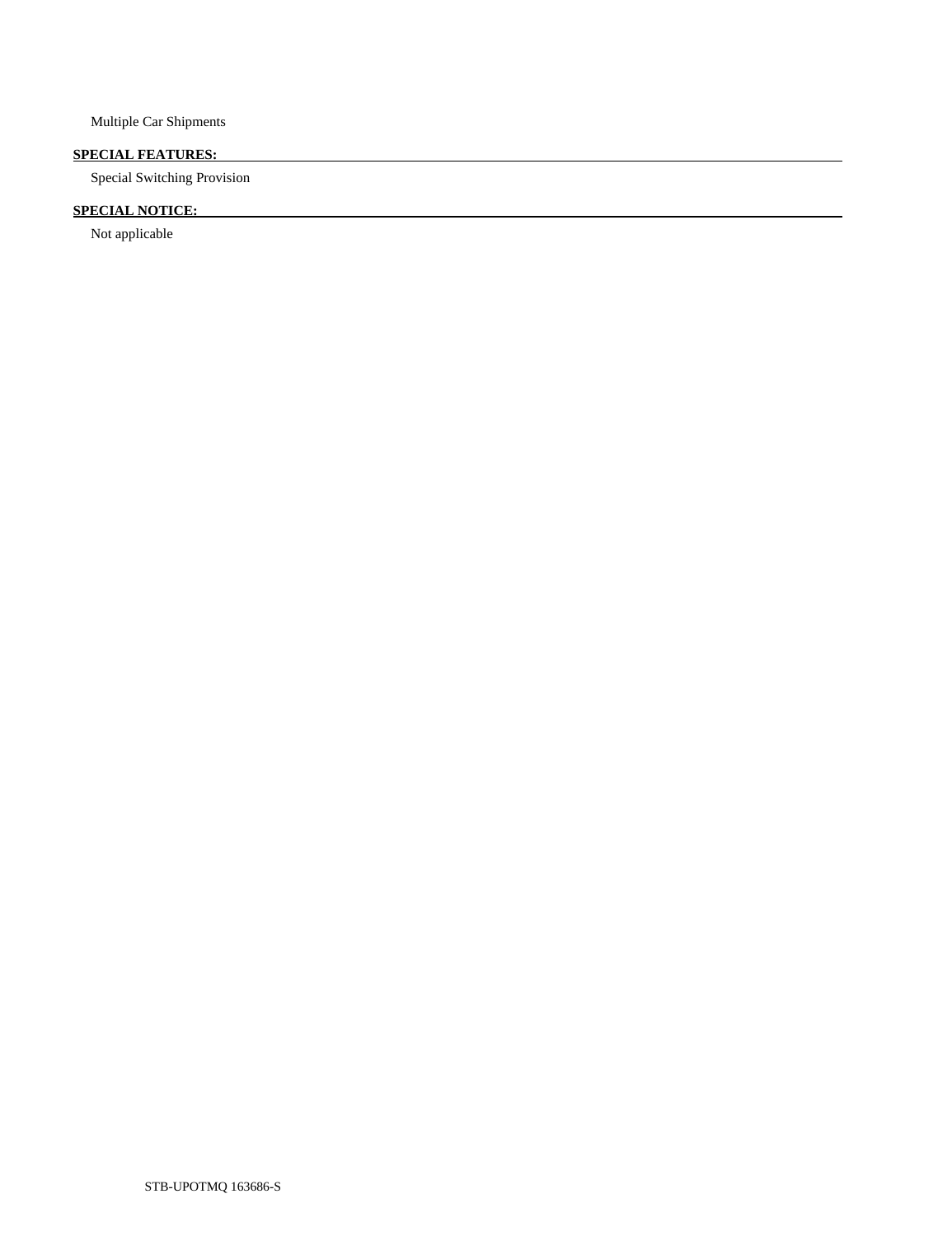Multiple Car Shipments

**SPECIAL FEATURES:**

Special Switching Provision

**SPECIAL NOTICE:**

Not applicable

STB-UPOTMQ 163686-S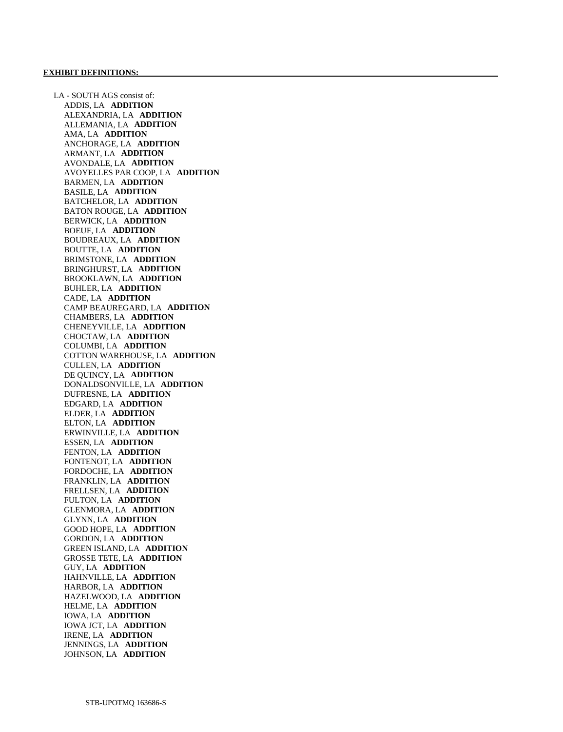**EXHIBIT DEFINITIONS:**

LA - SOUTH AGS consist of:

- ADDIS, LA **ADDITION**
- ALEXANDRIA, LA **ADDITION**
- ALLEMANIA, LA **ADDITION**
- AMA, LA **ADDITION**
- ANCHORAGE, LA **ADDITION**
- ARMANT, LA **ADDITION**
- AVONDALE, LA **ADDITION**
- AVOYELLES PAR COOP, LA **ADDITION**
- BARMEN, LA **ADDITION**
- BASILE, LA **ADDITION**
- BATCHELOR, LA **ADDITION**
- BATON ROUGE, LA **ADDITION**
- BERWICK, LA **ADDITION**
- BOEUF, LA **ADDITION**
- BOUDREAUX, LA **ADDITION**
- BOUTTE, LA **ADDITION**
- BRIMSTONE, LA **ADDITION**
- BRINGHURST, LA **ADDITION**
- BROOKLAWN, LA **ADDITION**
- BUHLER, LA **ADDITION**
- CADE, LA **ADDITION**
- CAMP BEAUREGARD, LA **ADDITION**
- CHAMBERS, LA **ADDITION**
- CHENEYVILLE, LA **ADDITION**
- CHOCTAW, LA **ADDITION**
- COLUMBI, LA **ADDITION**
- COTTON WAREHOUSE, LA **ADDITION**
- CULLEN, LA **ADDITION**
- DE QUINCY, LA **ADDITION**
- DONALDSONVILLE, LA **ADDITION**
- DUFRESNE, LA **ADDITION**
- EDGARD, LA **ADDITION**
- ELDER, LA **ADDITION**
- ELTON, LA **ADDITION**
- ERWINVILLE, LA **ADDITION**
- ESSEN, LA **ADDITION**
- FENTON, LA **ADDITION**
- FONTENOT, LA **ADDITION**
- FORDOCHE, LA **ADDITION**
- FRANKLIN, LA **ADDITION**
- FRELLSEN, LA **ADDITION**
- FULTON, LA **ADDITION**
- GLENMORA, LA **ADDITION**
- GLYNN, LA **ADDITION**
- GOOD HOPE, LA **ADDITION**
- GORDON, LA **ADDITION**
- GREEN ISLAND, LA **ADDITION**
- GROSSE TETE, LA **ADDITION**
- GUY, LA **ADDITION**
- HAHNVILLE, LA **ADDITION**
- HARBOR, LA **ADDITION**
- HAZELWOOD, LA **ADDITION**
- HELME, LA **ADDITION**
- IOWA, LA **ADDITION**
- IOWA JCT, LA **ADDITION**
- IRENE, LA **ADDITION**
- JENNINGS, LA **ADDITION**
- JOHNSON, LA **ADDITION**

STB-UPOTMQ 163686-S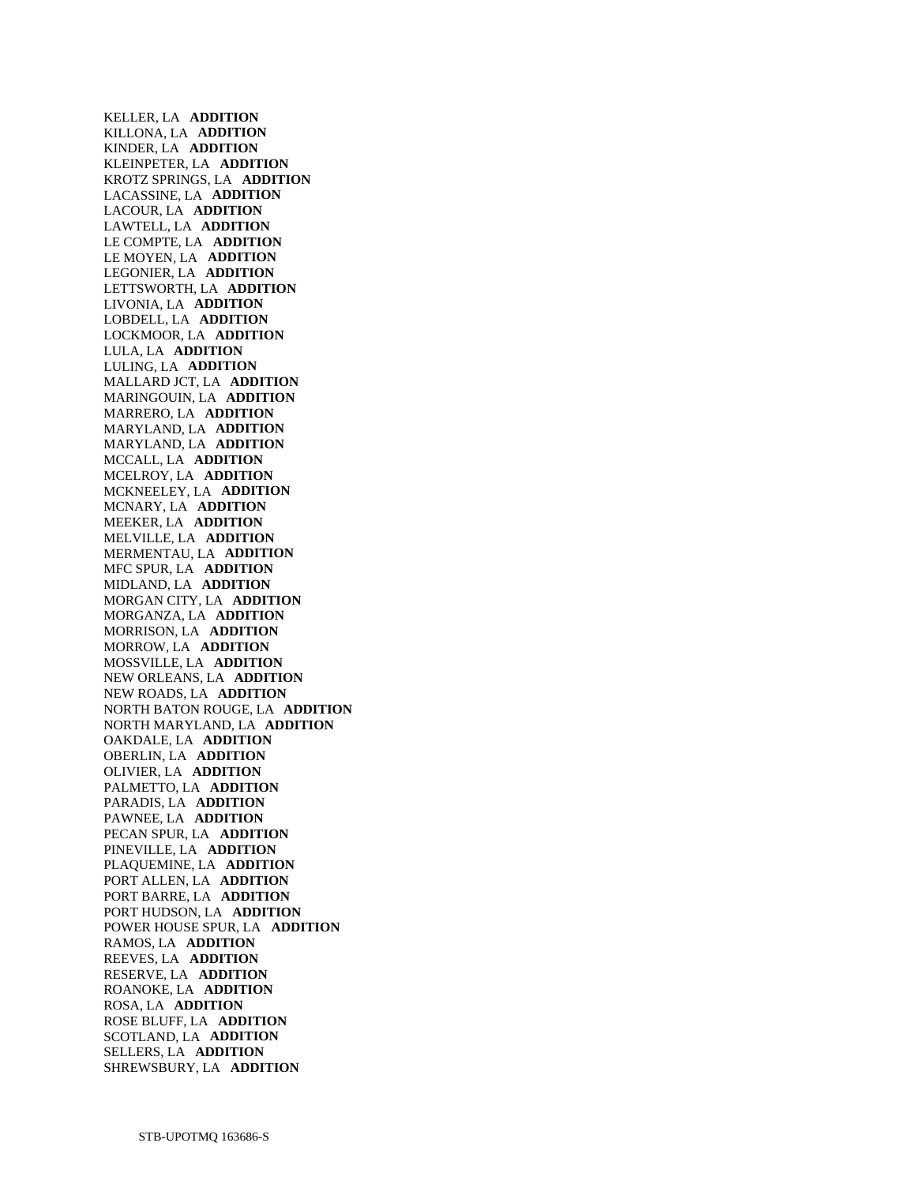KELLER, LA **ADDITION**
KILLONA, LA **ADDITION**
KINDER, LA **ADDITION**
KLEINPETER, LA **ADDITION**
KROTZ SPRINGS, LA **ADDITION**
LACASSINE, LA **ADDITION**
LACOUR, LA **ADDITION**
LAWTELL, LA **ADDITION**
LE COMPTE, LA **ADDITION**
LE MOYEN, LA **ADDITION**
LEGONIER, LA **ADDITION**
LETTSWORTH, LA **ADDITION**
LIVONIA, LA **ADDITION**
LOBDELL, LA **ADDITION**
LOCKMOOR, LA **ADDITION**
LULA, LA **ADDITION**
LULING, LA **ADDITION**
MALLARD JCT, LA **ADDITION**
MARINGOUIN, LA **ADDITION**
MARRERO, LA **ADDITION**
MARYLAND, LA **ADDITION**
MARYLAND, LA **ADDITION**
MCCALL, LA **ADDITION**
MCELROY, LA **ADDITION**
MCKNEELEY, LA **ADDITION**
MCNARY, LA **ADDITION**
MEEKER, LA **ADDITION**
MELVILLE, LA **ADDITION**
MERMENTAU, LA **ADDITION**
MFC SPUR, LA **ADDITION**
MIDLAND, LA **ADDITION**
MORGAN CITY, LA **ADDITION**
MORGANZA, LA **ADDITION**
MORRISON, LA **ADDITION**
MORROW, LA **ADDITION**
MOSSVILLE, LA **ADDITION**
NEW ORLEANS, LA **ADDITION**
NEW ROADS, LA **ADDITION**
NORTH BATON ROUGE, LA **ADDITION**
NORTH MARYLAND, LA **ADDITION**
OAKDALE, LA **ADDITION**
OBERLIN, LA **ADDITION**
OLIVIER, LA **ADDITION**
PALMETTO, LA **ADDITION**
PARADIS, LA **ADDITION**
PAWNEE, LA **ADDITION**
PECAN SPUR, LA **ADDITION**
PINEVILLE, LA **ADDITION**
PLAQUEMINE, LA **ADDITION**
PORT ALLEN, LA **ADDITION**
PORT BARRE, LA **ADDITION**
PORT HUDSON, LA **ADDITION**
POWER HOUSE SPUR, LA **ADDITION**
RAMOS, LA **ADDITION**
REEVES, LA **ADDITION**
RESERVE, LA **ADDITION**
ROANOKE, LA **ADDITION**
ROSA, LA **ADDITION**
ROSE BLUFF, LA **ADDITION**
SCOTLAND, LA **ADDITION**
SELLERS, LA **ADDITION**
SHREWSBURY, LA **ADDITION**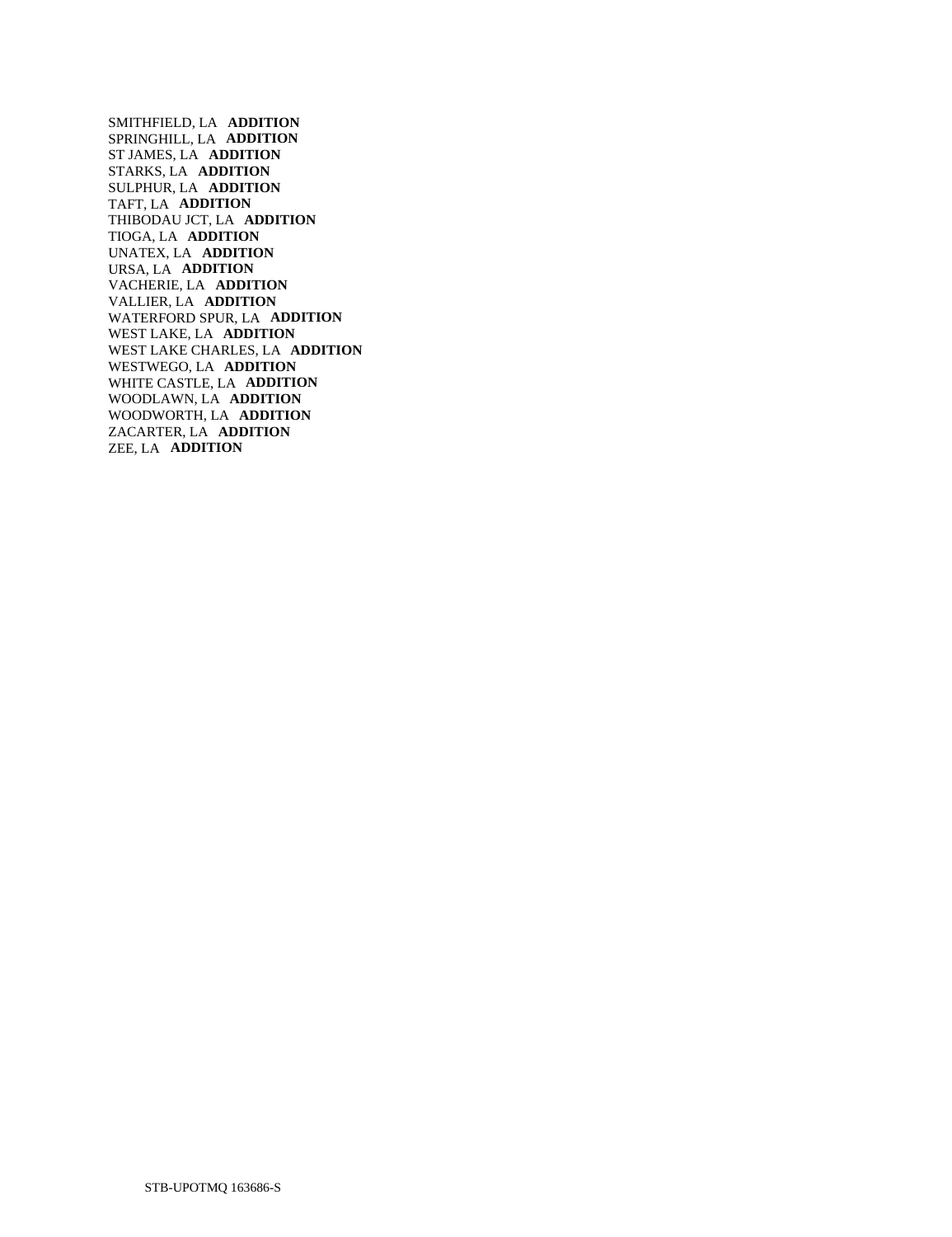SMITHFIELD, LA **ADDITION**
SPRINGHILL, LA **ADDITION**
ST JAMES, LA **ADDITION**
STARKS, LA **ADDITION**
SULPHUR, LA **ADDITION**
TAFT, LA **ADDITION**
THIBODAU JCT, LA **ADDITION**
TIOGA, LA **ADDITION**
UNATEX, LA **ADDITION**
URSA, LA **ADDITION**
VACHERIE, LA **ADDITION**
VALLIER, LA **ADDITION**
WATERFORD SPUR, LA **ADDITION**
WEST LAKE, LA **ADDITION**
WEST LAKE CHARLES, LA **ADDITION**
WESTWEGO, LA **ADDITION**
WHITE CASTLE, LA **ADDITION**
WOODLAWN, LA **ADDITION**
WOODWORTH, LA **ADDITION**
ZACARTER, LA **ADDITION**
ZEE, LA **ADDITION**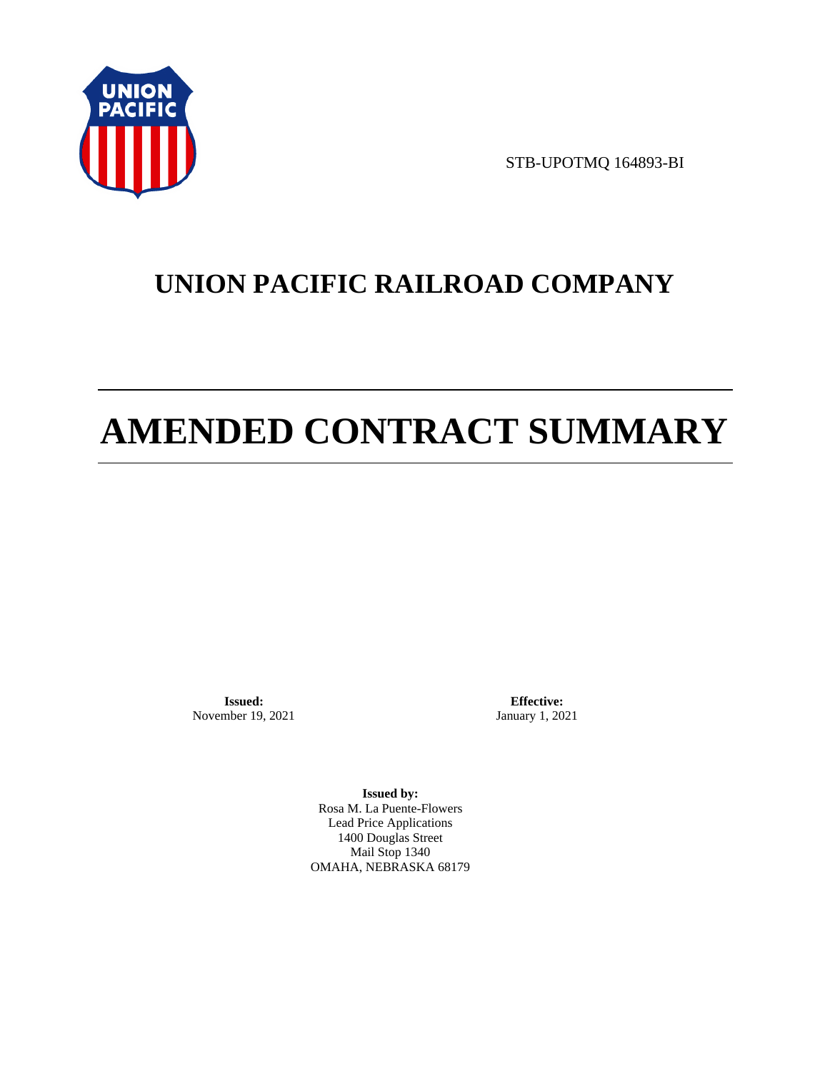STB-UPOTMQ 164893-BI

# UNION PACIFIC RAILROAD COMPANY

# AMENDED CONTRACT SUMMARY

**Issued:**
November 19, 2021

**Effective:**
January 1, 2021

**Issued by:**
Rosa M. La Puente-Flowers
Lead Price Applications
1400 Douglas Street
Mail Stop 1340
OMAHA, NEBRASKA 68179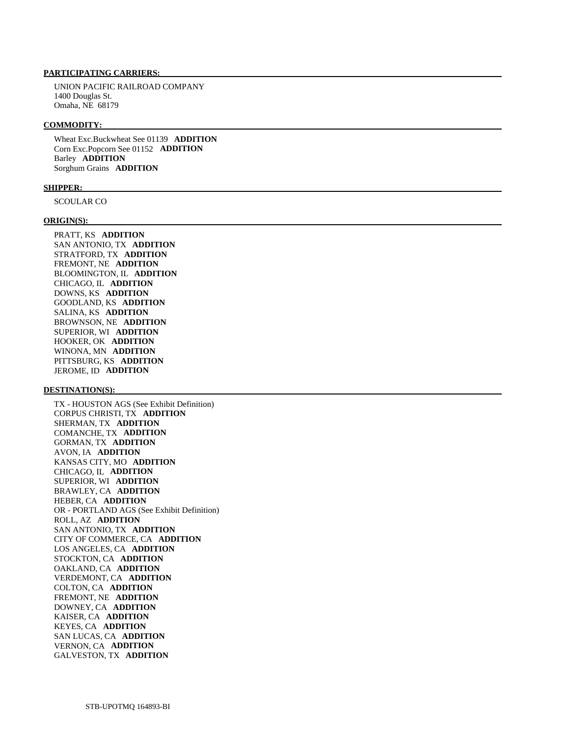**PARTICIPATING CARRIERS:**

UNION PACIFIC RAILROAD COMPANY
1400 Douglas St.
Omaha, NE 68179

**COMMODITY:**

Wheat Exc.Buckwheat See 01139 **ADDITION**
Corn Exc.Popcorn See 01152 **ADDITION**
Barley **ADDITION**
Sorghum Grains **ADDITION**

**SHIPPER:**

SCOULAR CO

**ORIGIN(S):**

PRATT, KS **ADDITION**
SAN ANTONIO, TX **ADDITION**
STRATFORD, TX **ADDITION**
FREMONT, NE **ADDITION**
BLOOMINGTON, IL **ADDITION**
CHICAGO, IL **ADDITION**
DOWNS, KS **ADDITION**
GOODLAND, KS **ADDITION**
SALINA, KS **ADDITION**
BROWNSON, NE **ADDITION**
SUPERIOR, WI **ADDITION**
HOOKER, OK **ADDITION**
WINONA, MN **ADDITION**
PITTSBURG, KS **ADDITION**
JEROME, ID **ADDITION**

**DESTINATION(S):**

TX - HOUSTON AGS (See Exhibit Definition)
CORPUS CHRISTI, TX **ADDITION**
SHERMAN, TX **ADDITION**
COMANCHE, TX **ADDITION**
GORMAN, TX **ADDITION**
AVON, IA **ADDITION**
KANSAS CITY, MO **ADDITION**
CHICAGO, IL **ADDITION**
SUPERIOR, WI **ADDITION**
BRAWLEY, CA **ADDITION**
HEBER, CA **ADDITION**
OR - PORTLAND AGS (See Exhibit Definition)
ROLL, AZ **ADDITION**
SAN ANTONIO, TX **ADDITION**
CITY OF COMMERCE, CA **ADDITION**
LOS ANGELES, CA **ADDITION**
STOCKTON, CA **ADDITION**
OAKLAND, CA **ADDITION**
VERDEMONT, CA **ADDITION**
COLTON, CA **ADDITION**
FREMONT, NE **ADDITION**
DOWNEY, CA **ADDITION**
KAISER, CA **ADDITION**
KEYES, CA **ADDITION**
SAN LUCAS, CA **ADDITION**
VERNON, CA **ADDITION**
GALVESTON, TX **ADDITION**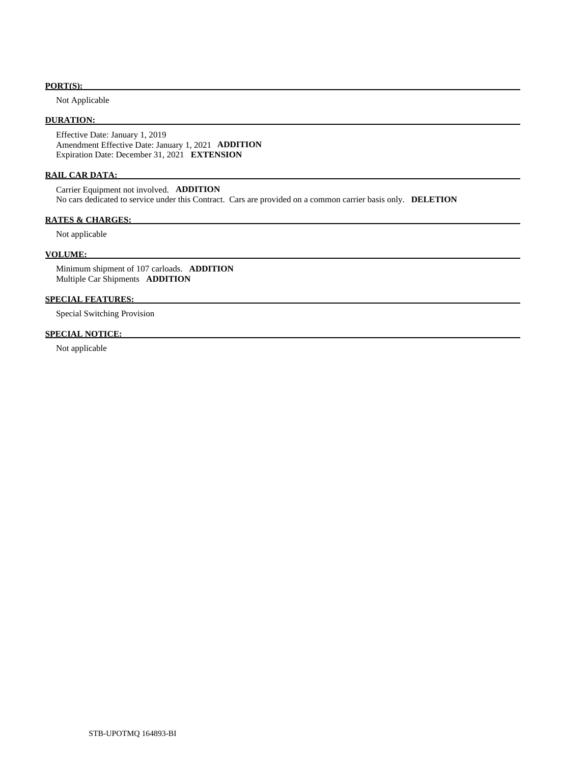**PORT(S):**

Not Applicable

**DURATION:**

Effective Date: January 1, 2019
Amendment Effective Date: January 1, 2021 **ADDITION**
Expiration Date: December 31, 2021 **EXTENSION**

**RAIL CAR DATA:**

Carrier Equipment not involved. **ADDITION**
No cars dedicated to service under this Contract. Cars are provided on a common carrier basis only. **DELETION**

**RATES & CHARGES:**

Not applicable

**VOLUME:**

Minimum shipment of 107 carloads. **ADDITION**
Multiple Car Shipments **ADDITION**

**SPECIAL FEATURES:**

Special Switching Provision

**SPECIAL NOTICE:**

Not applicable

STB-UPOTMQ 164893-BI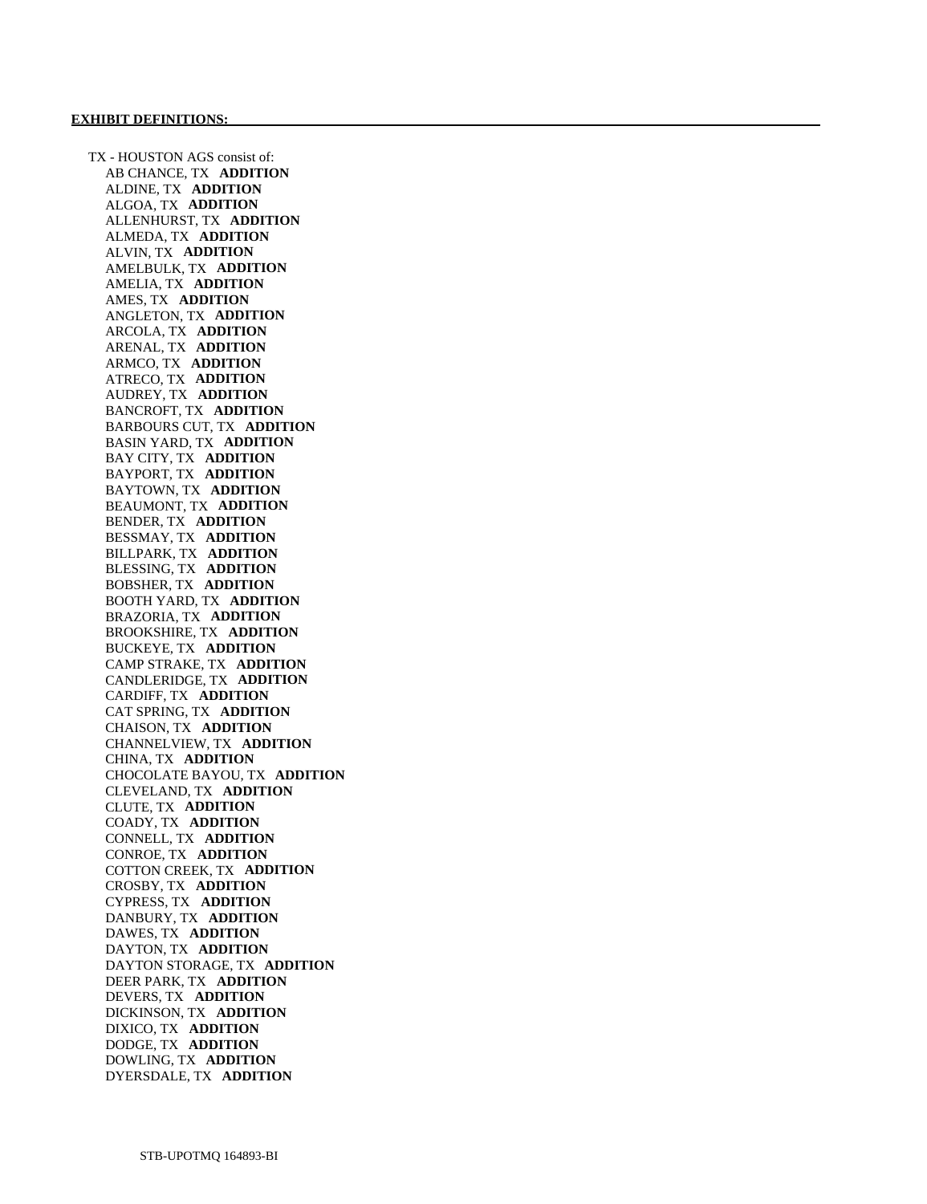**EXHIBIT DEFINITIONS:**

TX - HOUSTON AGS consist of:

- AB CHANCE, TX **ADDITION**
- ALDINE, TX **ADDITION**
- ALGOA, TX **ADDITION**
- ALLENHURST, TX **ADDITION**
- ALMEDA, TX **ADDITION**
- ALVIN, TX **ADDITION**
- AMELBULK, TX **ADDITION**
- AMELIA, TX **ADDITION**
- AMES, TX **ADDITION**
- ANGLETON, TX **ADDITION**
- ARCOLA, TX **ADDITION**
- ARENAL, TX **ADDITION**
- ARMCO, TX **ADDITION**
- ATRECO, TX **ADDITION**
- AUDREY, TX **ADDITION**
- BANCROFT, TX **ADDITION**
- BARBOURS CUT, TX **ADDITION**
- BASIN YARD, TX **ADDITION**
- BAY CITY, TX **ADDITION**
- BAYPORT, TX **ADDITION**
- BAYTOWN, TX **ADDITION**
- BEAUMONT, TX **ADDITION**
- BENDER, TX **ADDITION**
- BESSMAY, TX **ADDITION**
- BILLPARK, TX **ADDITION**
- BLESSING, TX **ADDITION**
- BOBSHER, TX **ADDITION**
- BOOTH YARD, TX **ADDITION**
- BRAZORIA, TX **ADDITION**
- BROOKSHIRE, TX **ADDITION**
- BUCKEYE, TX **ADDITION**
- CAMP STRAKE, TX **ADDITION**
- CANDLERIDGE, TX **ADDITION**
- CARDIFF, TX **ADDITION**
- CAT SPRING, TX **ADDITION**
- CHAISON, TX **ADDITION**
- CHANNELVIEW, TX **ADDITION**
- CHINA, TX **ADDITION**
- CHOCOLATE BAYOU, TX **ADDITION**
- CLEVELAND, TX **ADDITION**
- CLUTE, TX **ADDITION**
- COADY, TX **ADDITION**
- CONNELL, TX **ADDITION**
- CONROE, TX **ADDITION**
- COTTON CREEK, TX **ADDITION**
- CROSBY, TX **ADDITION**
- CYPRESS, TX **ADDITION**
- DANBURY, TX **ADDITION**
- DAWES, TX **ADDITION**
- DAYTON, TX **ADDITION**
- DAYTON STORAGE, TX **ADDITION**
- DEER PARK, TX **ADDITION**
- DEVERS, TX **ADDITION**
- DICKINSON, TX **ADDITION**
- DIXICO, TX **ADDITION**
- DODGE, TX **ADDITION**
- DOWLING, TX **ADDITION**
- DYERSDALE, TX **ADDITION**

STB-UPOTMQ 164893-BI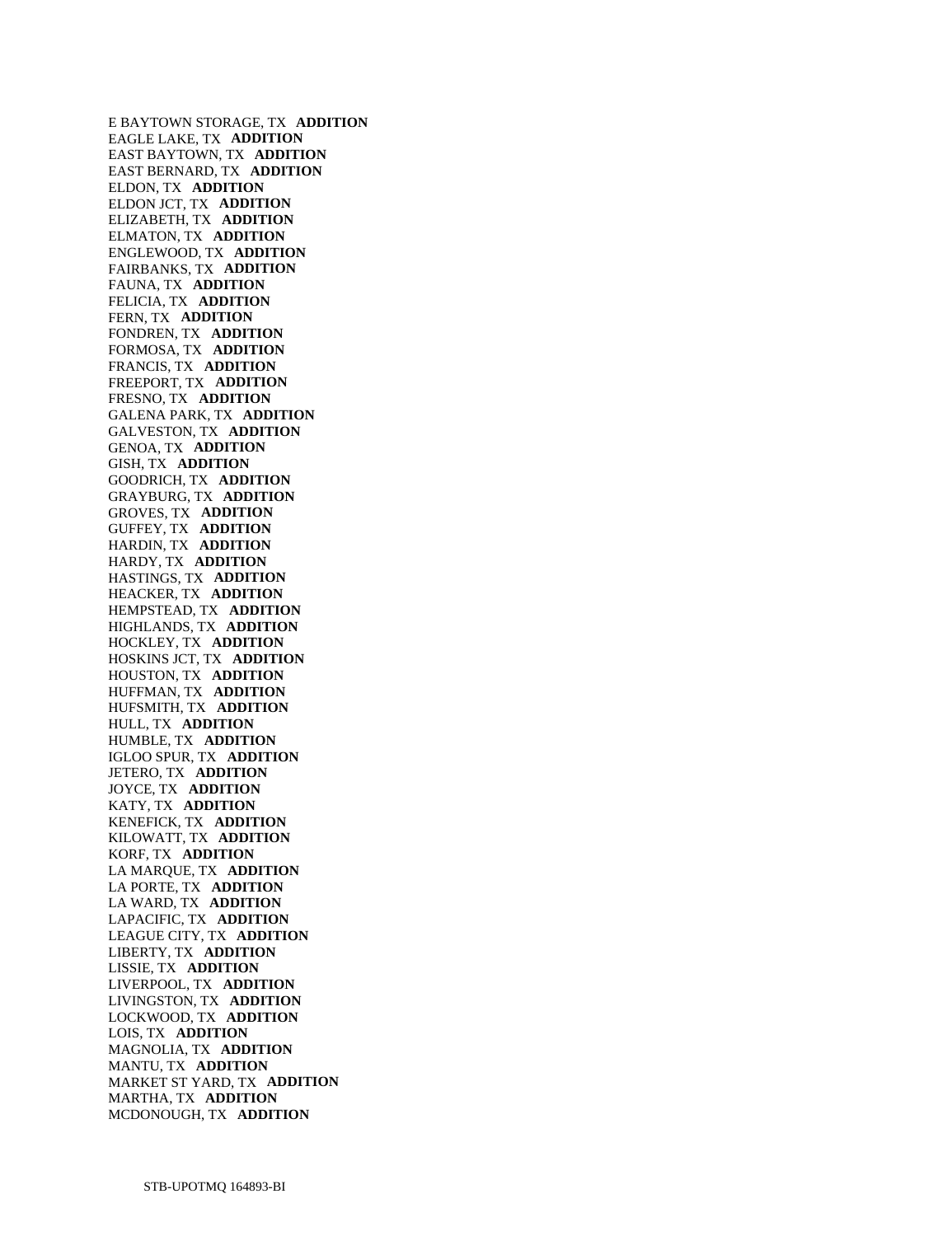E BAYTOWN STORAGE, TX **ADDITION**
EAGLE LAKE, TX **ADDITION**
EAST BAYTOWN, TX **ADDITION**
EAST BERNARD, TX **ADDITION**
ELDON, TX **ADDITION**
ELDON JCT, TX **ADDITION**
ELIZABETH, TX **ADDITION**
ELMATON, TX **ADDITION**
ENGLEWOOD, TX **ADDITION**
FAIRBANKS, TX **ADDITION**
FAUNA, TX **ADDITION**
FELICIA, TX **ADDITION**
FERN, TX **ADDITION**
FONDREN, TX **ADDITION**
FORMOSA, TX **ADDITION**
FRANCIS, TX **ADDITION**
FREEPORT, TX **ADDITION**
FRESNO, TX **ADDITION**
GALENA PARK, TX **ADDITION**
GALVESTON, TX **ADDITION**
GENOA, TX **ADDITION**
GISH, TX **ADDITION**
GOODRICH, TX **ADDITION**
GRAYBURG, TX **ADDITION**
GROVES, TX **ADDITION**
GUFFEY, TX **ADDITION**
HARDIN, TX **ADDITION**
HARDY, TX **ADDITION**
HASTINGS, TX **ADDITION**
HEACKER, TX **ADDITION**
HEMPSTEAD, TX **ADDITION**
HIGHLANDS, TX **ADDITION**
HOCKLEY, TX **ADDITION**
HOSKINS JCT, TX **ADDITION**
HOUSTON, TX **ADDITION**
HUFFMAN, TX **ADDITION**
HUFSMITH, TX **ADDITION**
HULL, TX **ADDITION**
HUMBLE, TX **ADDITION**
IGLOO SPUR, TX **ADDITION**
JETERO, TX **ADDITION**
JOYCE, TX **ADDITION**
KATY, TX **ADDITION**
KENEFICK, TX **ADDITION**
KILOWATT, TX **ADDITION**
KORF, TX **ADDITION**
LA MARQUE, TX **ADDITION**
LA PORTE, TX **ADDITION**
LA WARD, TX **ADDITION**
LAPACIFIC, TX **ADDITION**
LEAGUE CITY, TX **ADDITION**
LIBERTY, TX **ADDITION**
LISSIE, TX **ADDITION**
LIVERPOOL, TX **ADDITION**
LIVINGSTON, TX **ADDITION**
LOCKWOOD, TX **ADDITION**
LOIS, TX **ADDITION**
MAGNOLIA, TX **ADDITION**
MANTU, TX **ADDITION**
MARKET ST YARD, TX **ADDITION**
MARTHA, TX **ADDITION**
MCDONOUGH, TX **ADDITION**

STB-UPOTMQ 164893-BI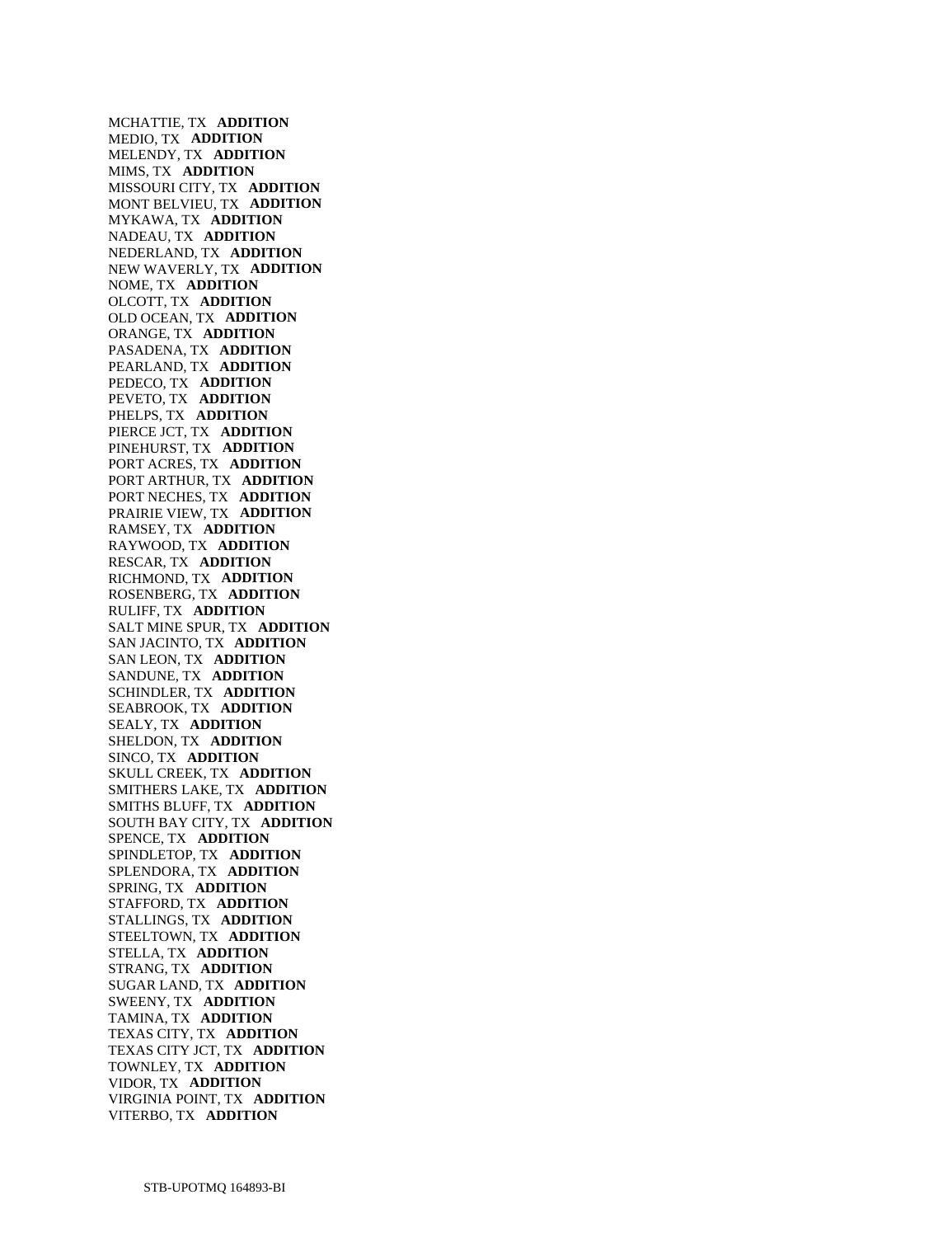MCHATTIE, TX **ADDITION**
MEDIO, TX **ADDITION**
MELENDY, TX **ADDITION**
MIMS, TX **ADDITION**
MISSOURI CITY, TX **ADDITION**
MONT BELVIEU, TX **ADDITION**
MYKAWA, TX **ADDITION**
NADEAU, TX **ADDITION**
NEDERLAND, TX **ADDITION**
NEW WAVERLY, TX **ADDITION**
NOME, TX **ADDITION**
OLCOTT, TX **ADDITION**
OLD OCEAN, TX **ADDITION**
ORANGE, TX **ADDITION**
PASADENA, TX **ADDITION**
PEARLAND, TX **ADDITION**
PEDECO, TX **ADDITION**
PEVETO, TX **ADDITION**
PHELPS, TX **ADDITION**
PIERCE JCT, TX **ADDITION**
PINEHURST, TX **ADDITION**
PORT ACRES, TX **ADDITION**
PORT ARTHUR, TX **ADDITION**
PORT NECHES, TX **ADDITION**
PRAIRIE VIEW, TX **ADDITION**
RAMSEY, TX **ADDITION**
RAYWOOD, TX **ADDITION**
RESCAR, TX **ADDITION**
RICHMOND, TX **ADDITION**
ROSENBERG, TX **ADDITION**
RULIFF, TX **ADDITION**
SALT MINE SPUR, TX **ADDITION**
SAN JACINTO, TX **ADDITION**
SAN LEON, TX **ADDITION**
SANDUNE, TX **ADDITION**
SCHINDLER, TX **ADDITION**
SEABROOK, TX **ADDITION**
SEALY, TX **ADDITION**
SHELDON, TX **ADDITION**
SINCO, TX **ADDITION**
SKULL CREEK, TX **ADDITION**
SMITHERS LAKE, TX **ADDITION**
SMITHS BLUFF, TX **ADDITION**
SOUTH BAY CITY, TX **ADDITION**
SPENCE, TX **ADDITION**
SPINDLETOP, TX **ADDITION**
SPLENDORA, TX **ADDITION**
SPRING, TX **ADDITION**
STAFFORD, TX **ADDITION**
STALLINGS, TX **ADDITION**
STEELTOWN, TX **ADDITION**
STELLA, TX **ADDITION**
STRANG, TX **ADDITION**
SUGAR LAND, TX **ADDITION**
SWEENY, TX **ADDITION**
TAMINA, TX **ADDITION**
TEXAS CITY, TX **ADDITION**
TEXAS CITY JCT, TX **ADDITION**
TOWNLEY, TX **ADDITION**
VIDOR, TX **ADDITION**
VIRGINIA POINT, TX **ADDITION**
VITERBO, TX **ADDITION**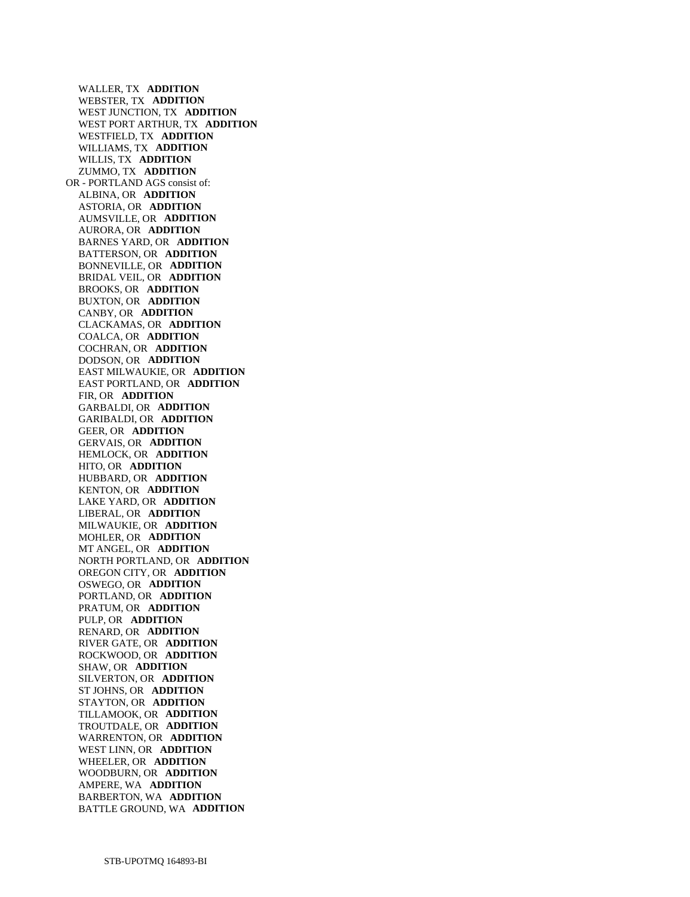WALLER, TX **ADDITION**
WEBSTER, TX **ADDITION**
WEST JUNCTION, TX **ADDITION**
WEST PORT ARTHUR, TX **ADDITION**
WESTFIELD, TX **ADDITION**
WILLIAMS, TX **ADDITION**
WILLIS, TX **ADDITION**
ZUMMO, TX **ADDITION**

OR - PORTLAND AGS consist of:

ALBINA, OR **ADDITION**
ASTORIA, OR **ADDITION**
AUMSVILLE, OR **ADDITION**
AURORA, OR **ADDITION**
BARNES YARD, OR **ADDITION**
BATTERSON, OR **ADDITION**
BONNEVILLE, OR **ADDITION**
BRIDAL VEIL, OR **ADDITION**
BROOKS, OR **ADDITION**
BUXTON, OR **ADDITION**
CANBY, OR **ADDITION**
CLACKAMAS, OR **ADDITION**
COALCA, OR **ADDITION**
COCHRAN, OR **ADDITION**
DODSON, OR **ADDITION**
EAST MILWAUKIE, OR **ADDITION**
EAST PORTLAND, OR **ADDITION**
FIR, OR **ADDITION**
GARBALDI, OR **ADDITION**
GARIBALDI, OR **ADDITION**
GEER, OR **ADDITION**
GERVAIS, OR **ADDITION**
HEMLOCK, OR **ADDITION**
HITO, OR **ADDITION**
HUBBARD, OR **ADDITION**
KENTON, OR **ADDITION**
LAKE YARD, OR **ADDITION**
LIBERAL, OR **ADDITION**
MILWAUKIE, OR **ADDITION**
MOHLER, OR **ADDITION**
MT ANGEL, OR **ADDITION**
NORTH PORTLAND, OR **ADDITION**
OREGON CITY, OR **ADDITION**
OSWEGO, OR **ADDITION**
PORTLAND, OR **ADDITION**
PRATUM, OR **ADDITION**
PULP, OR **ADDITION**
RENARD, OR **ADDITION**
RIVER GATE, OR **ADDITION**
ROCKWOOD, OR **ADDITION**
SHAW, OR **ADDITION**
SILVERTON, OR **ADDITION**
ST JOHNS, OR **ADDITION**
STAYTON, OR **ADDITION**
TILLAMOOK, OR **ADDITION**
TROUTDALE, OR **ADDITION**
WARRENTON, OR **ADDITION**
WEST LINN, OR **ADDITION**
WHEELER, OR **ADDITION**
WOODBURN, OR **ADDITION**
AMPERE, WA **ADDITION**
BARBERTON, WA **ADDITION**
BATTLE GROUND, WA **ADDITION**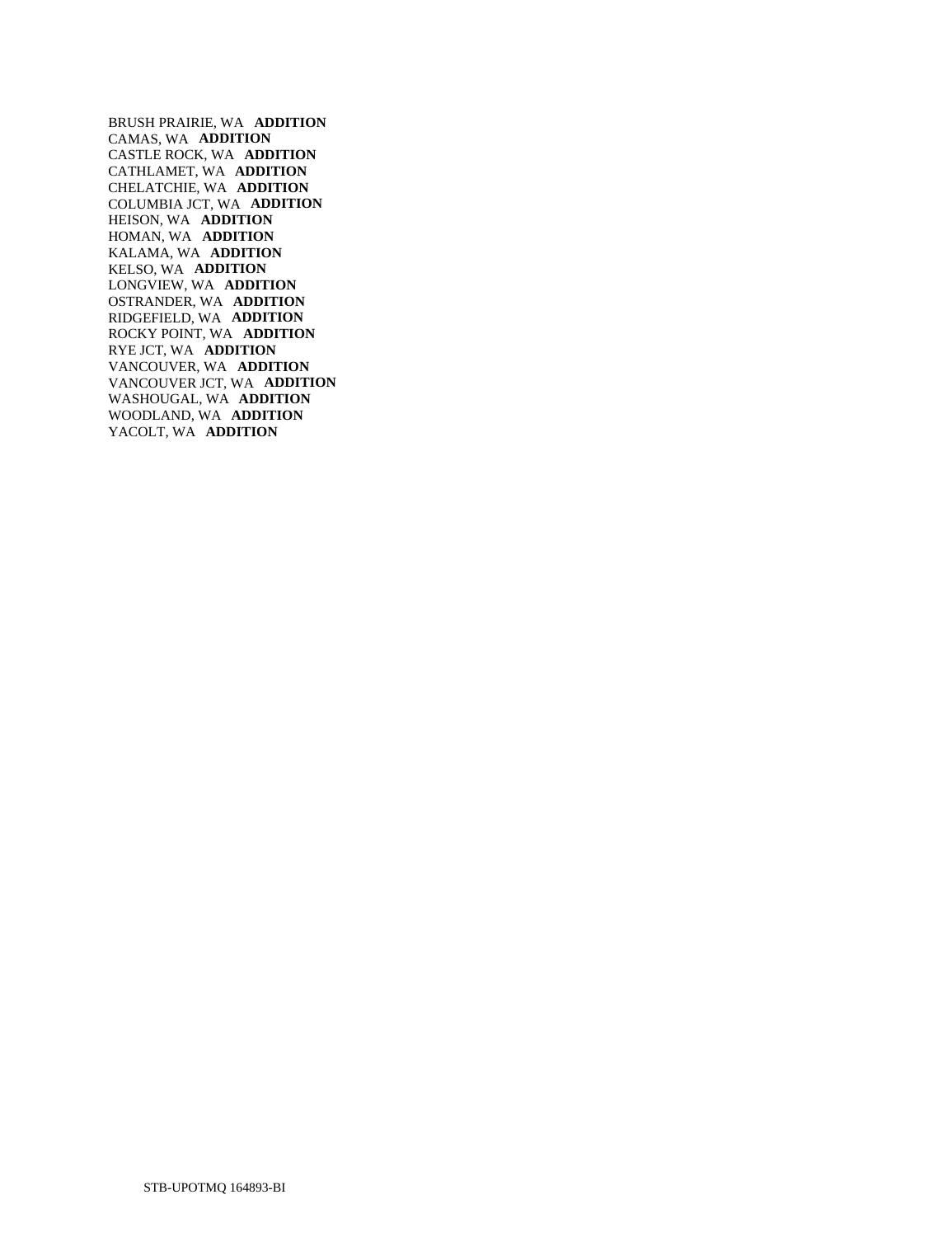BRUSH PRAIRIE, WA **ADDITION**
CAMAS, WA **ADDITION**
CASTLE ROCK, WA **ADDITION**
CATHLAMET, WA **ADDITION**
CHELATCHIE, WA **ADDITION**
COLUMBIA JCT, WA **ADDITION**
HEISON, WA **ADDITION**
HOMAN, WA **ADDITION**
KALAMA, WA **ADDITION**
KELSO, WA **ADDITION**
LONGVIEW, WA **ADDITION**
OSTRANDER, WA **ADDITION**
RIDGEFIELD, WA **ADDITION**
ROCKY POINT, WA **ADDITION**
RYE JCT, WA **ADDITION**
VANCOUVER, WA **ADDITION**
VANCOUVER JCT, WA **ADDITION**
WASHOUGAL, WA **ADDITION**
WOODLAND, WA **ADDITION**
YACOLT, WA **ADDITION**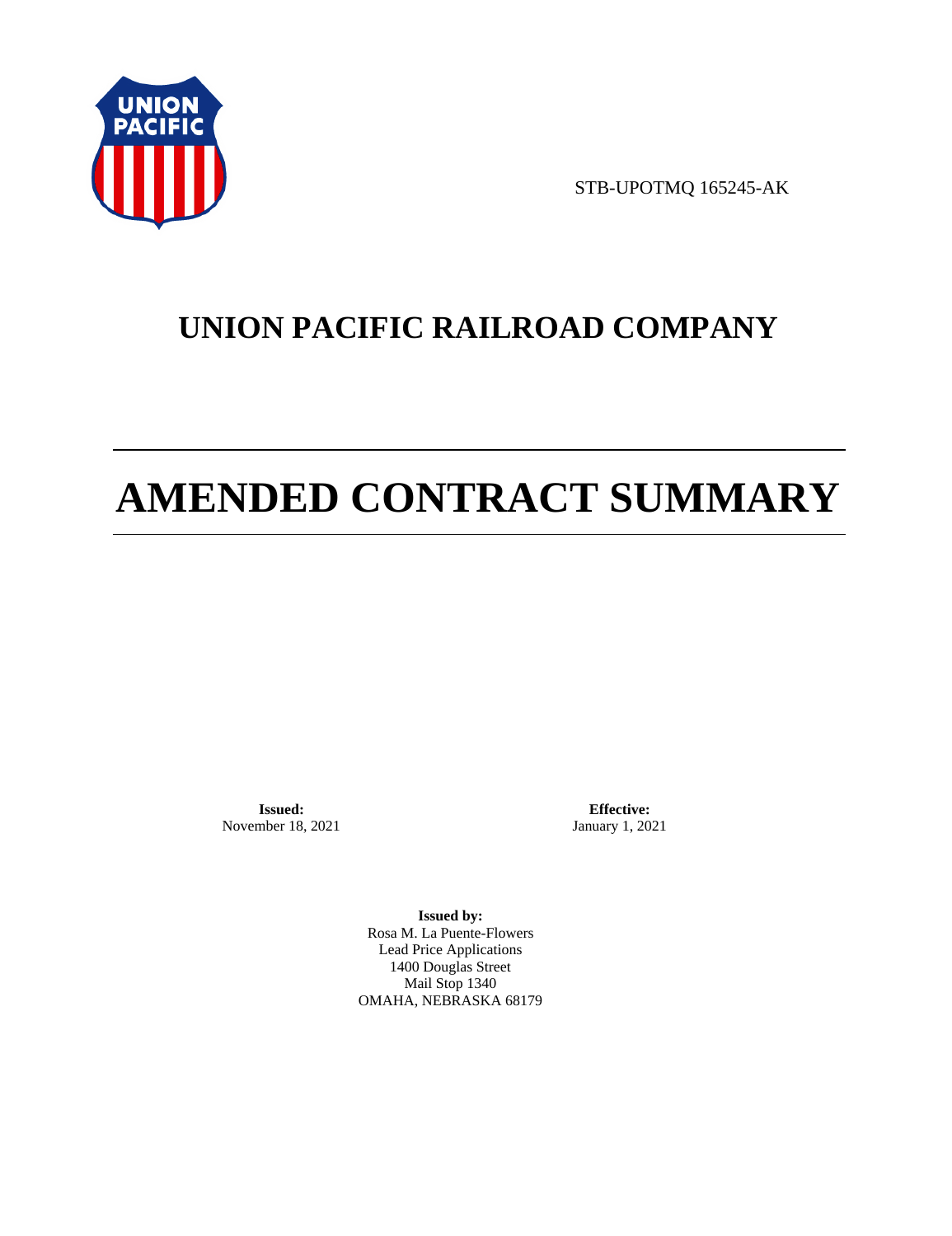STB-UPOTMQ 165245-AK

# UNION PACIFIC RAILROAD COMPANY

# AMENDED CONTRACT SUMMARY

**Issued:**
November 18, 2021

**Effective:**
January 1, 2021

**Issued by:**
Rosa M. La Puente-Flowers
Lead Price Applications
1400 Douglas Street
Mail Stop 1340
OMAHA, NEBRASKA 68179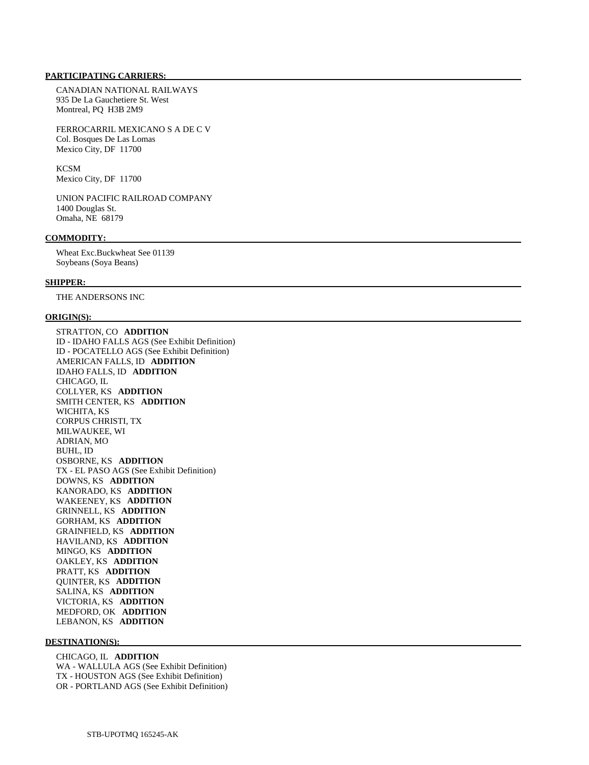**PARTICIPATING CARRIERS:**

CANADIAN NATIONAL RAILWAYS
935 De La Gauchetiere St. West
Montreal, PQ  H3B 2M9

FERROCARRIL MEXICANO S A DE C V
Col. Bosques De Las Lomas
Mexico City, DF  11700

KCSM
Mexico City, DF  11700

UNION PACIFIC RAILROAD COMPANY
1400 Douglas St.
Omaha, NE  68179

**COMMODITY:**

Wheat Exc.Buckwheat See 01139
Soybeans (Soya Beans)

**SHIPPER:**

THE ANDERSONS INC

**ORIGIN(S):**

STRATTON, CO **ADDITION**
ID - IDAHO FALLS AGS (See Exhibit Definition)
ID - POCATELLO AGS (See Exhibit Definition)
AMERICAN FALLS, ID **ADDITION**
IDAHO FALLS, ID **ADDITION**
CHICAGO, IL
COLLYER, KS **ADDITION**
SMITH CENTER, KS **ADDITION**
WICHITA, KS
CORPUS CHRISTI, TX
MILWAUKEE, WI
ADRIAN, MO
BUHL, ID
OSBORNE, KS **ADDITION**
TX - EL PASO AGS (See Exhibit Definition)
DOWNS, KS **ADDITION**
KANORADO, KS **ADDITION**
WAKEENEY, KS **ADDITION**
GRINNELL, KS **ADDITION**
GORHAM, KS **ADDITION**
GRAINFIELD, KS **ADDITION**
HAVILAND, KS **ADDITION**
MINGO, KS **ADDITION**
OAKLEY, KS **ADDITION**
PRATT, KS **ADDITION**
QUINTER, KS **ADDITION**
SALINA, KS **ADDITION**
VICTORIA, KS **ADDITION**
MEDFORD, OK **ADDITION**
LEBANON, KS **ADDITION**

**DESTINATION(S):**

CHICAGO, IL **ADDITION**
WA - WALLULA AGS (See Exhibit Definition)
TX - HOUSTON AGS (See Exhibit Definition)
OR - PORTLAND AGS (See Exhibit Definition)

STB-UPOTMQ 165245-AK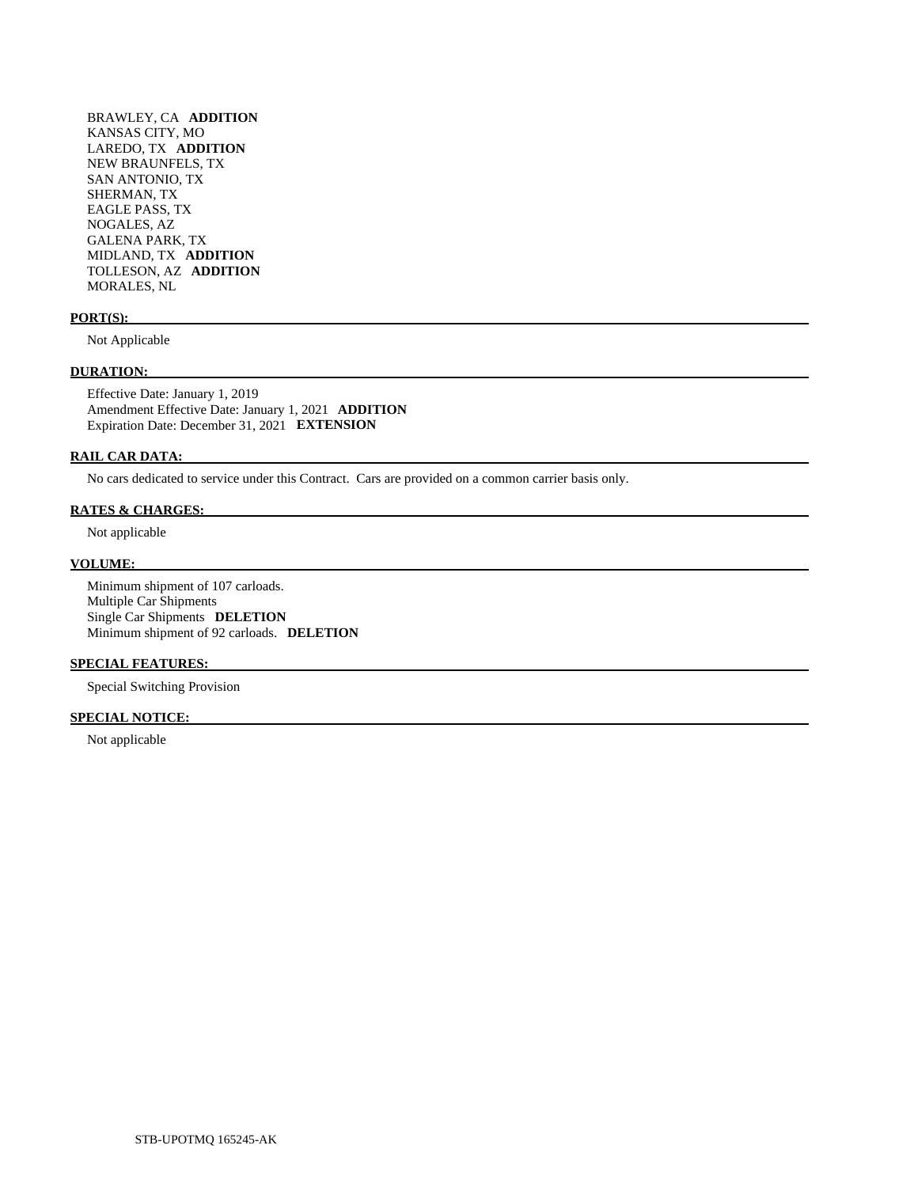BRAWLEY, CA **ADDITION**
KANSAS CITY, MO
LAREDO, TX **ADDITION**
NEW BRAUNFELS, TX
SAN ANTONIO, TX
SHERMAN, TX
EAGLE PASS, TX
NOGALES, AZ
GALENA PARK, TX
MIDLAND, TX **ADDITION**
TOLLESON, AZ **ADDITION**
MORALES, NL

**PORT(S):**

Not Applicable

**DURATION:**

Effective Date: January 1, 2019
Amendment Effective Date: January 1, 2021 **ADDITION**
Expiration Date: December 31, 2021 **EXTENSION**

**RAIL CAR DATA:**

No cars dedicated to service under this Contract. Cars are provided on a common carrier basis only.

**RATES & CHARGES:**

Not applicable

**VOLUME:**

Minimum shipment of 107 carloads.
Multiple Car Shipments
Single Car Shipments **DELETION**
Minimum shipment of 92 carloads. **DELETION**

**SPECIAL FEATURES:**

Special Switching Provision

**SPECIAL NOTICE:**

Not applicable

STB-UPOTMQ 165245-AK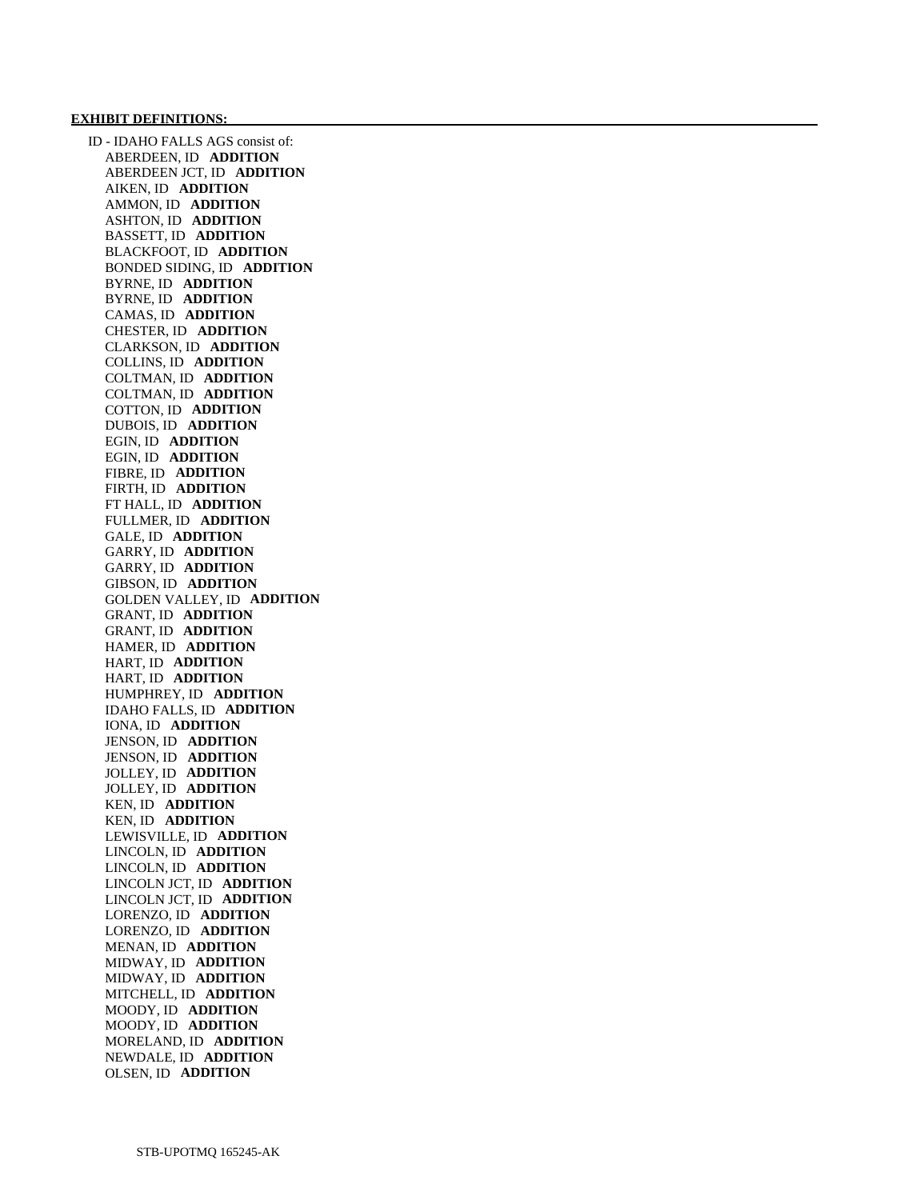**EXHIBIT DEFINITIONS:**

ID - IDAHO FALLS AGS consist of:

- ABERDEEN, ID **ADDITION**
- ABERDEEN JCT, ID **ADDITION**
- AIKEN, ID **ADDITION**
- AMMON, ID **ADDITION**
- ASHTON, ID **ADDITION**
- BASSETT, ID **ADDITION**
- BLACKFOOT, ID **ADDITION**
- BONDED SIDING, ID **ADDITION**
- BYRNE, ID **ADDITION**
- BYRNE, ID **ADDITION**
- CAMAS, ID **ADDITION**
- CHESTER, ID **ADDITION**
- CLARKSON, ID **ADDITION**
- COLLINS, ID **ADDITION**
- COLTMAN, ID **ADDITION**
- COLTMAN, ID **ADDITION**
- COTTON, ID **ADDITION**
- DUBOIS, ID **ADDITION**
- EGIN, ID **ADDITION**
- EGIN, ID **ADDITION**
- FIBRE, ID **ADDITION**
- FIRTH, ID **ADDITION**
- FT HALL, ID **ADDITION**
- FULLMER, ID **ADDITION**
- GALE, ID **ADDITION**
- GARRY, ID **ADDITION**
- GARRY, ID **ADDITION**
- GIBSON, ID **ADDITION**
- GOLDEN VALLEY, ID **ADDITION**
- GRANT, ID **ADDITION**
- GRANT, ID **ADDITION**
- HAMER, ID **ADDITION**
- HART, ID **ADDITION**
- HART, ID **ADDITION**
- HUMPHREY, ID **ADDITION**
- IDAHO FALLS, ID **ADDITION**
- IONA, ID **ADDITION**
- JENSON, ID **ADDITION**
- JENSON, ID **ADDITION**
- JOLLEY, ID **ADDITION**
- JOLLEY, ID **ADDITION**
- KEN, ID **ADDITION**
- KEN, ID **ADDITION**
- LEWISVILLE, ID **ADDITION**
- LINCOLN, ID **ADDITION**
- LINCOLN, ID **ADDITION**
- LINCOLN JCT, ID **ADDITION**
- LINCOLN JCT, ID **ADDITION**
- LORENZO, ID **ADDITION**
- LORENZO, ID **ADDITION**
- MENAN, ID **ADDITION**
- MIDWAY, ID **ADDITION**
- MIDWAY, ID **ADDITION**
- MITCHELL, ID **ADDITION**
- MOODY, ID **ADDITION**
- MOODY, ID **ADDITION**
- MORELAND, ID **ADDITION**
- NEWDALE, ID **ADDITION**
- OLSEN, ID **ADDITION**

STB-UPOTMQ 165245-AK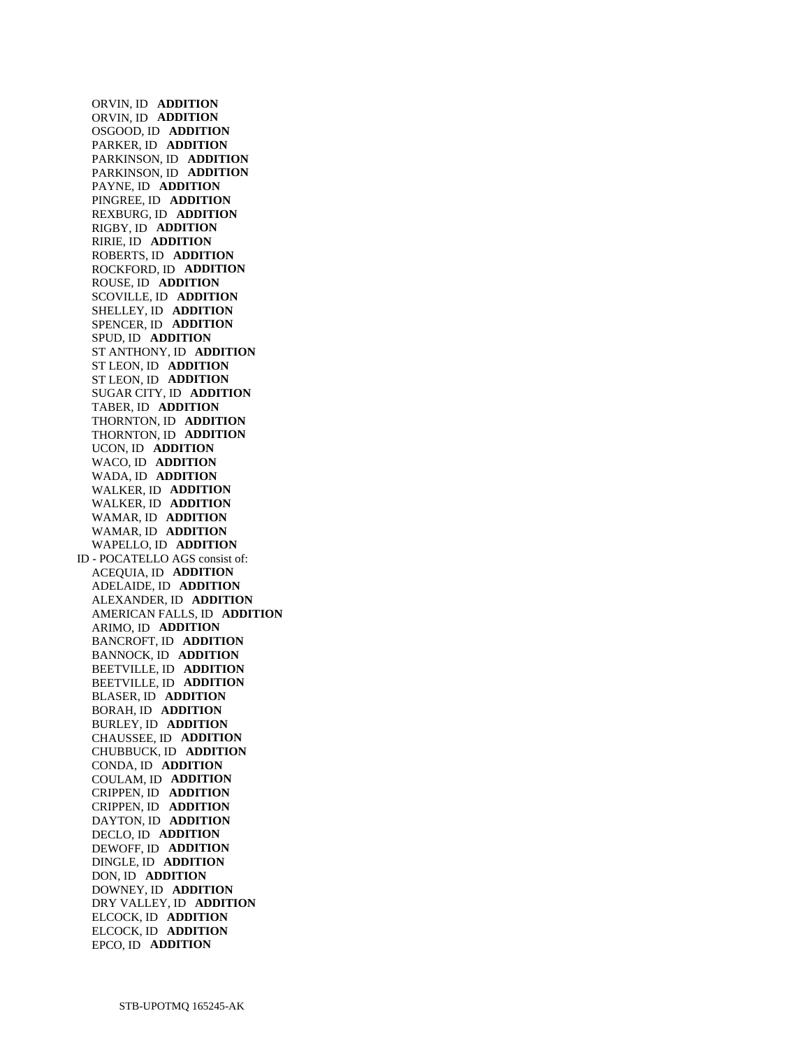ORVIN, ID **ADDITION**
ORVIN, ID **ADDITION**
OSGOOD, ID **ADDITION**
PARKER, ID **ADDITION**
PARKINSON, ID **ADDITION**
PARKINSON, ID **ADDITION**
PAYNE, ID **ADDITION**
PINGREE, ID **ADDITION**
REXBURG, ID **ADDITION**
RIGBY, ID **ADDITION**
RIRIE, ID **ADDITION**
ROBERTS, ID **ADDITION**
ROCKFORD, ID **ADDITION**
ROUSE, ID **ADDITION**
SCOVILLE, ID **ADDITION**
SHELLEY, ID **ADDITION**
SPENCER, ID **ADDITION**
SPUD, ID **ADDITION**
ST ANTHONY, ID **ADDITION**
ST LEON, ID **ADDITION**
ST LEON, ID **ADDITION**
SUGAR CITY, ID **ADDITION**
TABER, ID **ADDITION**
THORNTON, ID **ADDITION**
THORNTON, ID **ADDITION**
UCON, ID **ADDITION**
WACO, ID **ADDITION**
WADA, ID **ADDITION**
WALKER, ID **ADDITION**
WALKER, ID **ADDITION**
WAMAR, ID **ADDITION**
WAMAR, ID **ADDITION**
WAPELLO, ID **ADDITION**

ID - POCATELLO AGS consist of:

ACEQUIA, ID **ADDITION**
ADELAIDE, ID **ADDITION**
ALEXANDER, ID **ADDITION**
AMERICAN FALLS, ID **ADDITION**
ARIMO, ID **ADDITION**
BANCROFT, ID **ADDITION**
BANNOCK, ID **ADDITION**
BEETVILLE, ID **ADDITION**
BEETVILLE, ID **ADDITION**
BLASER, ID **ADDITION**
BORAH, ID **ADDITION**
BURLEY, ID **ADDITION**
CHAUSSEE, ID **ADDITION**
CHUBBUCK, ID **ADDITION**
CONDA, ID **ADDITION**
COULAM, ID **ADDITION**
CRIPPEN, ID **ADDITION**
CRIPPEN, ID **ADDITION**
DAYTON, ID **ADDITION**
DECLO, ID **ADDITION**
DEWOFF, ID **ADDITION**
DINGLE, ID **ADDITION**
DON, ID **ADDITION**
DOWNEY, ID **ADDITION**
DRY VALLEY, ID **ADDITION**
ELCOCK, ID **ADDITION**
ELCOCK, ID **ADDITION**
EPCO, ID **ADDITION**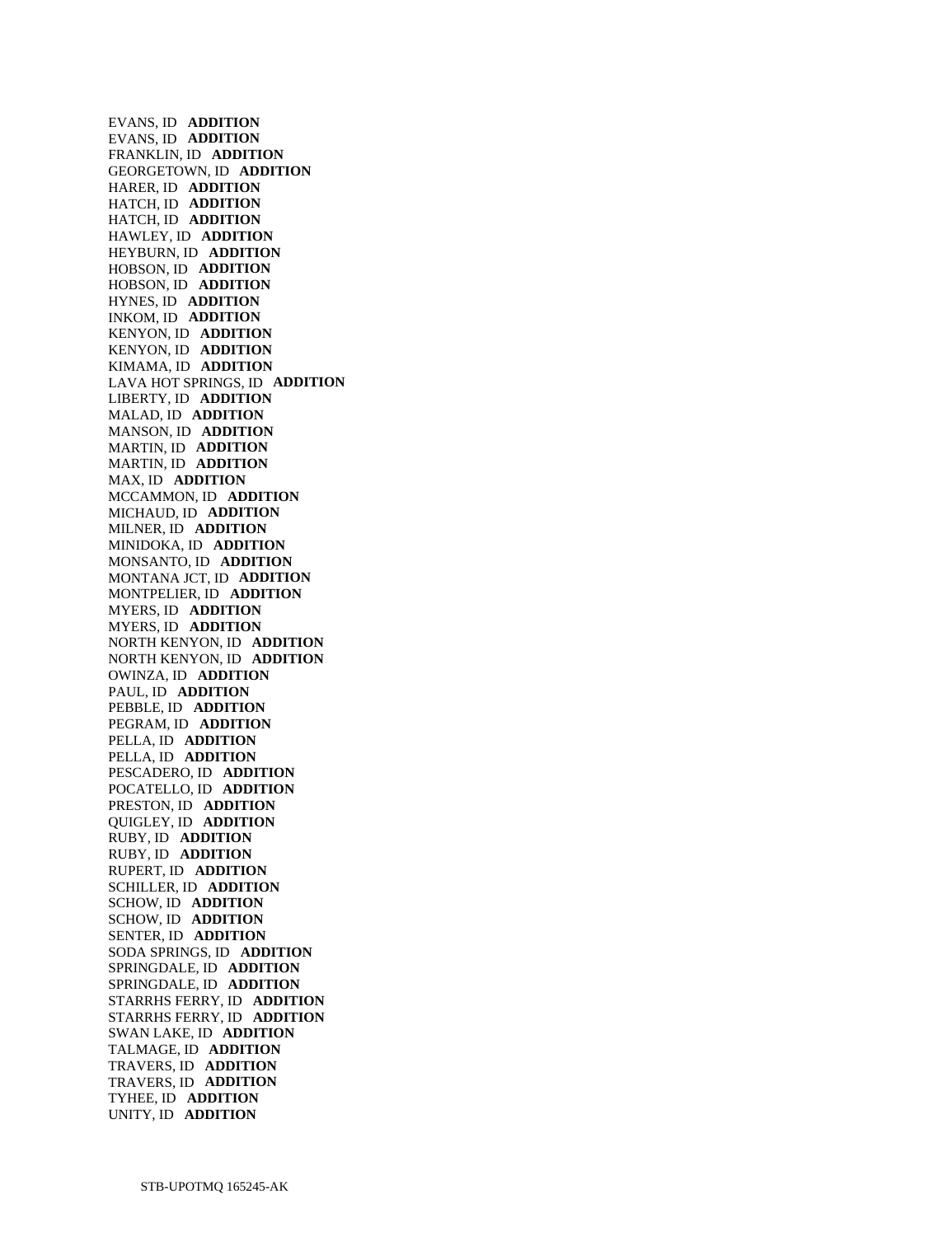EVANS, ID **ADDITION**
EVANS, ID **ADDITION**
FRANKLIN, ID **ADDITION**
GEORGETOWN, ID **ADDITION**
HARER, ID **ADDITION**
HATCH, ID **ADDITION**
HATCH, ID **ADDITION**
HAWLEY, ID **ADDITION**
HEYBURN, ID **ADDITION**
HOBSON, ID **ADDITION**
HOBSON, ID **ADDITION**
HYNES, ID **ADDITION**
INKOM, ID **ADDITION**
KENYON, ID **ADDITION**
KENYON, ID **ADDITION**
KIMAMA, ID **ADDITION**
LAVA HOT SPRINGS, ID **ADDITION**
LIBERTY, ID **ADDITION**
MALAD, ID **ADDITION**
MANSON, ID **ADDITION**
MARTIN, ID **ADDITION**
MARTIN, ID **ADDITION**
MAX, ID **ADDITION**
MCCAMMON, ID **ADDITION**
MICHAUD, ID **ADDITION**
MILNER, ID **ADDITION**
MINIDOKA, ID **ADDITION**
MONSANTO, ID **ADDITION**
MONTANA JCT, ID **ADDITION**
MONTPELIER, ID **ADDITION**
MYERS, ID **ADDITION**
MYERS, ID **ADDITION**
NORTH KENYON, ID **ADDITION**
NORTH KENYON, ID **ADDITION**
OWINZA, ID **ADDITION**
PAUL, ID **ADDITION**
PEBBLE, ID **ADDITION**
PEGRAM, ID **ADDITION**
PELLA, ID **ADDITION**
PELLA, ID **ADDITION**
PESCADERO, ID **ADDITION**
POCATELLO, ID **ADDITION**
PRESTON, ID **ADDITION**
QUIGLEY, ID **ADDITION**
RUBY, ID **ADDITION**
RUBY, ID **ADDITION**
RUPERT, ID **ADDITION**
SCHILLER, ID **ADDITION**
SCHOW, ID **ADDITION**
SCHOW, ID **ADDITION**
SENTER, ID **ADDITION**
SODA SPRINGS, ID **ADDITION**
SPRINGDALE, ID **ADDITION**
SPRINGDALE, ID **ADDITION**
STARRHS FERRY, ID **ADDITION**
STARRHS FERRY, ID **ADDITION**
SWAN LAKE, ID **ADDITION**
TALMAGE, ID **ADDITION**
TRAVERS, ID **ADDITION**
TRAVERS, ID **ADDITION**
TYHEE, ID **ADDITION**
UNITY, ID **ADDITION**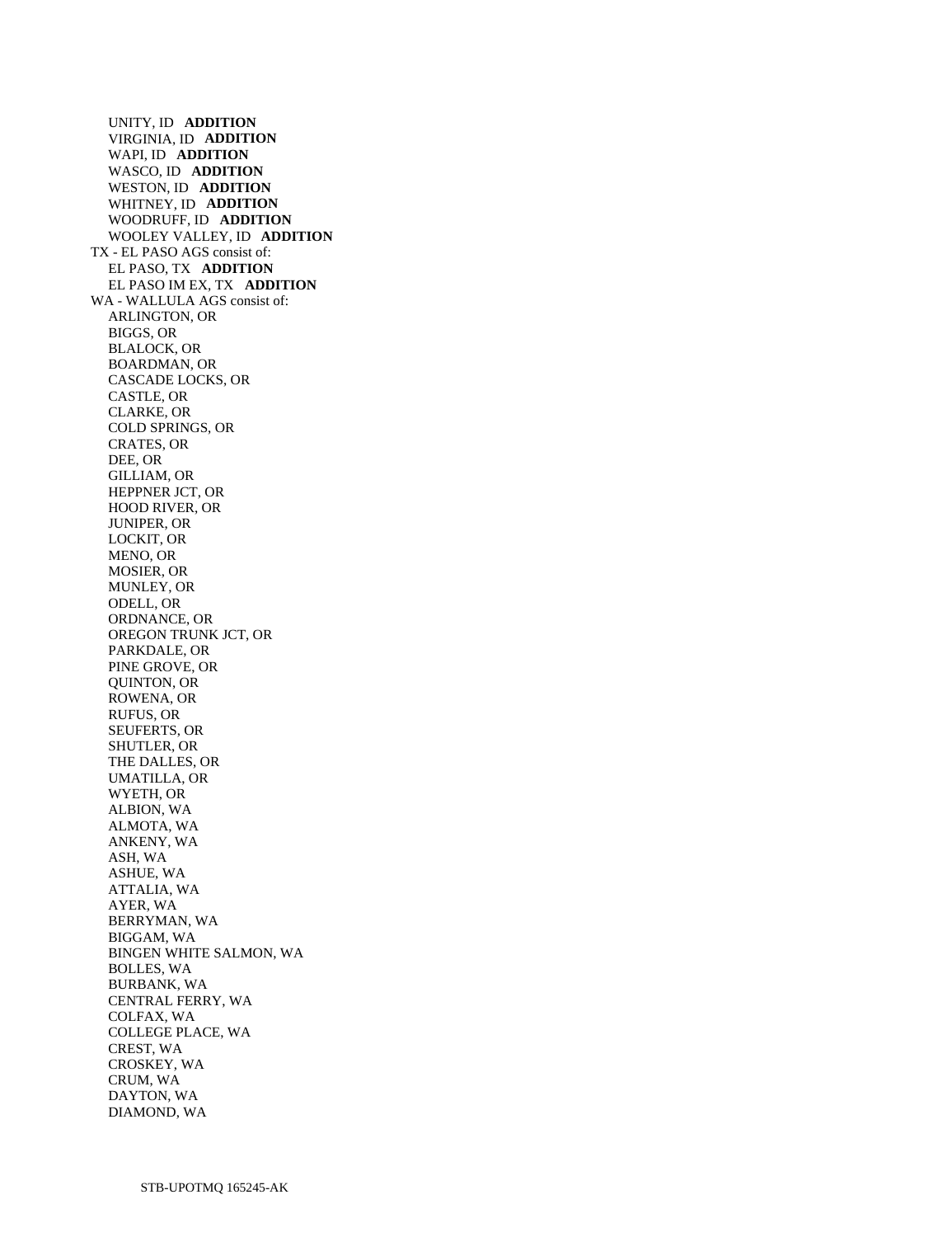UNITY, ID **ADDITION**
VIRGINIA, ID **ADDITION**
WAPI, ID **ADDITION**
WASCO, ID **ADDITION**
WESTON, ID **ADDITION**
WHITNEY, ID **ADDITION**
WOODRUFF, ID **ADDITION**
WOOLEY VALLEY, ID **ADDITION**

TX - EL PASO AGS consist of:
EL PASO, TX **ADDITION**
EL PASO IM EX, TX **ADDITION**

WA - WALLULA AGS consist of:
ARLINGTON, OR
BIGGS, OR
BLALOCK, OR
BOARDMAN, OR
CASCADE LOCKS, OR
CASTLE, OR
CLARKE, OR
COLD SPRINGS, OR
CRATES, OR
DEE, OR
GILLIAM, OR
HEPPNER JCT, OR
HOOD RIVER, OR
JUNIPER, OR
LOCKIT, OR
MENO, OR
MOSIER, OR
MUNLEY, OR
ODELL, OR
ORDNANCE, OR
OREGON TRUNK JCT, OR
PARKDALE, OR
PINE GROVE, OR
QUINTON, OR
ROWENA, OR
RUFUS, OR
SEUFERTS, OR
SHUTLER, OR
THE DALLES, OR
UMATILLA, OR
WYETH, OR
ALBION, WA
ALMOTA, WA
ANKENY, WA
ASH, WA
ASHUE, WA
ATTALIA, WA
AYER, WA
BERRYMAN, WA
BIGGAM, WA
BINGEN WHITE SALMON, WA
BOLLES, WA
BURBANK, WA
CENTRAL FERRY, WA
COLFAX, WA
COLLEGE PLACE, WA
CREST, WA
CROSKEY, WA
CRUM, WA
DAYTON, WA
DIAMOND, WA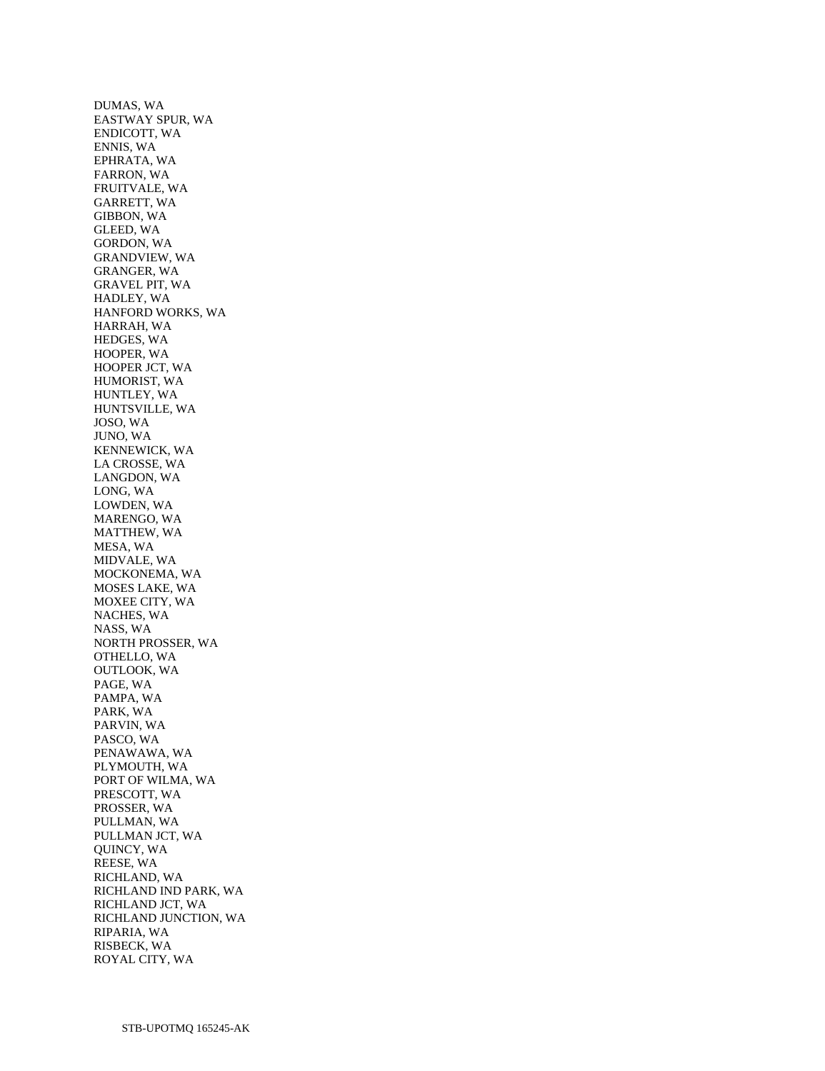DUMAS, WA
EASTWAY SPUR, WA
ENDICOTT, WA
ENNIS, WA
EPHRATA, WA
FARRON, WA
FRUITVALE, WA
GARRETT, WA
GIBBON, WA
GLEED, WA
GORDON, WA
GRANDVIEW, WA
GRANGER, WA
GRAVEL PIT, WA
HADLEY, WA
HANFORD WORKS, WA
HARRAH, WA
HEDGES, WA
HOOPER, WA
HOOPER JCT, WA
HUMORIST, WA
HUNTLEY, WA
HUNTSVILLE, WA
JOSO, WA
JUNO, WA
KENNEWICK, WA
LA CROSSE, WA
LANGDON, WA
LONG, WA
LOWDEN, WA
MARENGO, WA
MATTHEW, WA
MESA, WA
MIDVALE, WA
MOCKONEMA, WA
MOSES LAKE, WA
MOXEE CITY, WA
NACHES, WA
NASS, WA
NORTH PROSSER, WA
OTHELLO, WA
OUTLOOK, WA
PAGE, WA
PAMPA, WA
PARK, WA
PARVIN, WA
PASCO, WA
PENAWAWA, WA
PLYMOUTH, WA
PORT OF WILMA, WA
PRESCOTT, WA
PROSSER, WA
PULLMAN, WA
PULLMAN JCT, WA
QUINCY, WA
REESE, WA
RICHLAND, WA
RICHLAND IND PARK, WA
RICHLAND JCT, WA
RICHLAND JUNCTION, WA
RIPARIA, WA
RISBECK, WA
ROYAL CITY, WA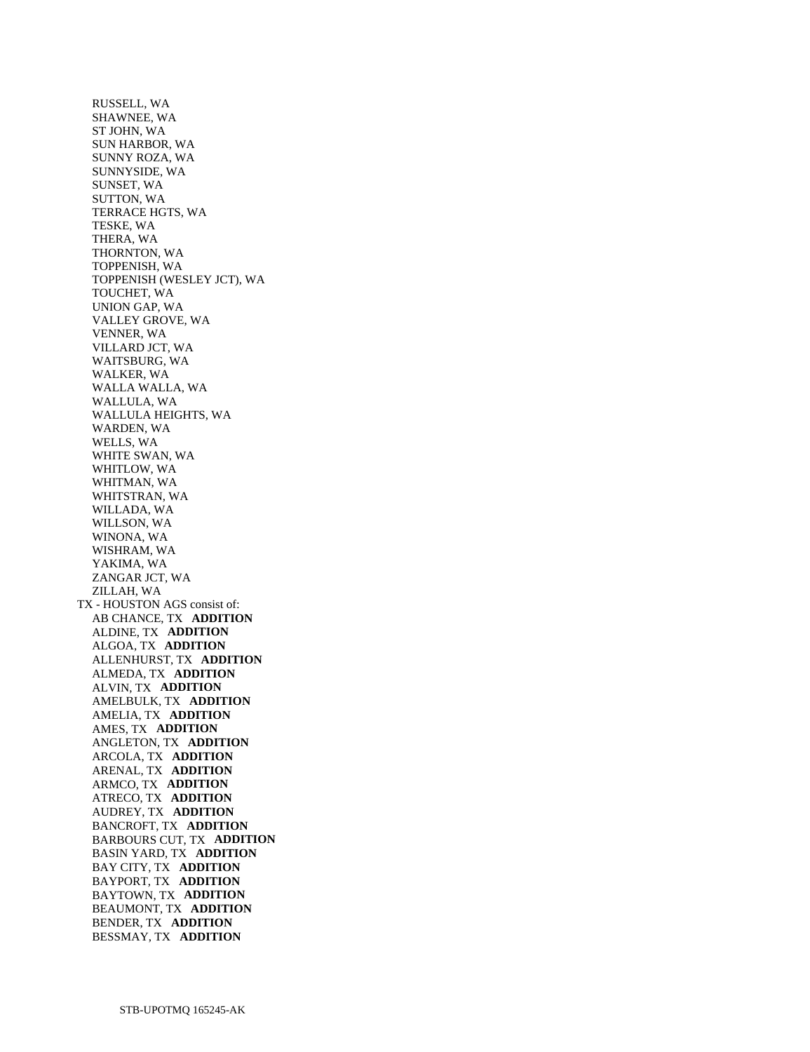RUSSELL, WA
SHAWNEE, WA
ST JOHN, WA
SUN HARBOR, WA
SUNNY ROZA, WA
SUNNYSIDE, WA
SUNSET, WA
SUTTON, WA
TERRACE HGTS, WA
TESKE, WA
THERA, WA
THORNTON, WA
TOPPENISH, WA
TOPPENISH (WESLEY JCT), WA
TOUCHET, WA
UNION GAP, WA
VALLEY GROVE, WA
VENNER, WA
VILLARD JCT, WA
WAITSBURG, WA
WALKER, WA
WALLA WALLA, WA
WALLULA, WA
WALLULA HEIGHTS, WA
WARDEN, WA
WELLS, WA
WHITE SWAN, WA
WHITLOW, WA
WHITMAN, WA
WHITSTRAN, WA
WILLADA, WA
WILLSON, WA
WINONA, WA
WISHRAM, WA
YAKIMA, WA
ZANGAR JCT, WA
ZILLAH, WA

TX - HOUSTON AGS consist of:

AB CHANCE, TX **ADDITION**
ALDINE, TX **ADDITION**
ALGOA, TX **ADDITION**
ALLENHURST, TX **ADDITION**
ALMEDA, TX **ADDITION**
ALVIN, TX **ADDITION**
AMELBULK, TX **ADDITION**
AMELIA, TX **ADDITION**
AMES, TX **ADDITION**
ANGLETON, TX **ADDITION**
ARCOLA, TX **ADDITION**
ARENAL, TX **ADDITION**
ARMCO, TX **ADDITION**
ATRECO, TX **ADDITION**
AUDREY, TX **ADDITION**
BANCROFT, TX **ADDITION**
BARBOURS CUT, TX **ADDITION**
BASIN YARD, TX **ADDITION**
BAY CITY, TX **ADDITION**
BAYPORT, TX **ADDITION**
BAYTOWN, TX **ADDITION**
BEAUMONT, TX **ADDITION**
BENDER, TX **ADDITION**
BESSMAY, TX **ADDITION**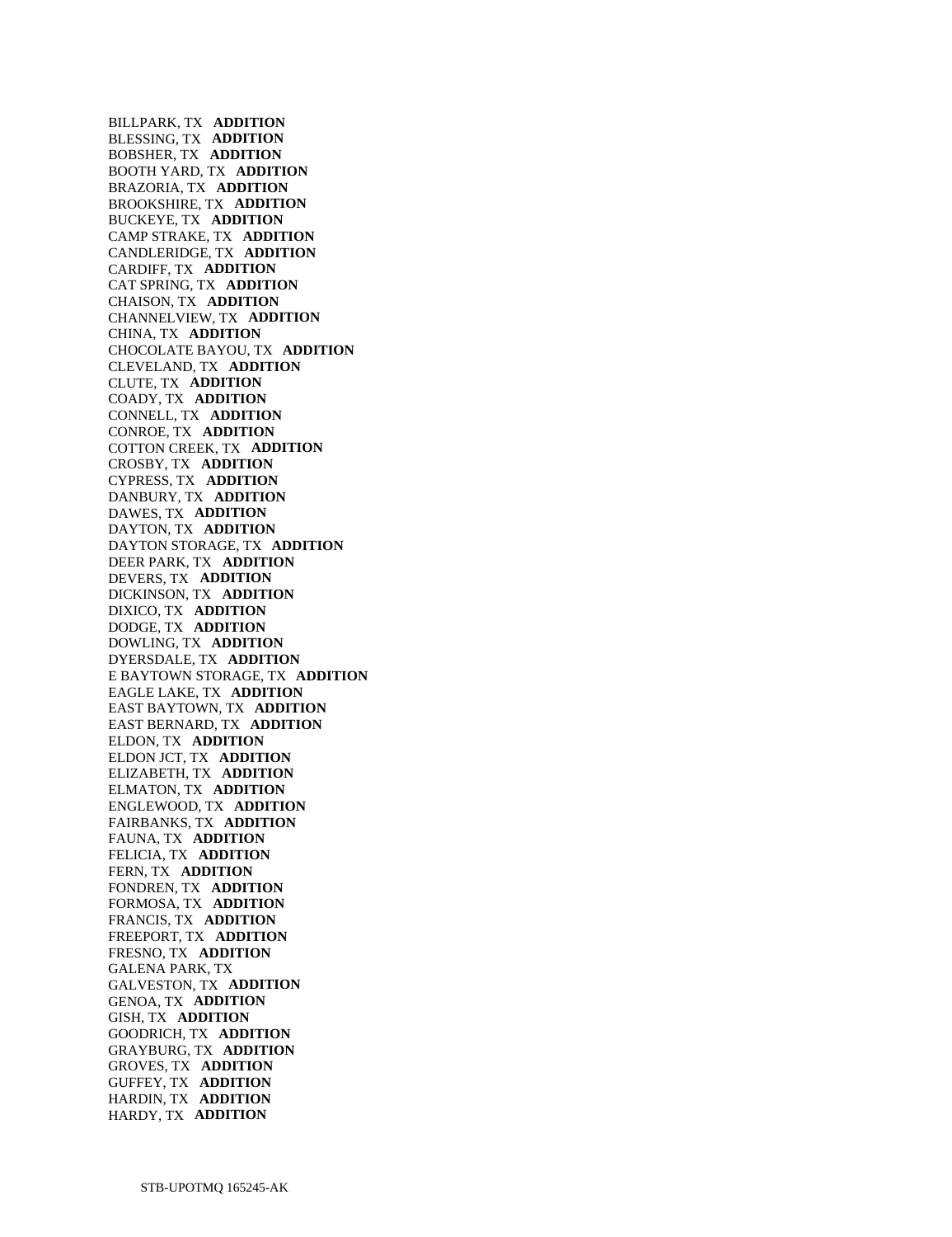BILLPARK, TX **ADDITION**
BLESSING, TX **ADDITION**
BOBSHER, TX **ADDITION**
BOOTH YARD, TX **ADDITION**
BRAZORIA, TX **ADDITION**
BROOKSHIRE, TX **ADDITION**
BUCKEYE, TX **ADDITION**
CAMP STRAKE, TX **ADDITION**
CANDLERIDGE, TX **ADDITION**
CARDIFF, TX **ADDITION**
CAT SPRING, TX **ADDITION**
CHAISON, TX **ADDITION**
CHANNELVIEW, TX **ADDITION**
CHINA, TX **ADDITION**
CHOCOLATE BAYOU, TX **ADDITION**
CLEVELAND, TX **ADDITION**
CLUTE, TX **ADDITION**
COADY, TX **ADDITION**
CONNELL, TX **ADDITION**
CONROE, TX **ADDITION**
COTTON CREEK, TX **ADDITION**
CROSBY, TX **ADDITION**
CYPRESS, TX **ADDITION**
DANBURY, TX **ADDITION**
DAWES, TX **ADDITION**
DAYTON, TX **ADDITION**
DAYTON STORAGE, TX **ADDITION**
DEER PARK, TX **ADDITION**
DEVERS, TX **ADDITION**
DICKINSON, TX **ADDITION**
DIXICO, TX **ADDITION**
DODGE, TX **ADDITION**
DOWLING, TX **ADDITION**
DYERSDALE, TX **ADDITION**
E BAYTOWN STORAGE, TX **ADDITION**
EAGLE LAKE, TX **ADDITION**
EAST BAYTOWN, TX **ADDITION**
EAST BERNARD, TX **ADDITION**
ELDON, TX **ADDITION**
ELDON JCT, TX **ADDITION**
ELIZABETH, TX **ADDITION**
ELMATON, TX **ADDITION**
ENGLEWOOD, TX **ADDITION**
FAIRBANKS, TX **ADDITION**
FAUNA, TX **ADDITION**
FELICIA, TX **ADDITION**
FERN, TX **ADDITION**
FONDREN, TX **ADDITION**
FORMOSA, TX **ADDITION**
FRANCIS, TX **ADDITION**
FREEPORT, TX **ADDITION**
FRESNO, TX **ADDITION**
GALENA PARK, TX
GALVESTON, TX **ADDITION**
GENOA, TX **ADDITION**
GISH, TX **ADDITION**
GOODRICH, TX **ADDITION**
GRAYBURG, TX **ADDITION**
GROVES, TX **ADDITION**
GUFFEY, TX **ADDITION**
HARDIN, TX **ADDITION**
HARDY, TX **ADDITION**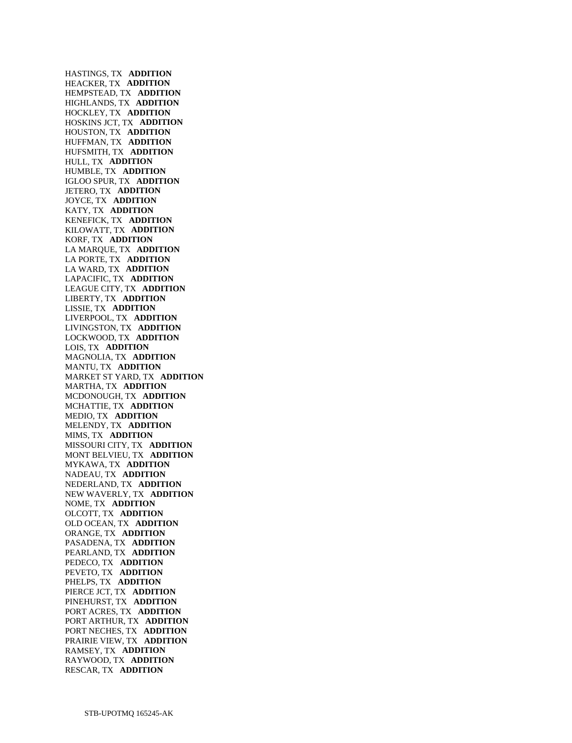HASTINGS, TX **ADDITION**
HEACKER, TX **ADDITION**
HEMPSTEAD, TX **ADDITION**
HIGHLANDS, TX **ADDITION**
HOCKLEY, TX **ADDITION**
HOSKINS JCT, TX **ADDITION**
HOUSTON, TX **ADDITION**
HUFFMAN, TX **ADDITION**
HUFSMITH, TX **ADDITION**
HULL, TX **ADDITION**
HUMBLE, TX **ADDITION**
IGLOO SPUR, TX **ADDITION**
JETERO, TX **ADDITION**
JOYCE, TX **ADDITION**
KATY, TX **ADDITION**
KENEFICK, TX **ADDITION**
KILOWATT, TX **ADDITION**
KORF, TX **ADDITION**
LA MARQUE, TX **ADDITION**
LA PORTE, TX **ADDITION**
LA WARD, TX **ADDITION**
LAPACIFIC, TX **ADDITION**
LEAGUE CITY, TX **ADDITION**
LIBERTY, TX **ADDITION**
LISSIE, TX **ADDITION**
LIVERPOOL, TX **ADDITION**
LIVINGSTON, TX **ADDITION**
LOCKWOOD, TX **ADDITION**
LOIS, TX **ADDITION**
MAGNOLIA, TX **ADDITION**
MANTU, TX **ADDITION**
MARKET ST YARD, TX **ADDITION**
MARTHA, TX **ADDITION**
MCDONOUGH, TX **ADDITION**
MCHATTIE, TX **ADDITION**
MEDIO, TX **ADDITION**
MELENDY, TX **ADDITION**
MIMS, TX **ADDITION**
MISSOURI CITY, TX **ADDITION**
MONT BELVIEU, TX **ADDITION**
MYKAWA, TX **ADDITION**
NADEAU, TX **ADDITION**
NEDERLAND, TX **ADDITION**
NEW WAVERLY, TX **ADDITION**
NOME, TX **ADDITION**
OLCOTT, TX **ADDITION**
OLD OCEAN, TX **ADDITION**
ORANGE, TX **ADDITION**
PASADENA, TX **ADDITION**
PEARLAND, TX **ADDITION**
PEDECO, TX **ADDITION**
PEVETO, TX **ADDITION**
PHELPS, TX **ADDITION**
PIERCE JCT, TX **ADDITION**
PINEHURST, TX **ADDITION**
PORT ACRES, TX **ADDITION**
PORT ARTHUR, TX **ADDITION**
PORT NECHES, TX **ADDITION**
PRAIRIE VIEW, TX **ADDITION**
RAMSEY, TX **ADDITION**
RAYWOOD, TX **ADDITION**
RESCAR, TX **ADDITION**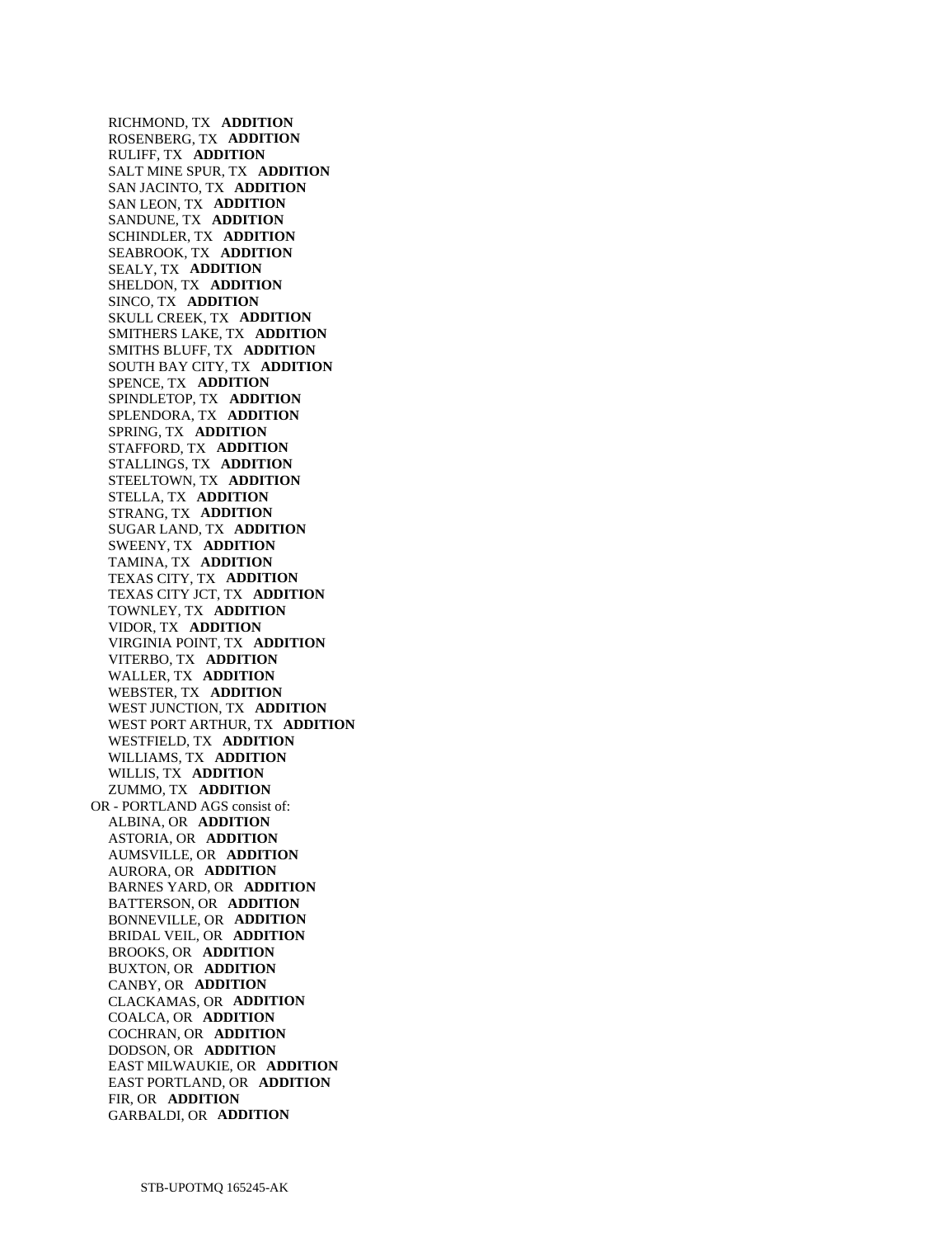RICHMOND, TX **ADDITION**
ROSENBERG, TX **ADDITION**
RULIFF, TX **ADDITION**
SALT MINE SPUR, TX **ADDITION**
SAN JACINTO, TX **ADDITION**
SAN LEON, TX **ADDITION**
SANDUNE, TX **ADDITION**
SCHINDLER, TX **ADDITION**
SEABROOK, TX **ADDITION**
SEALY, TX **ADDITION**
SHELDON, TX **ADDITION**
SINCO, TX **ADDITION**
SKULL CREEK, TX **ADDITION**
SMITHERS LAKE, TX **ADDITION**
SMITHS BLUFF, TX **ADDITION**
SOUTH BAY CITY, TX **ADDITION**
SPENCE, TX **ADDITION**
SPINDLETOP, TX **ADDITION**
SPLENDORA, TX **ADDITION**
SPRING, TX **ADDITION**
STAFFORD, TX **ADDITION**
STALLINGS, TX **ADDITION**
STEELTOWN, TX **ADDITION**
STELLA, TX **ADDITION**
STRANG, TX **ADDITION**
SUGAR LAND, TX **ADDITION**
SWEENY, TX **ADDITION**
TAMINA, TX **ADDITION**
TEXAS CITY, TX **ADDITION**
TEXAS CITY JCT, TX **ADDITION**
TOWNLEY, TX **ADDITION**
VIDOR, TX **ADDITION**
VIRGINIA POINT, TX **ADDITION**
VITERBO, TX **ADDITION**
WALLER, TX **ADDITION**
WEBSTER, TX **ADDITION**
WEST JUNCTION, TX **ADDITION**
WEST PORT ARTHUR, TX **ADDITION**
WESTFIELD, TX **ADDITION**
WILLIAMS, TX **ADDITION**
WILLIS, TX **ADDITION**
ZUMMO, TX **ADDITION**

OR - PORTLAND AGS consist of:
ALBINA, OR **ADDITION**
ASTORIA, OR **ADDITION**
AUMSVILLE, OR **ADDITION**
AURORA, OR **ADDITION**
BARNES YARD, OR **ADDITION**
BATTERSON, OR **ADDITION**
BONNEVILLE, OR **ADDITION**
BRIDAL VEIL, OR **ADDITION**
BROOKS, OR **ADDITION**
BUXTON, OR **ADDITION**
CANBY, OR **ADDITION**
CLACKAMAS, OR **ADDITION**
COALCA, OR **ADDITION**
COCHRAN, OR **ADDITION**
DODSON, OR **ADDITION**
EAST MILWAUKIE, OR **ADDITION**
EAST PORTLAND, OR **ADDITION**
FIR, OR **ADDITION**
GARBALDI, OR **ADDITION**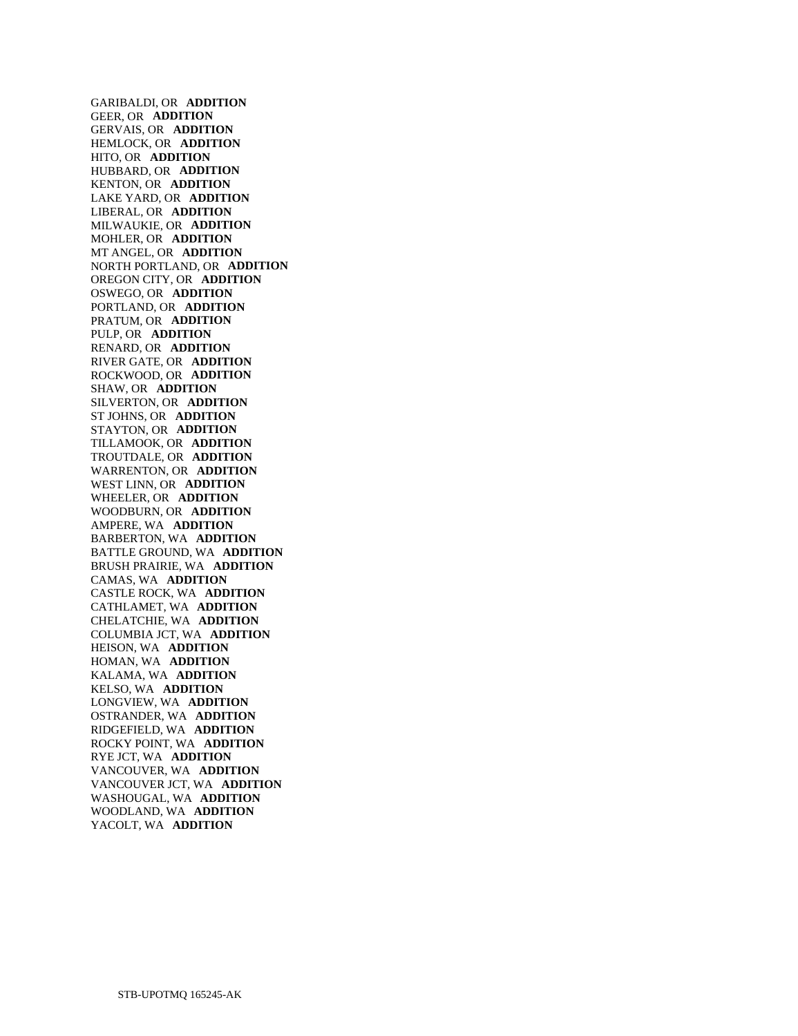GARIBALDI, OR **ADDITION**
GEER, OR **ADDITION**
GERVAIS, OR **ADDITION**
HEMLOCK, OR **ADDITION**
HITO, OR **ADDITION**
HUBBARD, OR **ADDITION**
KENTON, OR **ADDITION**
LAKE YARD, OR **ADDITION**
LIBERAL, OR **ADDITION**
MILWAUKIE, OR **ADDITION**
MOHLER, OR **ADDITION**
MT ANGEL, OR **ADDITION**
NORTH PORTLAND, OR **ADDITION**
OREGON CITY, OR **ADDITION**
OSWEGO, OR **ADDITION**
PORTLAND, OR **ADDITION**
PRATUM, OR **ADDITION**
PULP, OR **ADDITION**
RENARD, OR **ADDITION**
RIVER GATE, OR **ADDITION**
ROCKWOOD, OR **ADDITION**
SHAW, OR **ADDITION**
SILVERTON, OR **ADDITION**
ST JOHNS, OR **ADDITION**
STAYTON, OR **ADDITION**
TILLAMOOK, OR **ADDITION**
TROUTDALE, OR **ADDITION**
WARRENTON, OR **ADDITION**
WEST LINN, OR **ADDITION**
WHEELER, OR **ADDITION**
WOODBURN, OR **ADDITION**
AMPERE, WA **ADDITION**
BARBERTON, WA **ADDITION**
BATTLE GROUND, WA **ADDITION**
BRUSH PRAIRIE, WA **ADDITION**
CAMAS, WA **ADDITION**
CASTLE ROCK, WA **ADDITION**
CATHLAMET, WA **ADDITION**
CHELATCHIE, WA **ADDITION**
COLUMBIA JCT, WA **ADDITION**
HEISON, WA **ADDITION**
HOMAN, WA **ADDITION**
KALAMA, WA **ADDITION**
KELSO, WA **ADDITION**
LONGVIEW, WA **ADDITION**
OSTRANDER, WA **ADDITION**
RIDGEFIELD, WA **ADDITION**
ROCKY POINT, WA **ADDITION**
RYE JCT, WA **ADDITION**
VANCOUVER, WA **ADDITION**
VANCOUVER JCT, WA **ADDITION**
WASHOUGAL, WA **ADDITION**
WOODLAND, WA **ADDITION**
YACOLT, WA **ADDITION**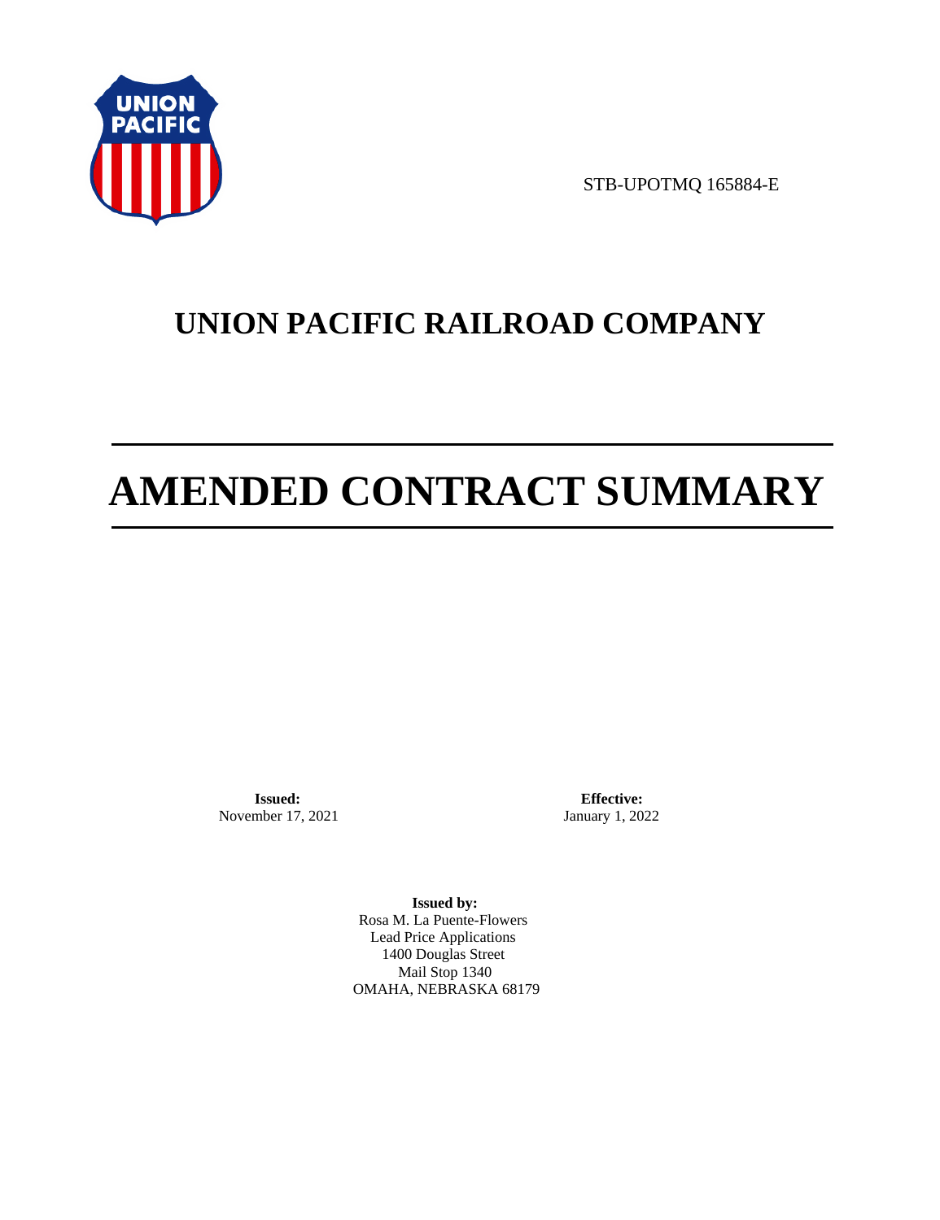STB-UPOTMQ 165884-E

# UNION PACIFIC RAILROAD COMPANY

# AMENDED CONTRACT SUMMARY

**Issued:**
November 17, 2021

**Effective:**
January 1, 2022

**Issued by:**
Rosa M. La Puente-Flowers
Lead Price Applications
1400 Douglas Street
Mail Stop 1340
OMAHA, NEBRASKA 68179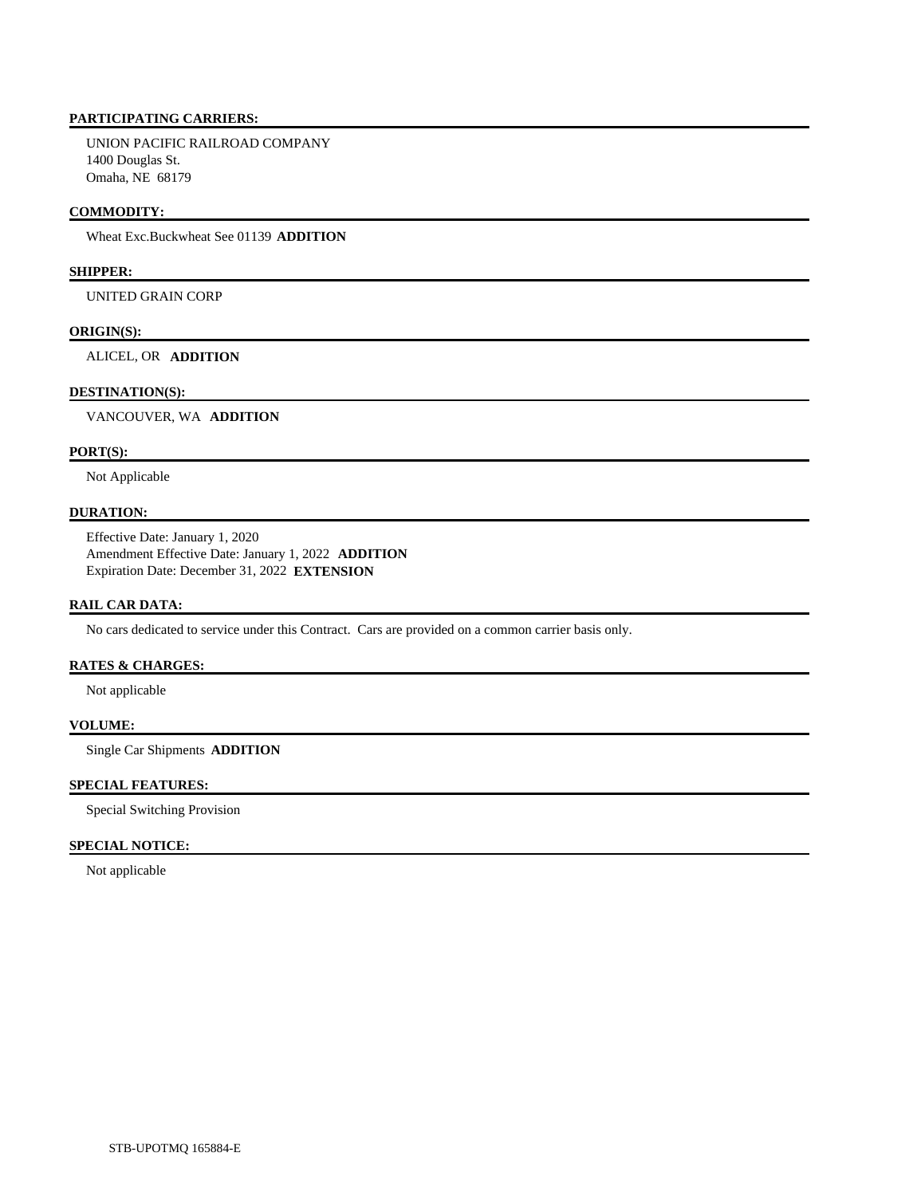#### PARTICIPATING CARRIERS:

UNION PACIFIC RAILROAD COMPANY
1400 Douglas St.
Omaha, NE 68179

#### COMMODITY:

Wheat Exc.Buckwheat See 01139 **ADDITION**

#### SHIPPER:

UNITED GRAIN CORP

#### ORIGIN(S):

ALICEL, OR **ADDITION**

#### DESTINATION(S):

VANCOUVER, WA **ADDITION**

#### PORT(S):

Not Applicable

#### DURATION:

Effective Date: January 1, 2020
Amendment Effective Date: January 1, 2022 **ADDITION**
Expiration Date: December 31, 2022 **EXTENSION**

#### RAIL CAR DATA:

No cars dedicated to service under this Contract. Cars are provided on a common carrier basis only.

#### RATES & CHARGES:

Not applicable

#### VOLUME:

Single Car Shipments **ADDITION**

#### SPECIAL FEATURES:

Special Switching Provision

#### SPECIAL NOTICE:

Not applicable

STB-UPOTMQ 165884-E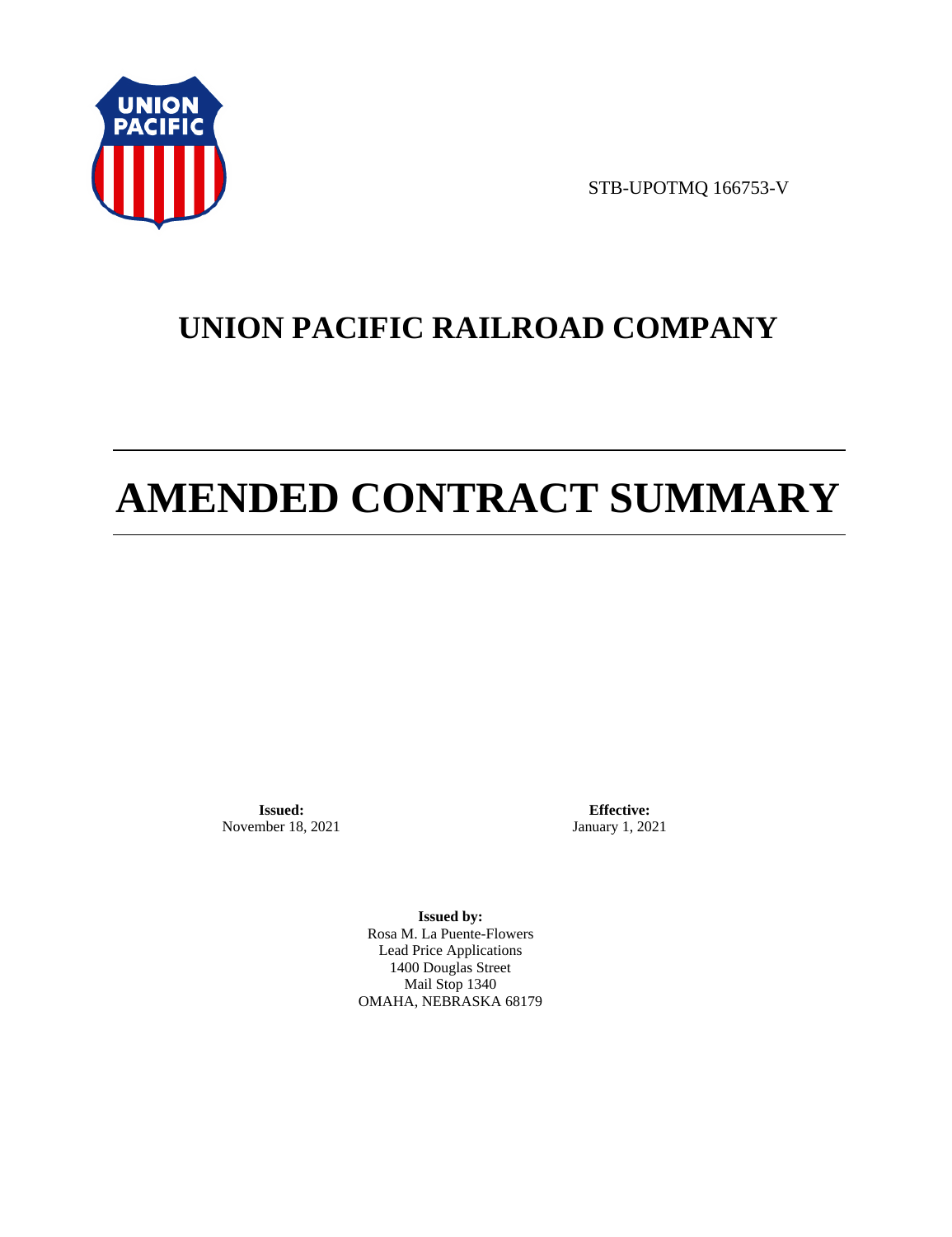STB-UPOTMQ 166753-V

# UNION PACIFIC RAILROAD COMPANY

# AMENDED CONTRACT SUMMARY

**Issued:**
November 18, 2021

**Effective:**
January 1, 2021

**Issued by:**
Rosa M. La Puente-Flowers
Lead Price Applications
1400 Douglas Street
Mail Stop 1340
OMAHA, NEBRASKA 68179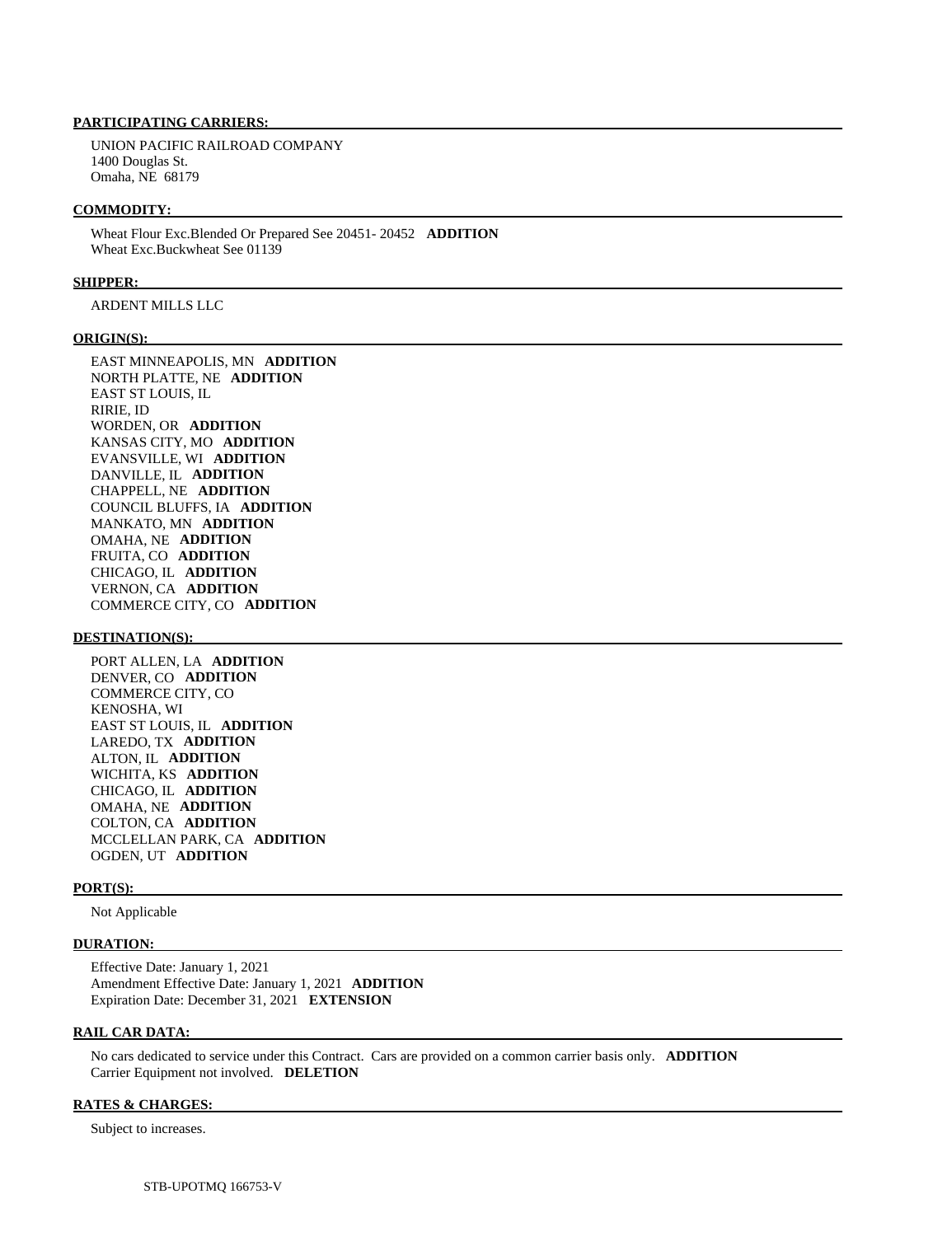**PARTICIPATING CARRIERS:**

UNION PACIFIC RAILROAD COMPANY
1400 Douglas St.
Omaha, NE 68179

**COMMODITY:**

Wheat Flour Exc.Blended Or Prepared See 20451- 20452 **ADDITION**
Wheat Exc.Buckwheat See 01139

**SHIPPER:**

ARDENT MILLS LLC

**ORIGIN(S):**

EAST MINNEAPOLIS, MN **ADDITION**
NORTH PLATTE, NE **ADDITION**
EAST ST LOUIS, IL
RIRIE, ID
WORDEN, OR **ADDITION**
KANSAS CITY, MO **ADDITION**
EVANSVILLE, WI **ADDITION**
DANVILLE, IL **ADDITION**
CHAPPELL, NE **ADDITION**
COUNCIL BLUFFS, IA **ADDITION**
MANKATO, MN **ADDITION**
OMAHA, NE **ADDITION**
FRUITA, CO **ADDITION**
CHICAGO, IL **ADDITION**
VERNON, CA **ADDITION**
COMMERCE CITY, CO **ADDITION**

**DESTINATION(S):**

PORT ALLEN, LA **ADDITION**
DENVER, CO **ADDITION**
COMMERCE CITY, CO
KENOSHA, WI
EAST ST LOUIS, IL **ADDITION**
LAREDO, TX **ADDITION**
ALTON, IL **ADDITION**
WICHITA, KS **ADDITION**
CHICAGO, IL **ADDITION**
OMAHA, NE **ADDITION**
COLTON, CA **ADDITION**
MCCLELLAN PARK, CA **ADDITION**
OGDEN, UT **ADDITION**

**PORT(S):**

Not Applicable

**DURATION:**

Effective Date: January 1, 2021
Amendment Effective Date: January 1, 2021 **ADDITION**
Expiration Date: December 31, 2021 **EXTENSION**

**RAIL CAR DATA:**

No cars dedicated to service under this Contract. Cars are provided on a common carrier basis only. **ADDITION**
Carrier Equipment not involved. **DELETION**

**RATES & CHARGES:**

Subject to increases.

STB-UPOTMQ 166753-V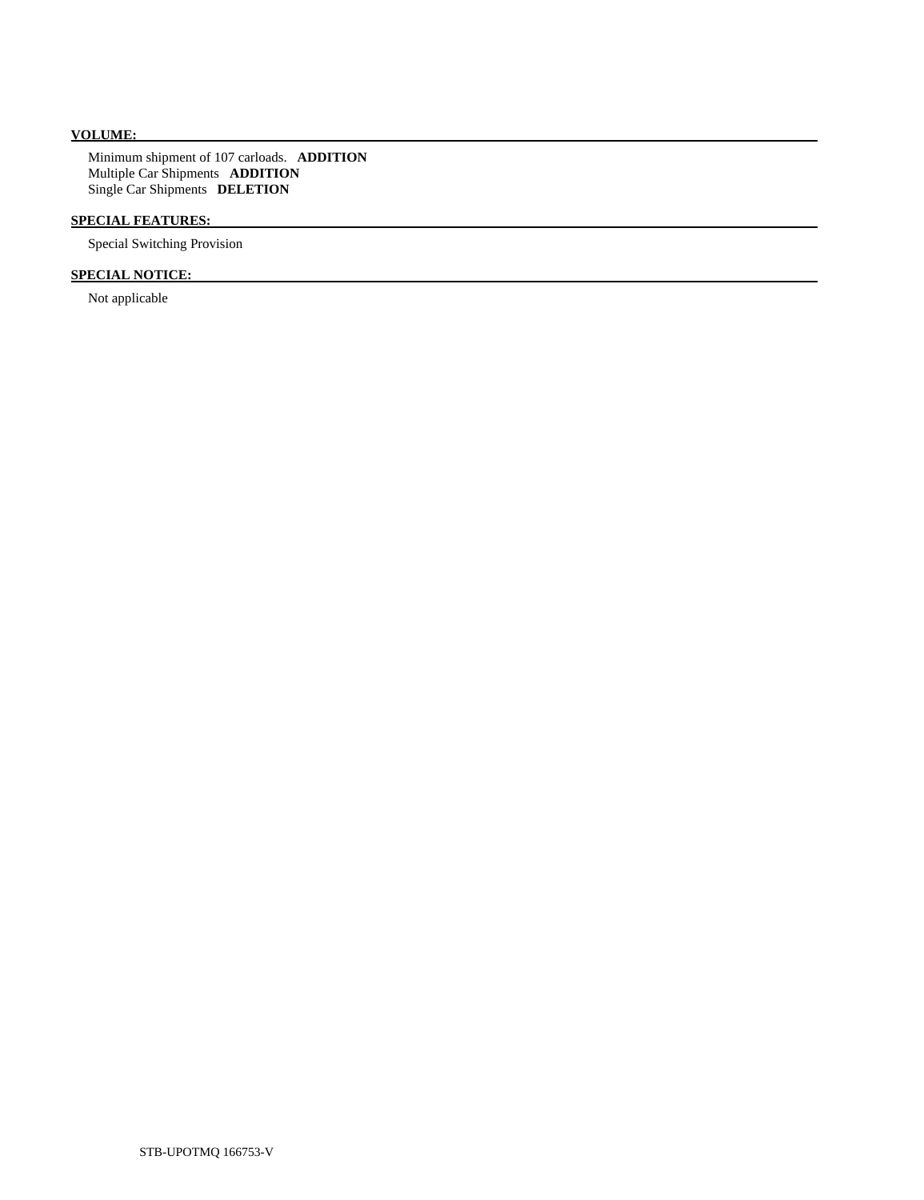**VOLUME:**

Minimum shipment of 107 carloads. **ADDITION**
Multiple Car Shipments **ADDITION**
Single Car Shipments **DELETION**

**SPECIAL FEATURES:**

Special Switching Provision

**SPECIAL NOTICE:**

Not applicable

STB-UPOTMQ 166753-V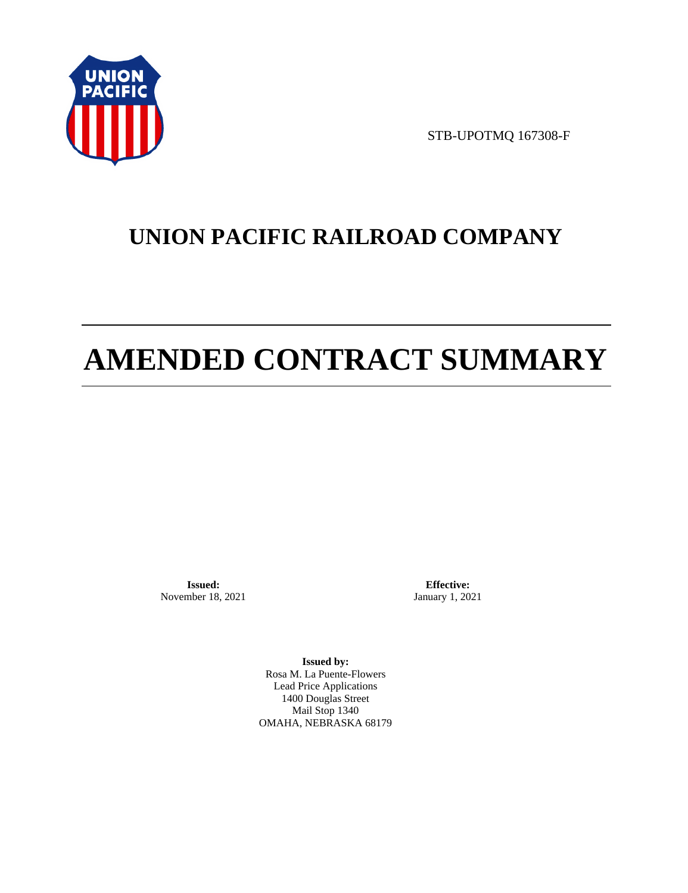STB-UPOTMQ 167308-F

# UNION PACIFIC RAILROAD COMPANY

# AMENDED CONTRACT SUMMARY

**Issued:**
November 18, 2021

**Effective:**
January 1, 2021

**Issued by:**
Rosa M. La Puente-Flowers
Lead Price Applications
1400 Douglas Street
Mail Stop 1340
OMAHA, NEBRASKA 68179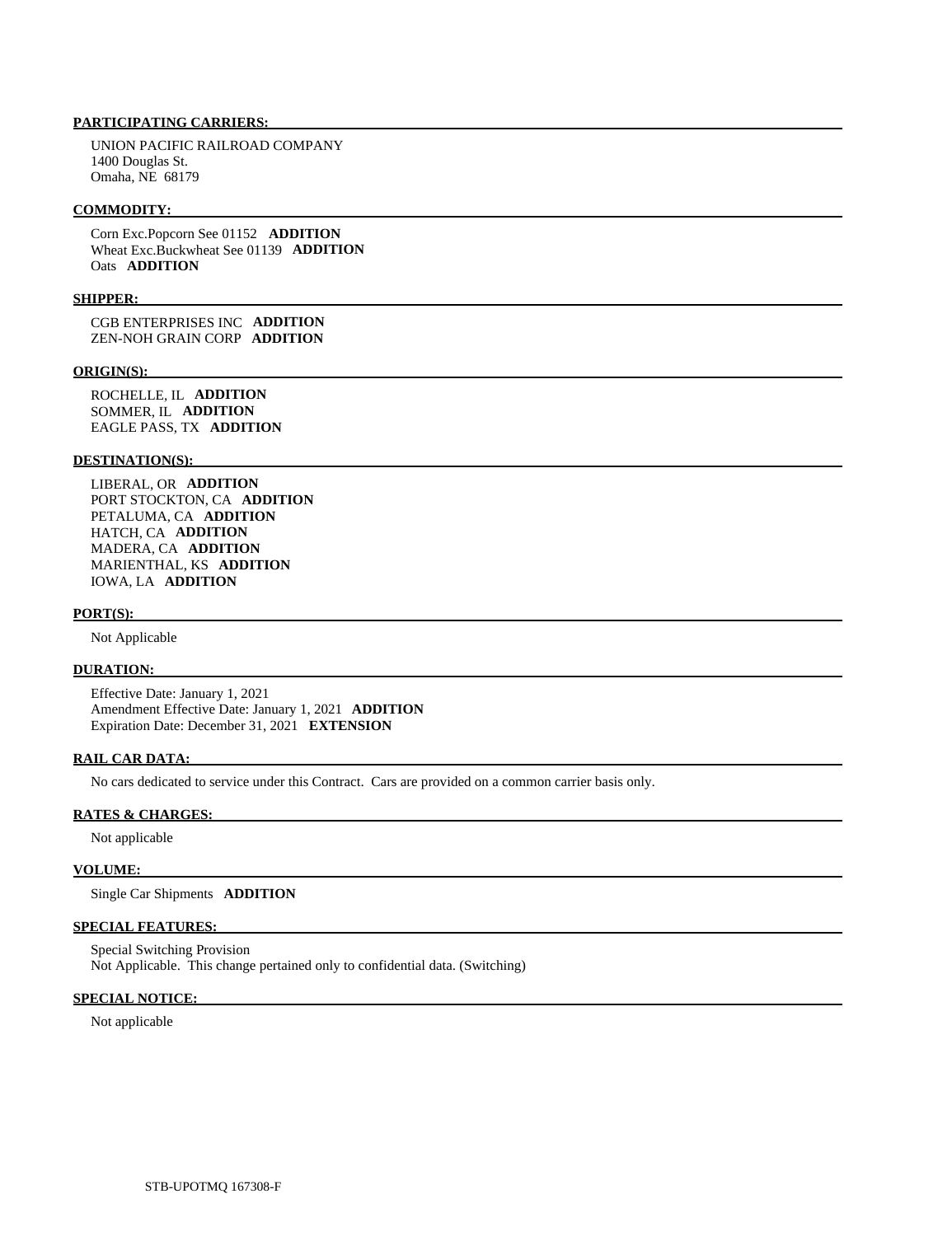**PARTICIPATING CARRIERS:**

UNION PACIFIC RAILROAD COMPANY
1400 Douglas St.
Omaha, NE 68179

**COMMODITY:**

Corn Exc.Popcorn See 01152 **ADDITION**
Wheat Exc.Buckwheat See 01139 **ADDITION**
Oats **ADDITION**

**SHIPPER:**

CGB ENTERPRISES INC **ADDITION**
ZEN-NOH GRAIN CORP **ADDITION**

**ORIGIN(S):**

ROCHELLE, IL **ADDITION**
SOMMER, IL **ADDITION**
EAGLE PASS, TX **ADDITION**

**DESTINATION(S):**

LIBERAL, OR **ADDITION**
PORT STOCKTON, CA **ADDITION**
PETALUMA, CA **ADDITION**
HATCH, CA **ADDITION**
MADERA, CA **ADDITION**
MARIENTHAL, KS **ADDITION**
IOWA, LA **ADDITION**

**PORT(S):**

Not Applicable

**DURATION:**

Effective Date: January 1, 2021
Amendment Effective Date: January 1, 2021 **ADDITION**
Expiration Date: December 31, 2021 **EXTENSION**

**RAIL CAR DATA:**

No cars dedicated to service under this Contract. Cars are provided on a common carrier basis only.

**RATES & CHARGES:**

Not applicable

**VOLUME:**

Single Car Shipments **ADDITION**

**SPECIAL FEATURES:**

Special Switching Provision
Not Applicable. This change pertained only to confidential data. (Switching)

**SPECIAL NOTICE:**

Not applicable

STB-UPOTMQ 167308-F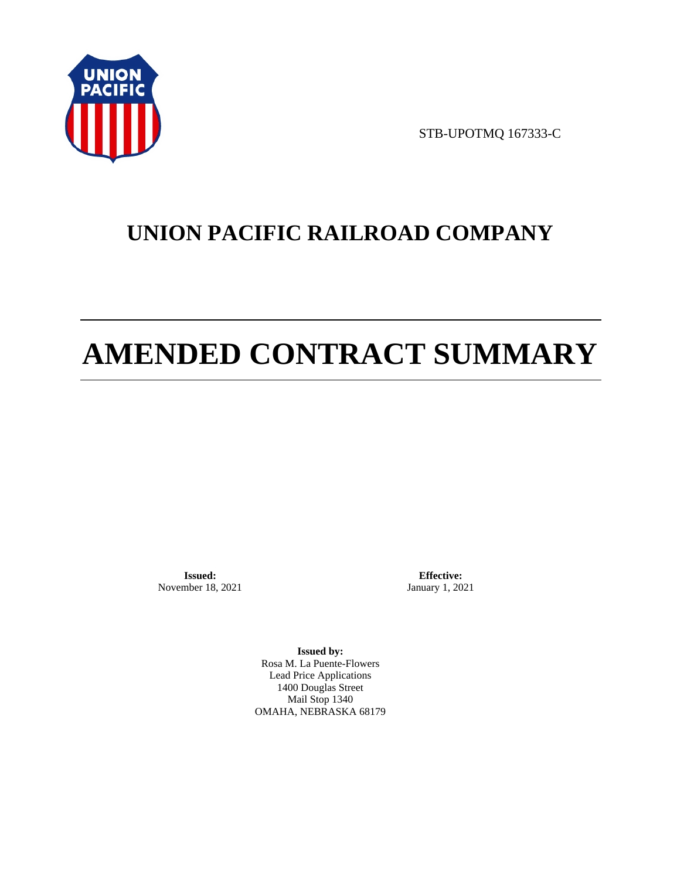STB-UPOTMQ 167333-C

# UNION PACIFIC RAILROAD COMPANY

# AMENDED CONTRACT SUMMARY

**Issued:**
November 18, 2021

**Effective:**
January 1, 2021

**Issued by:**
Rosa M. La Puente-Flowers
Lead Price Applications
1400 Douglas Street
Mail Stop 1340
OMAHA, NEBRASKA 68179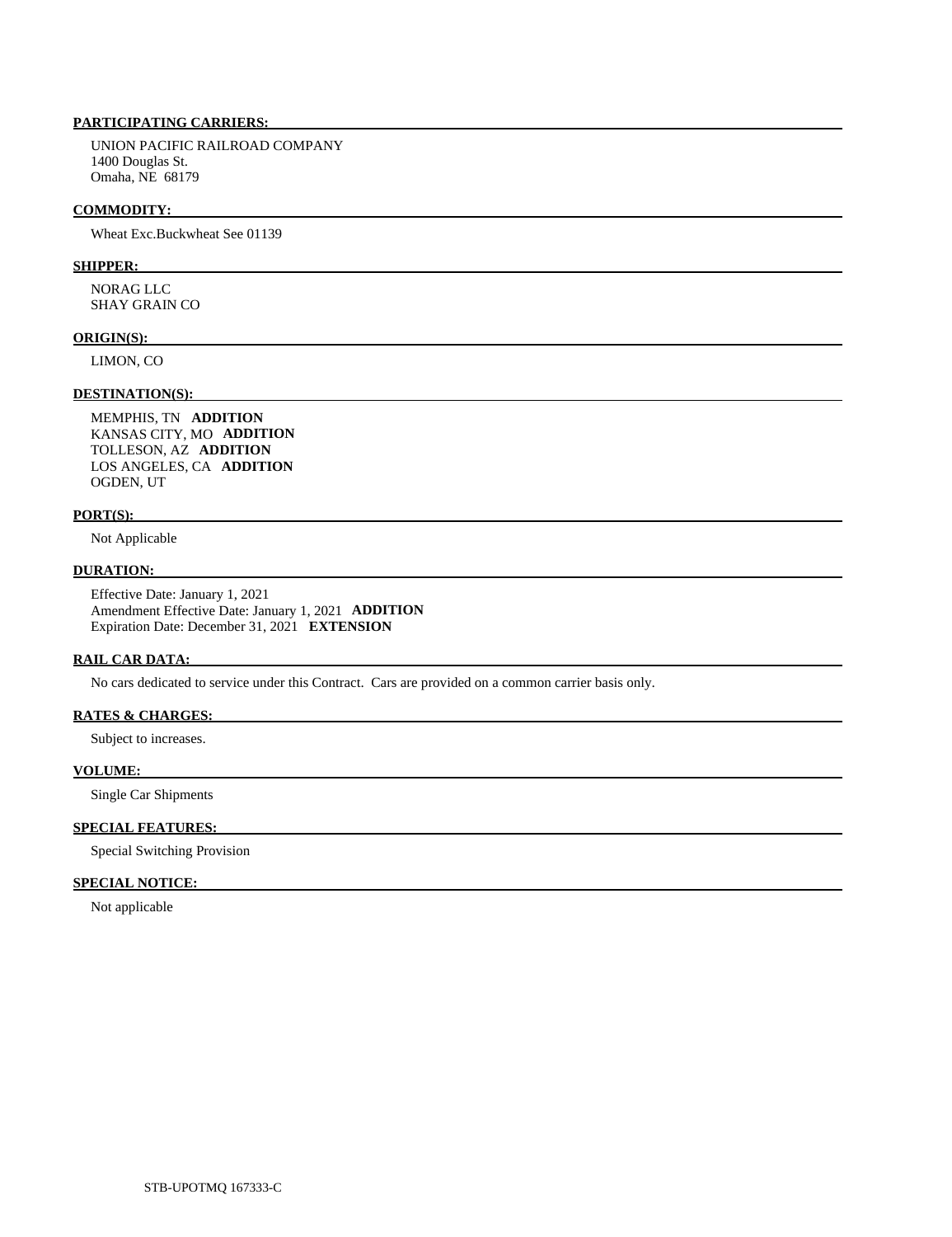**PARTICIPATING CARRIERS:**

UNION PACIFIC RAILROAD COMPANY
1400 Douglas St.
Omaha, NE 68179

**COMMODITY:**

Wheat Exc.Buckwheat See 01139

**SHIPPER:**

NORAG LLC
SHAY GRAIN CO

**ORIGIN(S):**

LIMON, CO

**DESTINATION(S):**

MEMPHIS, TN **ADDITION**
KANSAS CITY, MO **ADDITION**
TOLLESON, AZ **ADDITION**
LOS ANGELES, CA **ADDITION**
OGDEN, UT

**PORT(S):**

Not Applicable

**DURATION:**

Effective Date: January 1, 2021
Amendment Effective Date: January 1, 2021 **ADDITION**
Expiration Date: December 31, 2021 **EXTENSION**

**RAIL CAR DATA:**

No cars dedicated to service under this Contract. Cars are provided on a common carrier basis only.

**RATES & CHARGES:**

Subject to increases.

**VOLUME:**

Single Car Shipments

**SPECIAL FEATURES:**

Special Switching Provision

**SPECIAL NOTICE:**

Not applicable

STB-UPOTMQ 167333-C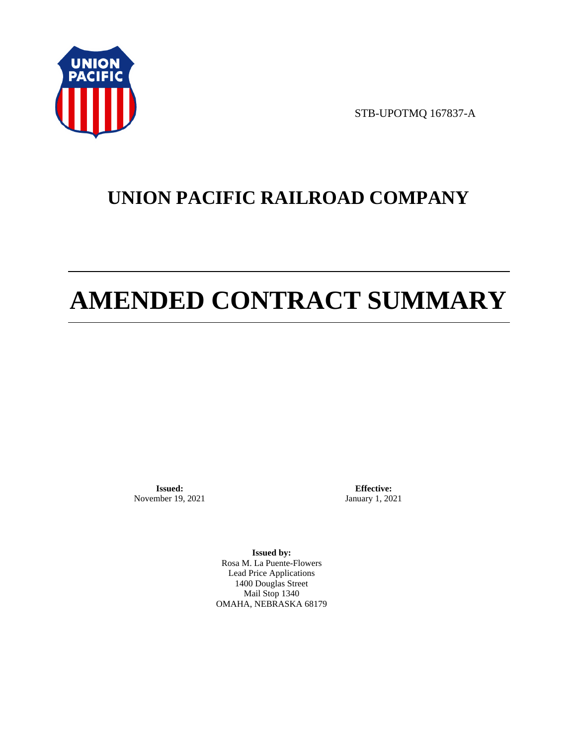STB-UPOTMQ 167837-A

# UNION PACIFIC RAILROAD COMPANY

# AMENDED CONTRACT SUMMARY

**Issued:**
November 19, 2021

**Effective:**
January 1, 2021

**Issued by:**
Rosa M. La Puente-Flowers
Lead Price Applications
1400 Douglas Street
Mail Stop 1340
OMAHA, NEBRASKA 68179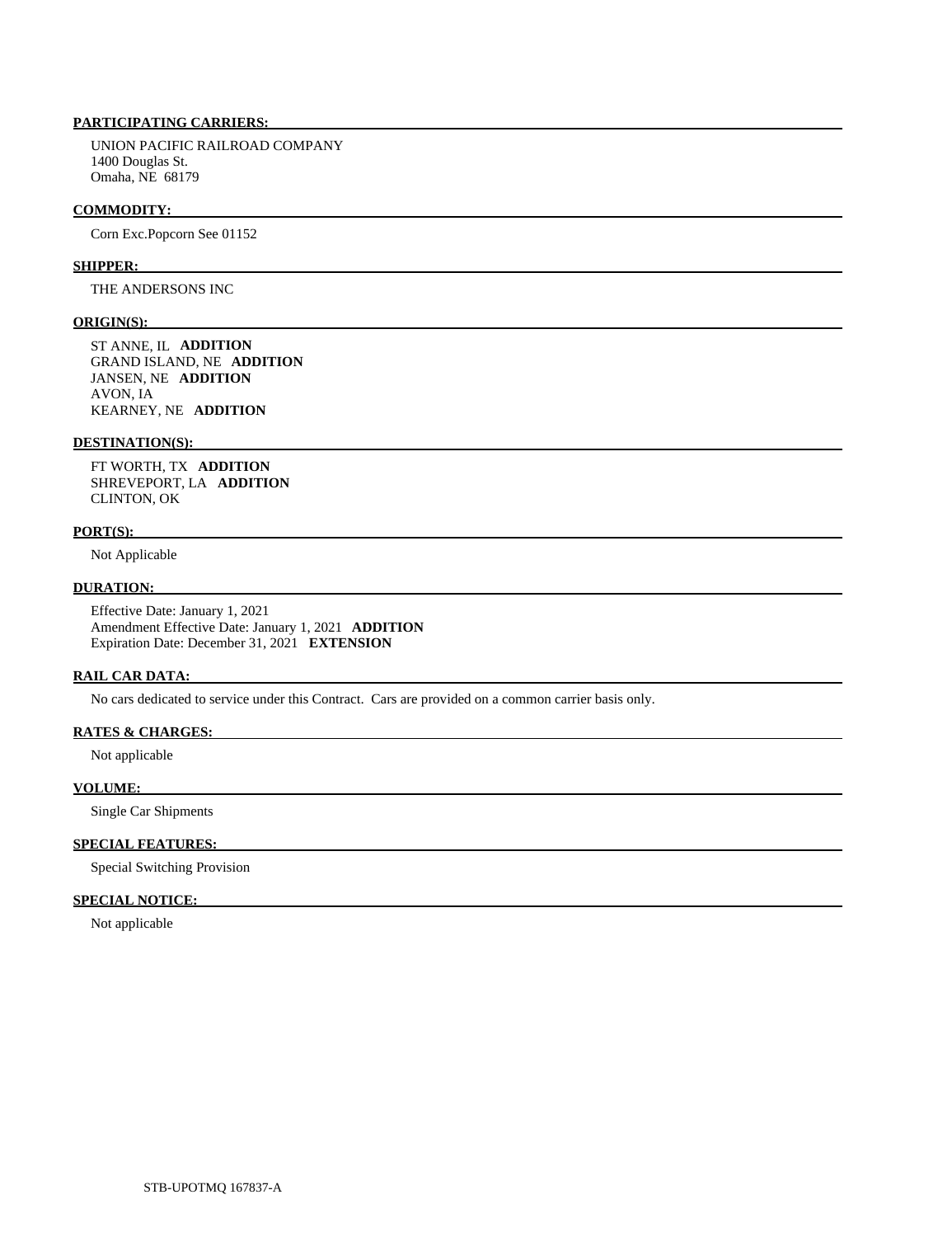**PARTICIPATING CARRIERS:**

UNION PACIFIC RAILROAD COMPANY
1400 Douglas St.
Omaha, NE 68179

**COMMODITY:**

Corn Exc.Popcorn See 01152

**SHIPPER:**

THE ANDERSONS INC

**ORIGIN(S):**

ST ANNE, IL **ADDITION**
GRAND ISLAND, NE **ADDITION**
JANSEN, NE **ADDITION**
AVON, IA
KEARNEY, NE **ADDITION**

**DESTINATION(S):**

FT WORTH, TX **ADDITION**
SHREVEPORT, LA **ADDITION**
CLINTON, OK

**PORT(S):**

Not Applicable

**DURATION:**

Effective Date: January 1, 2021
Amendment Effective Date: January 1, 2021 **ADDITION**
Expiration Date: December 31, 2021 **EXTENSION**

**RAIL CAR DATA:**

No cars dedicated to service under this Contract. Cars are provided on a common carrier basis only.

**RATES & CHARGES:**

Not applicable

**VOLUME:**

Single Car Shipments

**SPECIAL FEATURES:**

Special Switching Provision

**SPECIAL NOTICE:**

Not applicable

STB-UPOTMQ 167837-A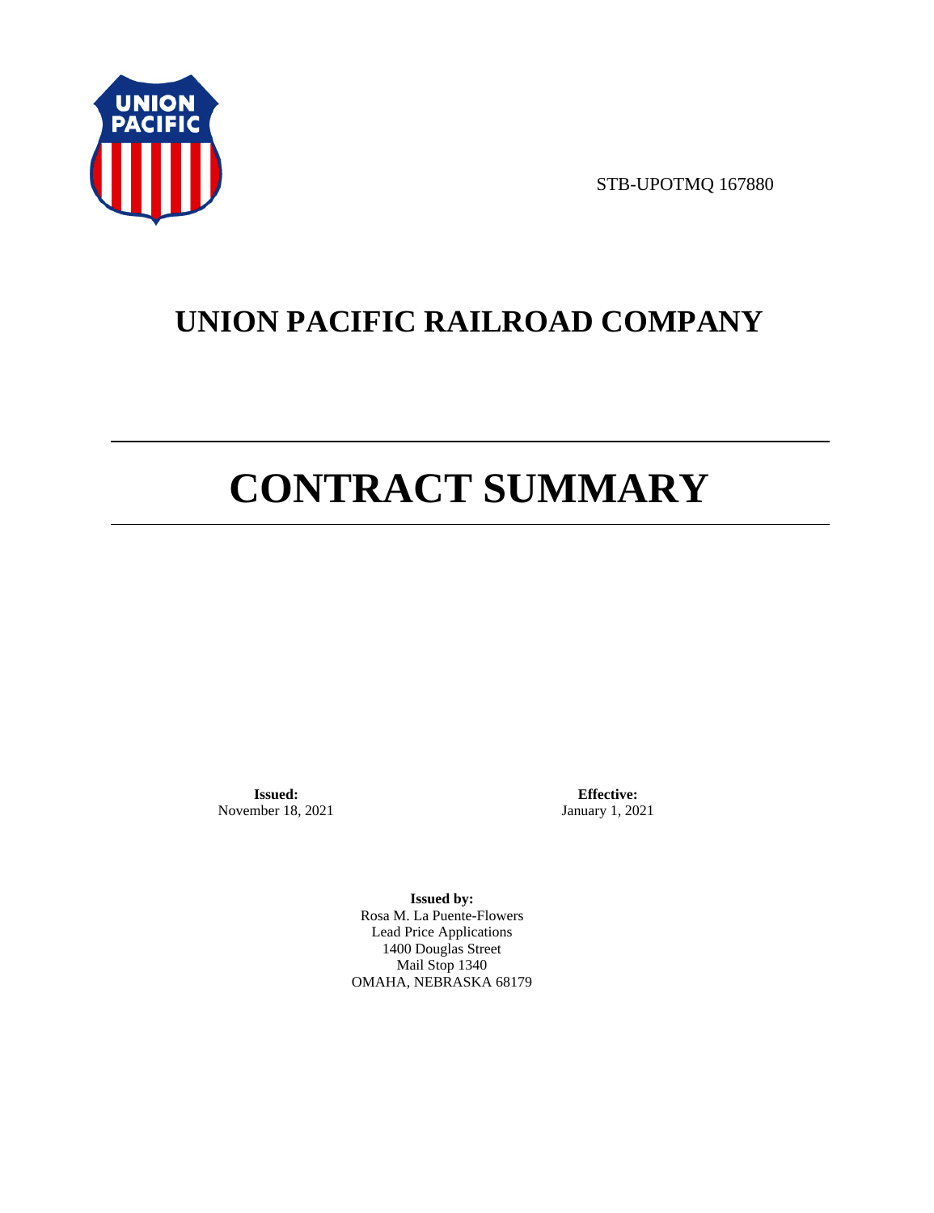STB-UPOTMQ 167880

# UNION PACIFIC RAILROAD COMPANY

# CONTRACT SUMMARY

**Issued:**
November 18, 2021

**Effective:**
January 1, 2021

**Issued by:**
Rosa M. La Puente-Flowers
Lead Price Applications
1400 Douglas Street
Mail Stop 1340
OMAHA, NEBRASKA 68179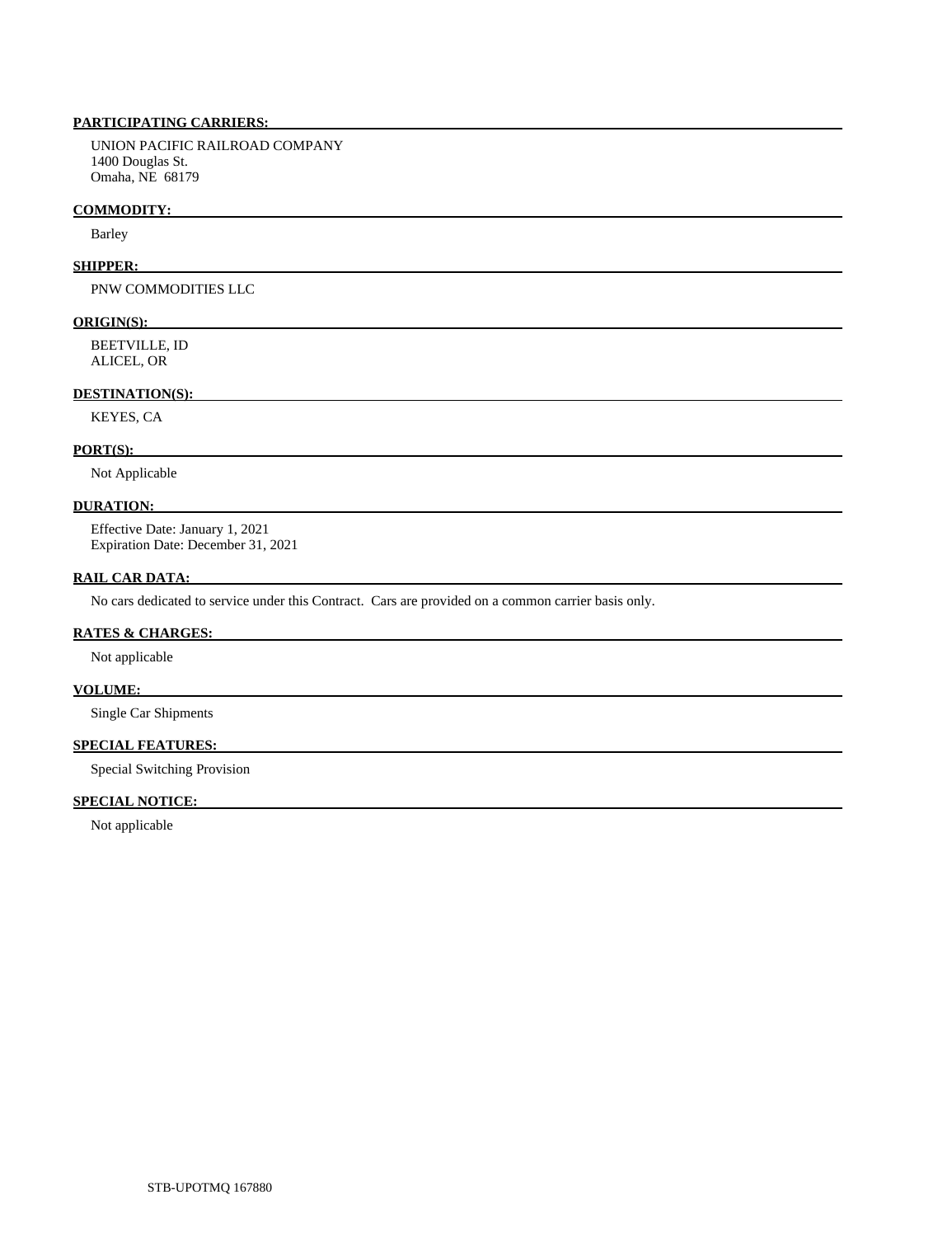**PARTICIPATING CARRIERS:**

UNION PACIFIC RAILROAD COMPANY
1400 Douglas St.
Omaha, NE 68179

**COMMODITY:**

Barley

**SHIPPER:**

PNW COMMODITIES LLC

**ORIGIN(S):**

BEETVILLE, ID
ALICEL, OR

**DESTINATION(S):**

KEYES, CA

**PORT(S):**

Not Applicable

**DURATION:**

Effective Date: January 1, 2021
Expiration Date: December 31, 2021

**RAIL CAR DATA:**

No cars dedicated to service under this Contract. Cars are provided on a common carrier basis only.

**RATES & CHARGES:**

Not applicable

**VOLUME:**

Single Car Shipments

**SPECIAL FEATURES:**

Special Switching Provision

**SPECIAL NOTICE:**

Not applicable

STB-UPOTMQ 167880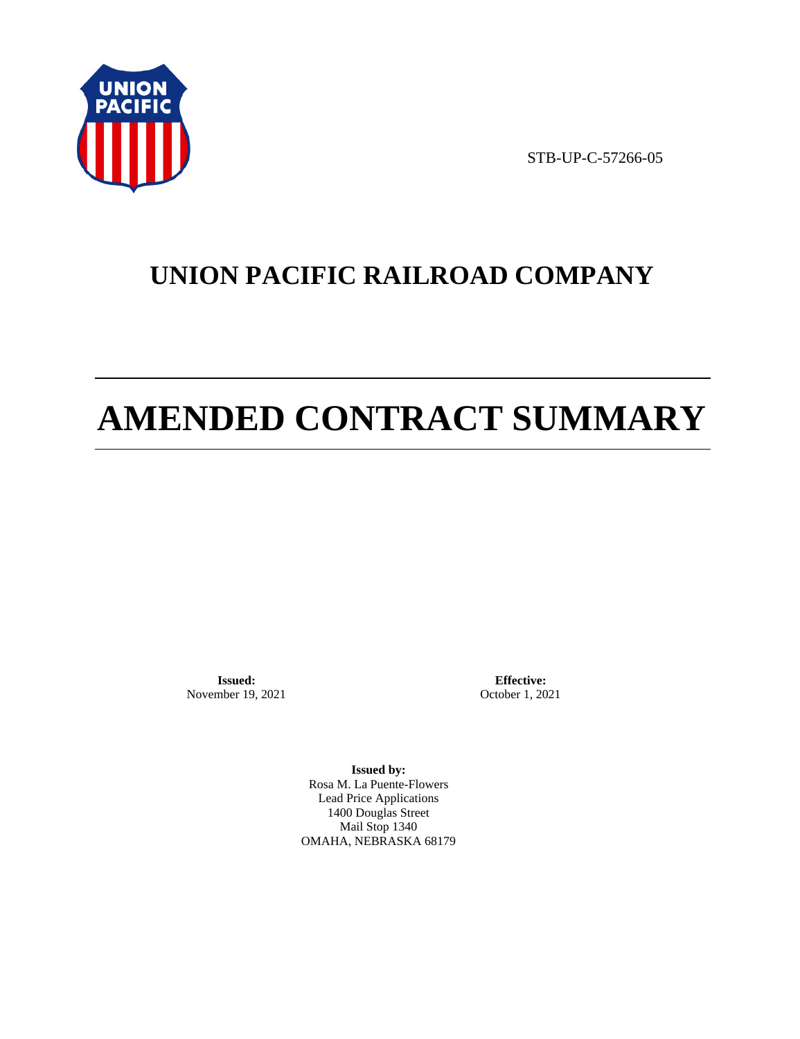STB-UP-C-57266-05

# UNION PACIFIC RAILROAD COMPANY

# AMENDED CONTRACT SUMMARY

**Issued:**
November 19, 2021

**Effective:**
October 1, 2021

**Issued by:**
Rosa M. La Puente-Flowers
Lead Price Applications
1400 Douglas Street
Mail Stop 1340
OMAHA, NEBRASKA 68179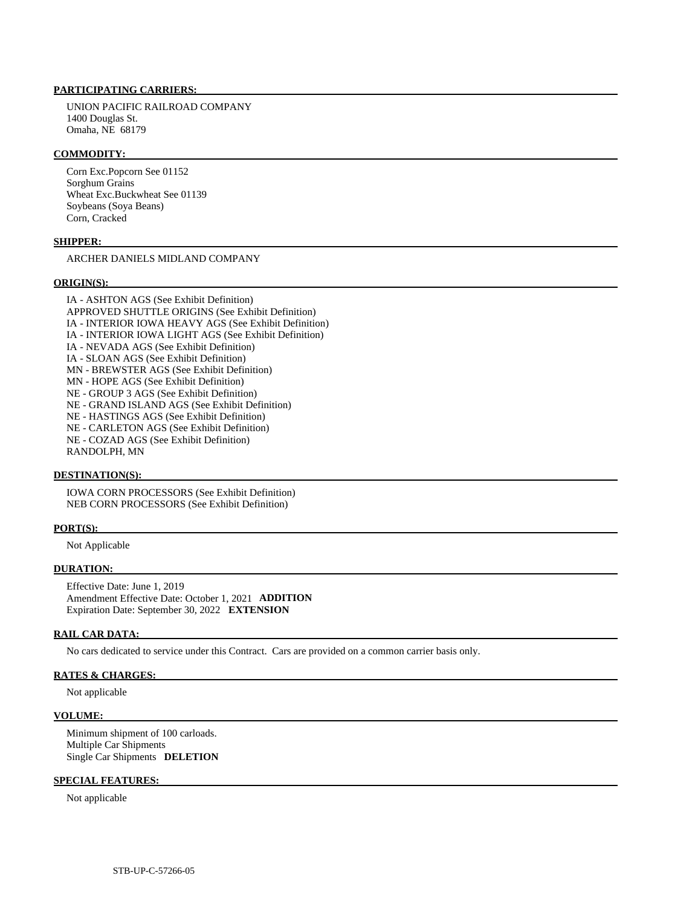**PARTICIPATING CARRIERS:**

UNION PACIFIC RAILROAD COMPANY
1400 Douglas St.
Omaha, NE 68179

**COMMODITY:**

Corn Exc.Popcorn See 01152
Sorghum Grains
Wheat Exc.Buckwheat See 01139
Soybeans (Soya Beans)
Corn, Cracked

**SHIPPER:**

ARCHER DANIELS MIDLAND COMPANY

**ORIGIN(S):**

IA - ASHTON AGS (See Exhibit Definition)
APPROVED SHUTTLE ORIGINS (See Exhibit Definition)
IA - INTERIOR IOWA HEAVY AGS (See Exhibit Definition)
IA - INTERIOR IOWA LIGHT AGS (See Exhibit Definition)
IA - NEVADA AGS (See Exhibit Definition)
IA - SLOAN AGS (See Exhibit Definition)
MN - BREWSTER AGS (See Exhibit Definition)
MN - HOPE AGS (See Exhibit Definition)
NE - GROUP 3 AGS (See Exhibit Definition)
NE - GRAND ISLAND AGS (See Exhibit Definition)
NE - HASTINGS AGS (See Exhibit Definition)
NE - CARLETON AGS (See Exhibit Definition)
NE - COZAD AGS (See Exhibit Definition)
RANDOLPH, MN

**DESTINATION(S):**

IOWA CORN PROCESSORS (See Exhibit Definition)
NEB CORN PROCESSORS (See Exhibit Definition)

**PORT(S):**

Not Applicable

**DURATION:**

Effective Date: June 1, 2019
Amendment Effective Date: October 1, 2021 **ADDITION**
Expiration Date: September 30, 2022 **EXTENSION**

**RAIL CAR DATA:**

No cars dedicated to service under this Contract. Cars are provided on a common carrier basis only.

**RATES & CHARGES:**

Not applicable

**VOLUME:**

Minimum shipment of 100 carloads.
Multiple Car Shipments
Single Car Shipments **DELETION**

**SPECIAL FEATURES:**

Not applicable

STB-UP-C-57266-05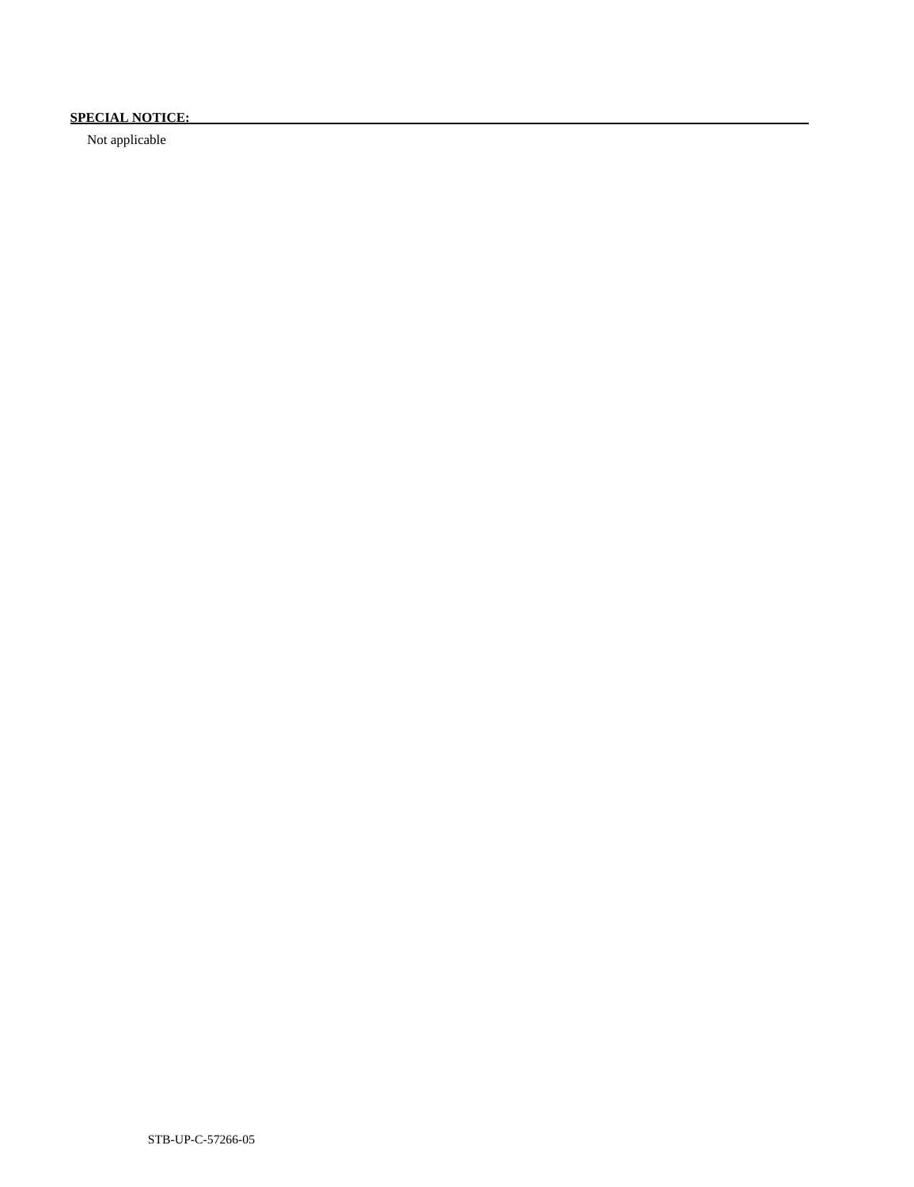**SPECIAL NOTICE:**

Not applicable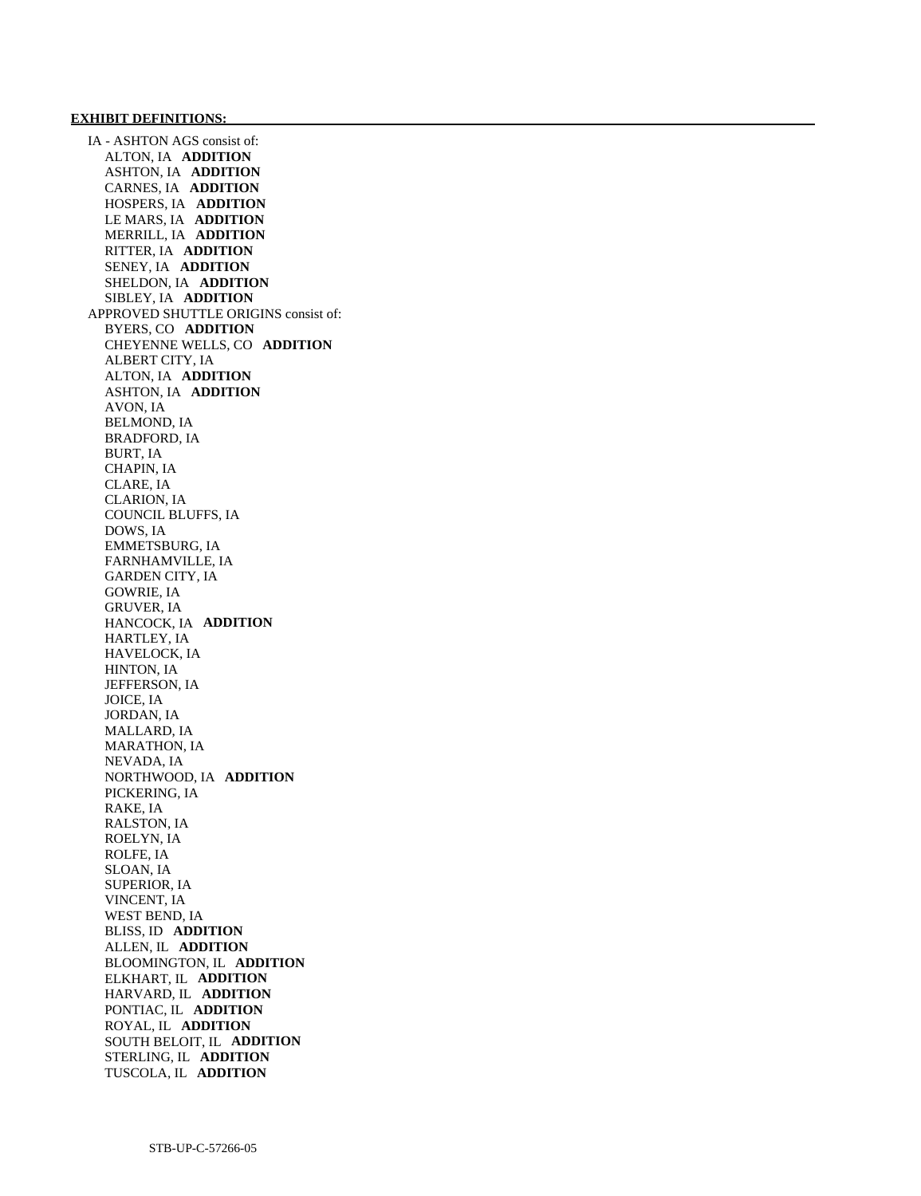**EXHIBIT DEFINITIONS:**

IA - ASHTON AGS consist of:
- ALTON, IA **ADDITION**
- ASHTON, IA **ADDITION**
- CARNES, IA **ADDITION**
- HOSPERS, IA **ADDITION**
- LE MARS, IA **ADDITION**
- MERRILL, IA **ADDITION**
- RITTER, IA **ADDITION**
- SENEY, IA **ADDITION**
- SHELDON, IA **ADDITION**
- SIBLEY, IA **ADDITION**

APPROVED SHUTTLE ORIGINS consist of:
- BYERS, CO **ADDITION**
- CHEYENNE WELLS, CO **ADDITION**
- ALBERT CITY, IA
- ALTON, IA **ADDITION**
- ASHTON, IA **ADDITION**
- AVON, IA
- BELMOND, IA
- BRADFORD, IA
- BURT, IA
- CHAPIN, IA
- CLARE, IA
- CLARION, IA
- COUNCIL BLUFFS, IA
- DOWS, IA
- EMMETSBURG, IA
- FARNHAMVILLE, IA
- GARDEN CITY, IA
- GOWRIE, IA
- GRUVER, IA
- HANCOCK, IA **ADDITION**
- HARTLEY, IA
- HAVELOCK, IA
- HINTON, IA
- JEFFERSON, IA
- JOICE, IA
- JORDAN, IA
- MALLARD, IA
- MARATHON, IA
- NEVADA, IA
- NORTHWOOD, IA **ADDITION**
- PICKERING, IA
- RAKE, IA
- RALSTON, IA
- ROELYN, IA
- ROLFE, IA
- SLOAN, IA
- SUPERIOR, IA
- VINCENT, IA
- WEST BEND, IA
- BLISS, ID **ADDITION**
- ALLEN, IL **ADDITION**
- BLOOMINGTON, IL **ADDITION**
- ELKHART, IL **ADDITION**
- HARVARD, IL **ADDITION**
- PONTIAC, IL **ADDITION**
- ROYAL, IL **ADDITION**
- SOUTH BELOIT, IL **ADDITION**
- STERLING, IL **ADDITION**
- TUSCOLA, IL **ADDITION**

STB-UP-C-57266-05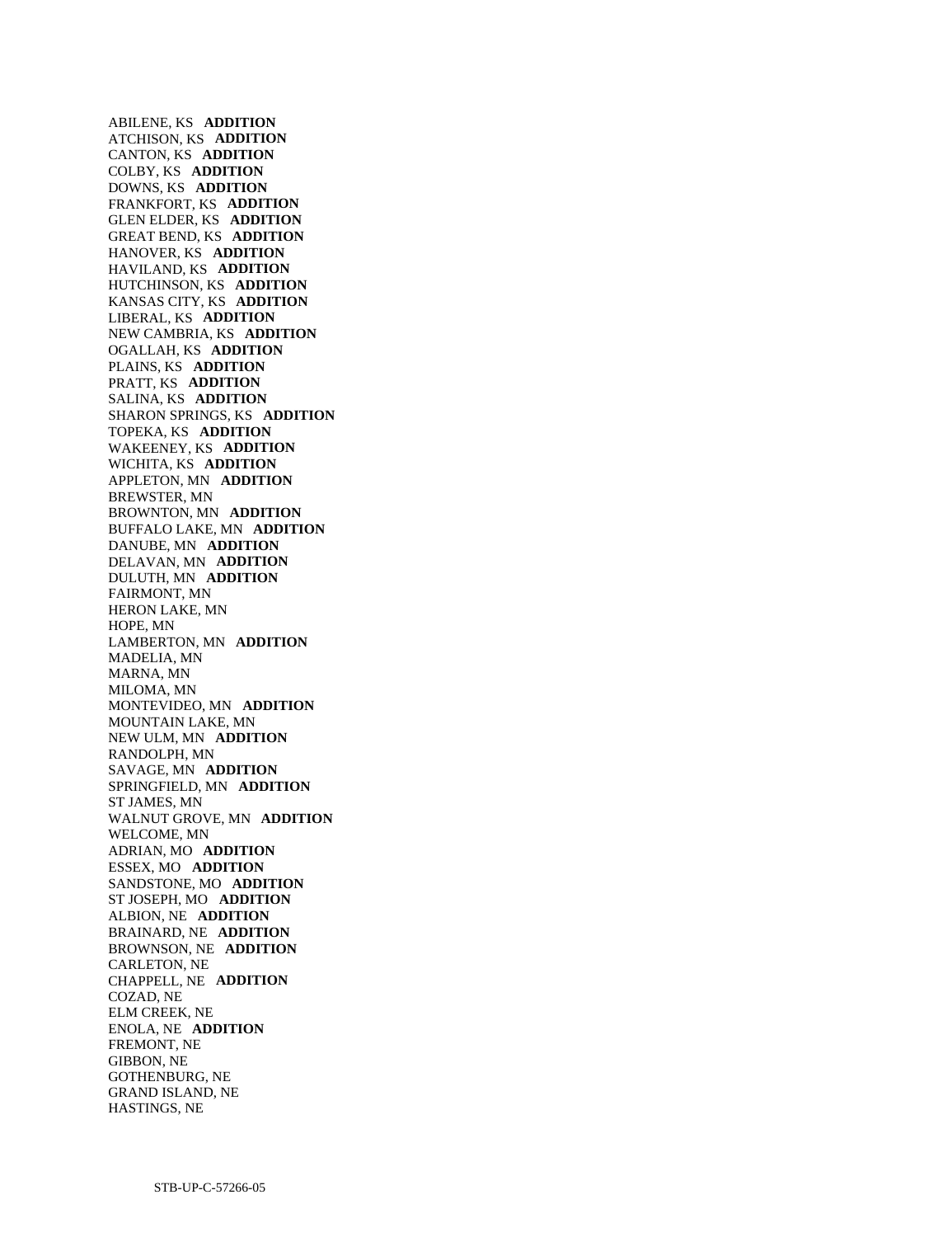ABILENE, KS **ADDITION**
ATCHISON, KS **ADDITION**
CANTON, KS **ADDITION**
COLBY, KS **ADDITION**
DOWNS, KS **ADDITION**
FRANKFORT, KS **ADDITION**
GLEN ELDER, KS **ADDITION**
GREAT BEND, KS **ADDITION**
HANOVER, KS **ADDITION**
HAVILAND, KS **ADDITION**
HUTCHINSON, KS **ADDITION**
KANSAS CITY, KS **ADDITION**
LIBERAL, KS **ADDITION**
NEW CAMBRIA, KS **ADDITION**
OGALLAH, KS **ADDITION**
PLAINS, KS **ADDITION**
PRATT, KS **ADDITION**
SALINA, KS **ADDITION**
SHARON SPRINGS, KS **ADDITION**
TOPEKA, KS **ADDITION**
WAKEENEY, KS **ADDITION**
WICHITA, KS **ADDITION**
APPLETON, MN **ADDITION**
BREWSTER, MN
BROWNTON, MN **ADDITION**
BUFFALO LAKE, MN **ADDITION**
DANUBE, MN **ADDITION**
DELAVAN, MN **ADDITION**
DULUTH, MN **ADDITION**
FAIRMONT, MN
HERON LAKE, MN
HOPE, MN
LAMBERTON, MN **ADDITION**
MADELIA, MN
MARNA, MN
MILOMA, MN
MONTEVIDEO, MN **ADDITION**
MOUNTAIN LAKE, MN
NEW ULM, MN **ADDITION**
RANDOLPH, MN
SAVAGE, MN **ADDITION**
SPRINGFIELD, MN **ADDITION**
ST JAMES, MN
WALNUT GROVE, MN **ADDITION**
WELCOME, MN
ADRIAN, MO **ADDITION**
ESSEX, MO **ADDITION**
SANDSTONE, MO **ADDITION**
ST JOSEPH, MO **ADDITION**
ALBION, NE **ADDITION**
BRAINARD, NE **ADDITION**
BROWNSON, NE **ADDITION**
CARLETON, NE
CHAPPELL, NE **ADDITION**
COZAD, NE
ELM CREEK, NE
ENOLA, NE **ADDITION**
FREMONT, NE
GIBBON, NE
GOTHENBURG, NE
GRAND ISLAND, NE
HASTINGS, NE

STB-UP-C-57266-05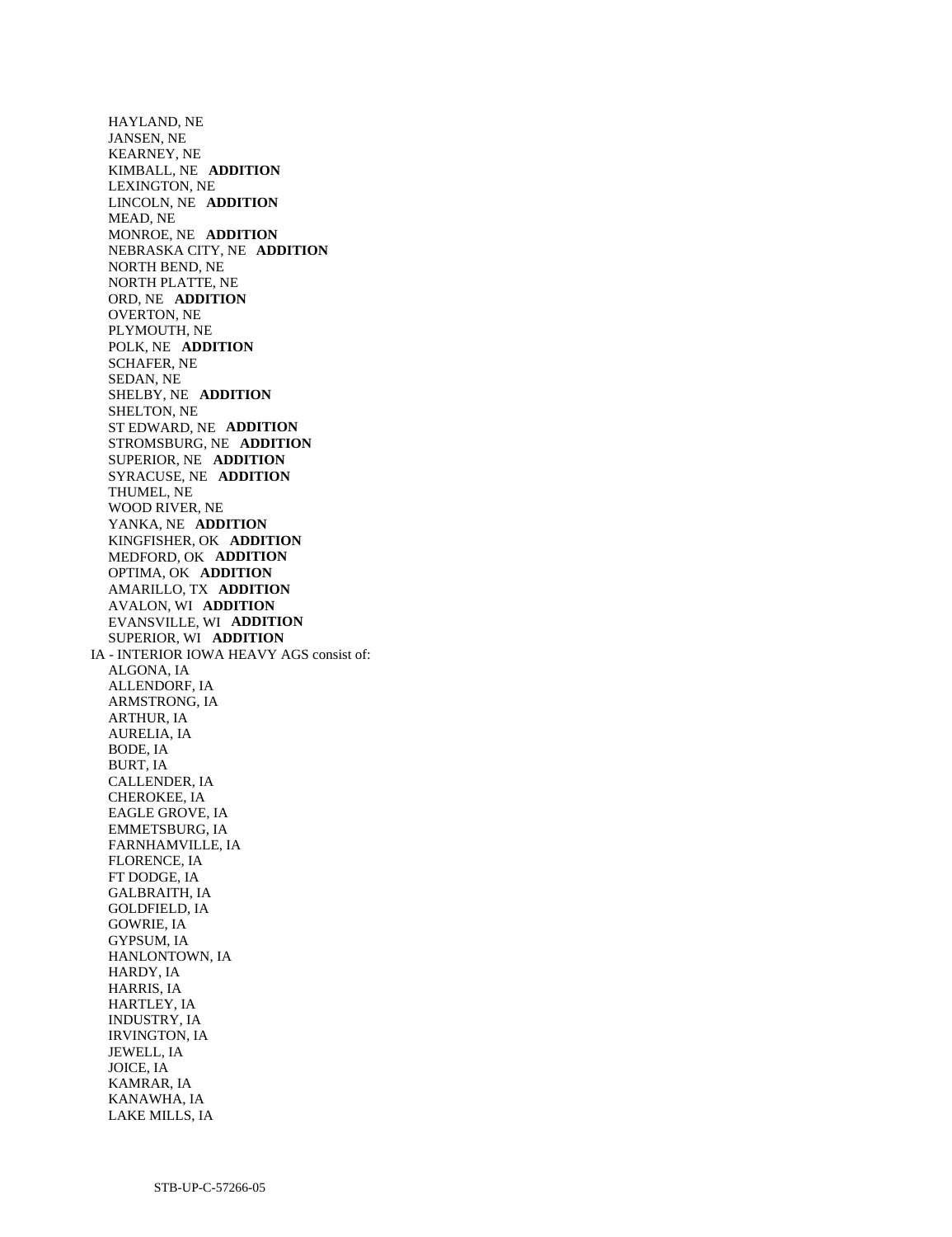HAYLAND, NE
JANSEN, NE
KEARNEY, NE
KIMBALL, NE **ADDITION**
LEXINGTON, NE
LINCOLN, NE **ADDITION**
MEAD, NE
MONROE, NE **ADDITION**
NEBRASKA CITY, NE **ADDITION**
NORTH BEND, NE
NORTH PLATTE, NE
ORD, NE **ADDITION**
OVERTON, NE
PLYMOUTH, NE
POLK, NE **ADDITION**
SCHAFER, NE
SEDAN, NE
SHELBY, NE **ADDITION**
SHELTON, NE
ST EDWARD, NE **ADDITION**
STROMSBURG, NE **ADDITION**
SUPERIOR, NE **ADDITION**
SYRACUSE, NE **ADDITION**
THUMEL, NE
WOOD RIVER, NE
YANKA, NE **ADDITION**
KINGFISHER, OK **ADDITION**
MEDFORD, OK **ADDITION**
OPTIMA, OK **ADDITION**
AMARILLO, TX **ADDITION**
AVALON, WI **ADDITION**
EVANSVILLE, WI **ADDITION**
SUPERIOR, WI **ADDITION**

IA - INTERIOR IOWA HEAVY AGS consist of:
ALGONA, IA
ALLENDORF, IA
ARMSTRONG, IA
ARTHUR, IA
AURELIA, IA
BODE, IA
BURT, IA
CALLENDER, IA
CHEROKEE, IA
EAGLE GROVE, IA
EMMETSBURG, IA
FARNHAMVILLE, IA
FLORENCE, IA
FT DODGE, IA
GALBRAITH, IA
GOLDFIELD, IA
GOWRIE, IA
GYPSUM, IA
HANLONTOWN, IA
HARDY, IA
HARRIS, IA
HARTLEY, IA
INDUSTRY, IA
IRVINGTON, IA
JEWELL, IA
JOICE, IA
KAMRAR, IA
KANAWHA, IA
LAKE MILLS, IA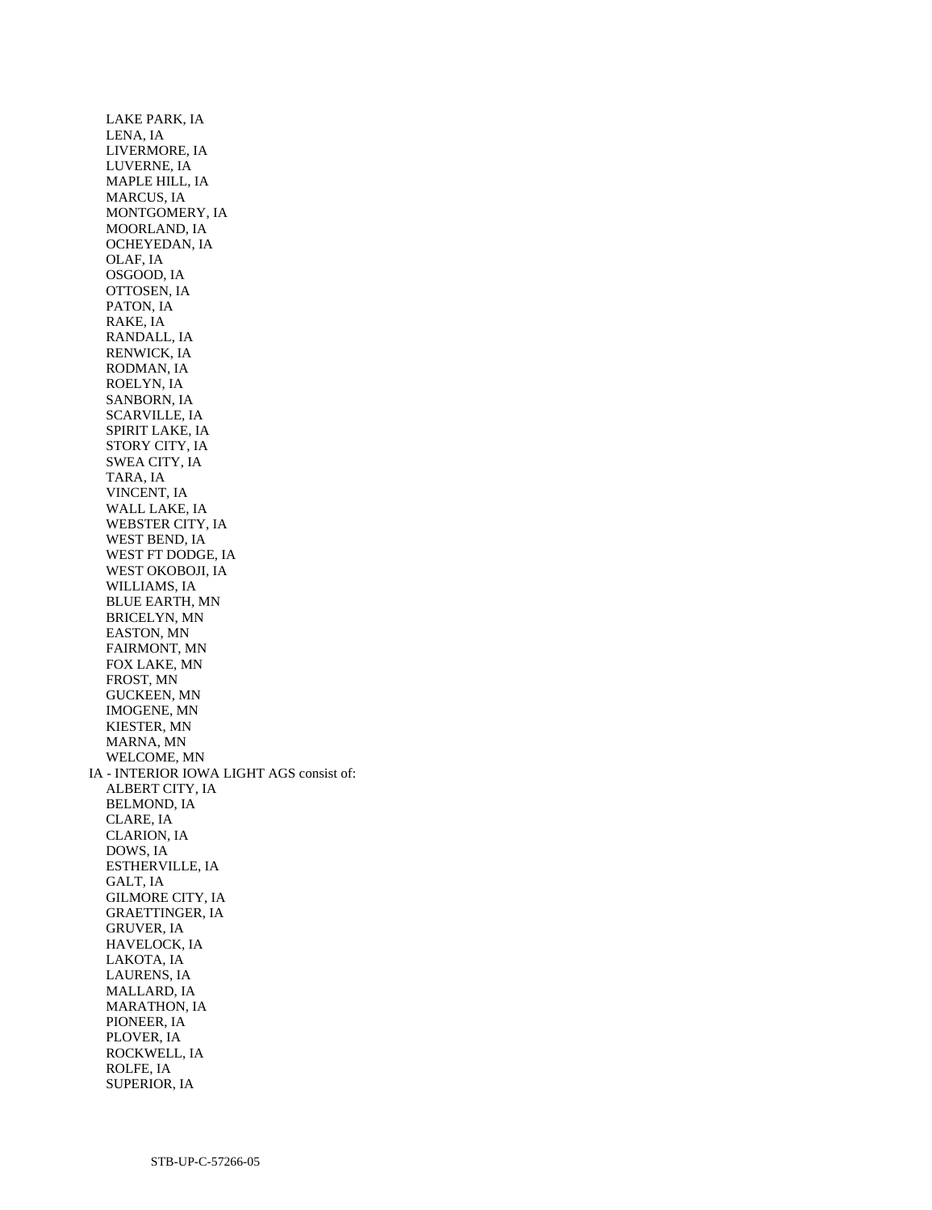LAKE PARK, IA
LENA, IA
LIVERMORE, IA
LUVERNE, IA
MAPLE HILL, IA
MARCUS, IA
MONTGOMERY, IA
MOORLAND, IA
OCHEYEDAN, IA
OLAF, IA
OSGOOD, IA
OTTOSEN, IA
PATON, IA
RAKE, IA
RANDALL, IA
RENWICK, IA
RODMAN, IA
ROELYN, IA
SANBORN, IA
SCARVILLE, IA
SPIRIT LAKE, IA
STORY CITY, IA
SWEA CITY, IA
TARA, IA
VINCENT, IA
WALL LAKE, IA
WEBSTER CITY, IA
WEST BEND, IA
WEST FT DODGE, IA
WEST OKOBOJI, IA
WILLIAMS, IA
BLUE EARTH, MN
BRICELYN, MN
EASTON, MN
FAIRMONT, MN
FOX LAKE, MN
FROST, MN
GUCKEEN, MN
IMOGENE, MN
KIESTER, MN
MARNA, MN
WELCOME, MN

IA - INTERIOR IOWA LIGHT AGS consist of:

ALBERT CITY, IA
BELMOND, IA
CLARE, IA
CLARION, IA
DOWS, IA
ESTHERVILLE, IA
GALT, IA
GILMORE CITY, IA
GRAETTINGER, IA
GRUVER, IA
HAVELOCK, IA
LAKOTA, IA
LAURENS, IA
MALLARD, IA
MARATHON, IA
PIONEER, IA
PLOVER, IA
ROCKWELL, IA
ROLFE, IA
SUPERIOR, IA

STB-UP-C-57266-05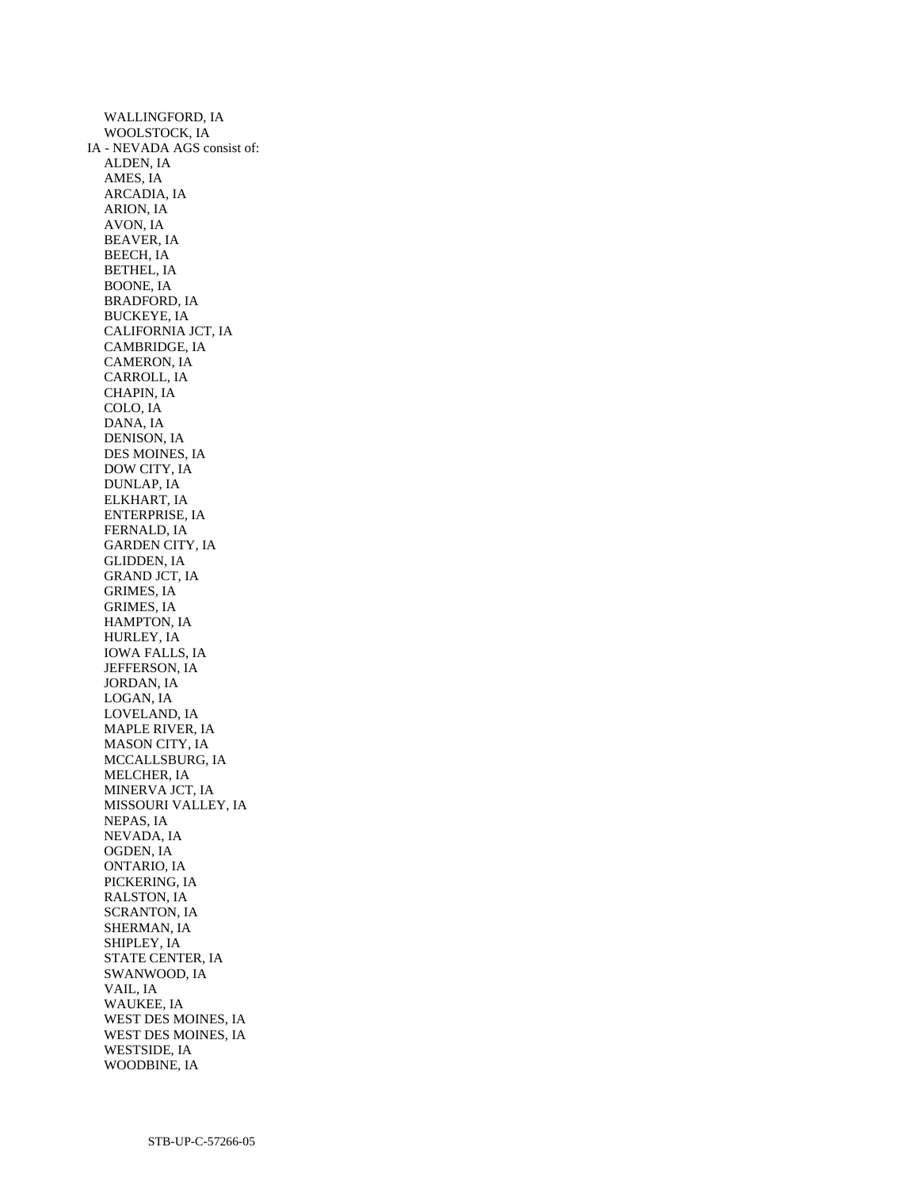WALLINGFORD, IA
WOOLSTOCK, IA

IA - NEVADA AGS consist of:

ALDEN, IA
AMES, IA
ARCADIA, IA
ARION, IA
AVON, IA
BEAVER, IA
BEECH, IA
BETHEL, IA
BOONE, IA
BRADFORD, IA
BUCKEYE, IA
CALIFORNIA JCT, IA
CAMBRIDGE, IA
CAMERON, IA
CARROLL, IA
CHAPIN, IA
COLO, IA
DANA, IA
DENISON, IA
DES MOINES, IA
DOW CITY, IA
DUNLAP, IA
ELKHART, IA
ENTERPRISE, IA
FERNALD, IA
GARDEN CITY, IA
GLIDDEN, IA
GRAND JCT, IA
GRIMES, IA
GRIMES, IA
HAMPTON, IA
HURLEY, IA
IOWA FALLS, IA
JEFFERSON, IA
JORDAN, IA
LOGAN, IA
LOVELAND, IA
MAPLE RIVER, IA
MASON CITY, IA
MCCALLSBURG, IA
MELCHER, IA
MINERVA JCT, IA
MISSOURI VALLEY, IA
NEPAS, IA
NEVADA, IA
OGDEN, IA
ONTARIO, IA
PICKERING, IA
RALSTON, IA
SCRANTON, IA
SHERMAN, IA
SHIPLEY, IA
STATE CENTER, IA
SWANWOOD, IA
VAIL, IA
WAUKEE, IA
WEST DES MOINES, IA
WEST DES MOINES, IA
WESTSIDE, IA
WOODBINE, IA

STB-UP-C-57266-05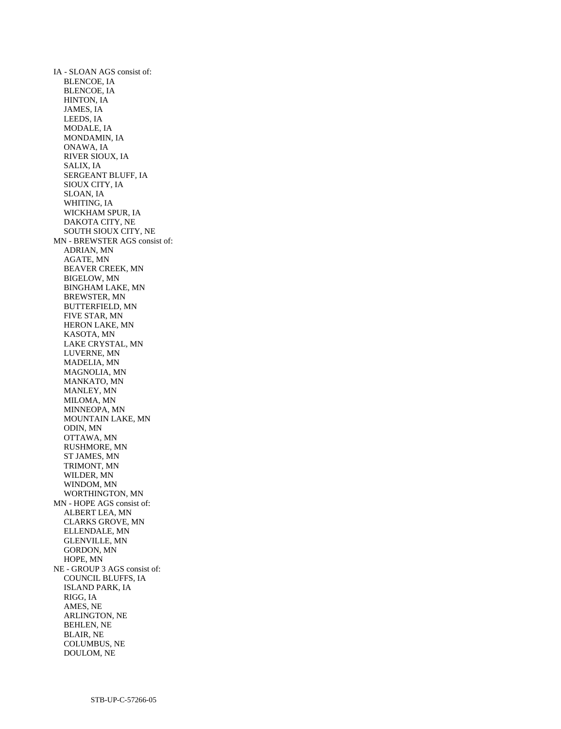IA - SLOAN AGS consist of:
- BLENCOE, IA
- BLENCOE, IA
- HINTON, IA
- JAMES, IA
- LEEDS, IA
- MODALE, IA
- MONDAMIN, IA
- ONAWA, IA
- RIVER SIOUX, IA
- SALIX, IA
- SERGEANT BLUFF, IA
- SIOUX CITY, IA
- SLOAN, IA
- WHITING, IA
- WICKHAM SPUR, IA
- DAKOTA CITY, NE
- SOUTH SIOUX CITY, NE

MN - BREWSTER AGS consist of:
- ADRIAN, MN
- AGATE, MN
- BEAVER CREEK, MN
- BIGELOW, MN
- BINGHAM LAKE, MN
- BREWSTER, MN
- BUTTERFIELD, MN
- FIVE STAR, MN
- HERON LAKE, MN
- KASOTA, MN
- LAKE CRYSTAL, MN
- LUVERNE, MN
- MADELIA, MN
- MAGNOLIA, MN
- MANKATO, MN
- MANLEY, MN
- MILOMA, MN
- MINNEOPA, MN
- MOUNTAIN LAKE, MN
- ODIN, MN
- OTTAWA, MN
- RUSHMORE, MN
- ST JAMES, MN
- TRIMONT, MN
- WILDER, MN
- WINDOM, MN
- WORTHINGTON, MN

MN - HOPE AGS consist of:
- ALBERT LEA, MN
- CLARKS GROVE, MN
- ELLENDALE, MN
- GLENVILLE, MN
- GORDON, MN
- HOPE, MN

NE - GROUP 3 AGS consist of:
- COUNCIL BLUFFS, IA
- ISLAND PARK, IA
- RIGG, IA
- AMES, NE
- ARLINGTON, NE
- BEHLEN, NE
- BLAIR, NE
- COLUMBUS, NE
- DOULOM, NE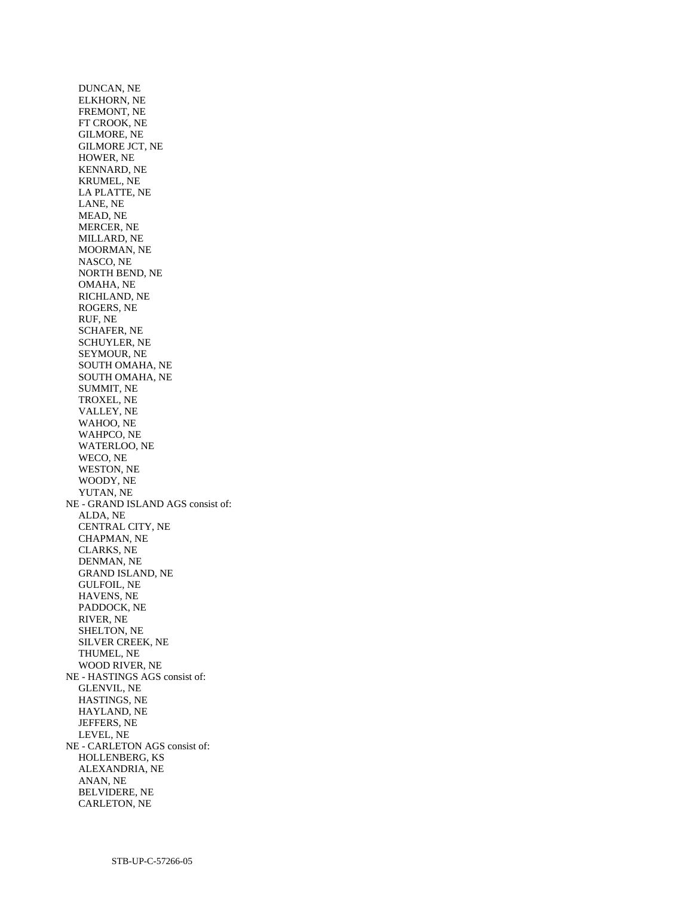DUNCAN, NE
ELKHORN, NE
FREMONT, NE
FT CROOK, NE
GILMORE, NE
GILMORE JCT, NE
HOWER, NE
KENNARD, NE
KRUMEL, NE
LA PLATTE, NE
LANE, NE
MEAD, NE
MERCER, NE
MILLARD, NE
MOORMAN, NE
NASCO, NE
NORTH BEND, NE
OMAHA, NE
RICHLAND, NE
ROGERS, NE
RUF, NE
SCHAFER, NE
SCHUYLER, NE
SEYMOUR, NE
SOUTH OMAHA, NE
SOUTH OMAHA, NE
SUMMIT, NE
TROXEL, NE
VALLEY, NE
WAHOO, NE
WAHPCO, NE
WATERLOO, NE
WECO, NE
WESTON, NE
WOODY, NE
YUTAN, NE

NE - GRAND ISLAND AGS consist of:

ALDA, NE
CENTRAL CITY, NE
CHAPMAN, NE
CLARKS, NE
DENMAN, NE
GRAND ISLAND, NE
GULFOIL, NE
HAVENS, NE
PADDOCK, NE
RIVER, NE
SHELTON, NE
SILVER CREEK, NE
THUMEL, NE
WOOD RIVER, NE

NE - HASTINGS AGS consist of:

GLENVIL, NE
HASTINGS, NE
HAYLAND, NE
JEFFERS, NE
LEVEL, NE

NE - CARLETON AGS consist of:

HOLLENBERG, KS
ALEXANDRIA, NE
ANAN, NE
BELVIDERE, NE
CARLETON, NE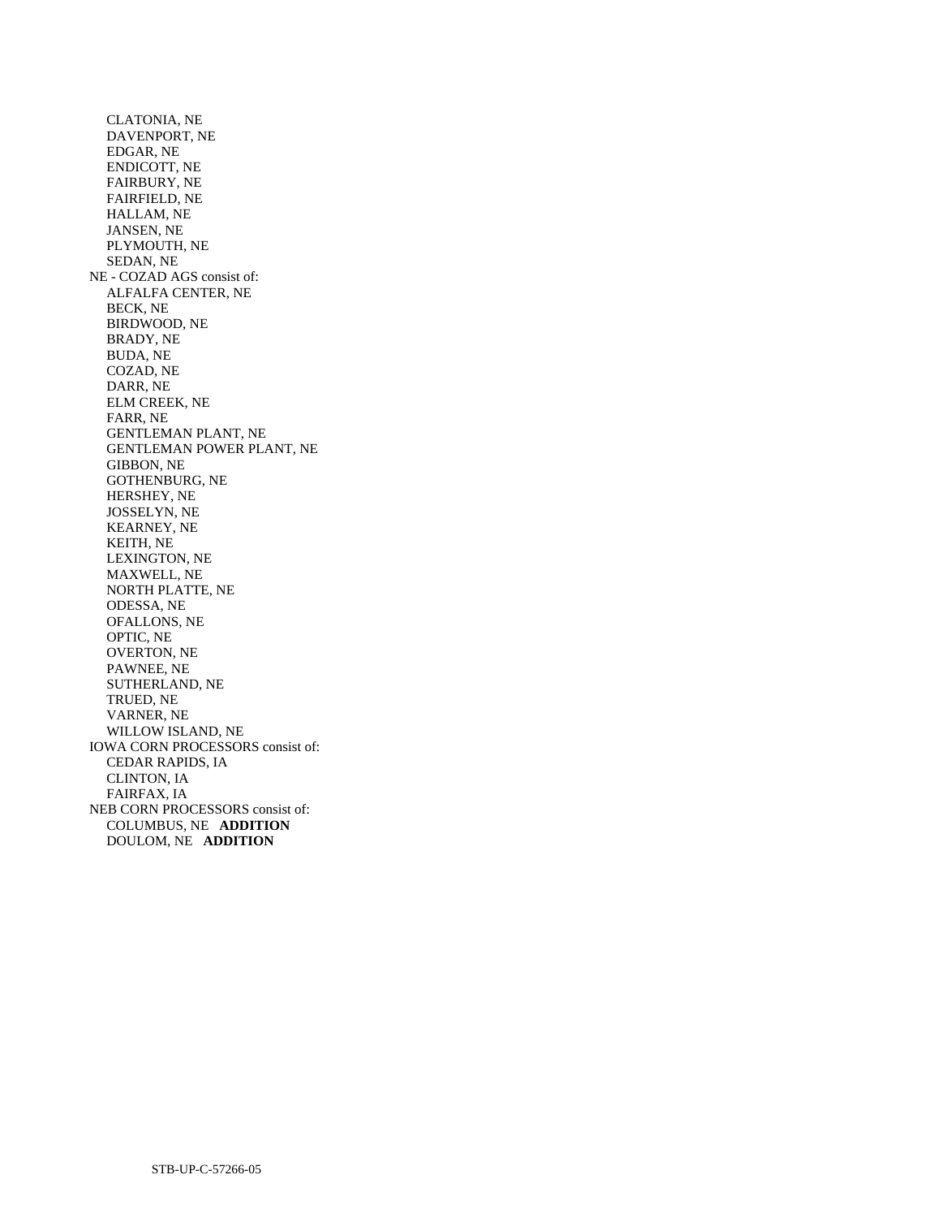CLATONIA, NE
DAVENPORT, NE
EDGAR, NE
ENDICOTT, NE
FAIRBURY, NE
FAIRFIELD, NE
HALLAM, NE
JANSEN, NE
PLYMOUTH, NE
SEDAN, NE

NE - COZAD AGS consist of:
ALFALFA CENTER, NE
BECK, NE
BIRDWOOD, NE
BRADY, NE
BUDA, NE
COZAD, NE
DARR, NE
ELM CREEK, NE
FARR, NE
GENTLEMAN PLANT, NE
GENTLEMAN POWER PLANT, NE
GIBBON, NE
GOTHENBURG, NE
HERSHEY, NE
JOSSELYN, NE
KEARNEY, NE
KEITH, NE
LEXINGTON, NE
MAXWELL, NE
NORTH PLATTE, NE
ODESSA, NE
OFALLONS, NE
OPTIC, NE
OVERTON, NE
PAWNEE, NE
SUTHERLAND, NE
TRUED, NE
VARNER, NE
WILLOW ISLAND, NE

IOWA CORN PROCESSORS consist of:
CEDAR RAPIDS, IA
CLINTON, IA
FAIRFAX, IA

NEB CORN PROCESSORS consist of:
COLUMBUS, NE **ADDITION**
DOULOM, NE **ADDITION**

STB-UP-C-57266-05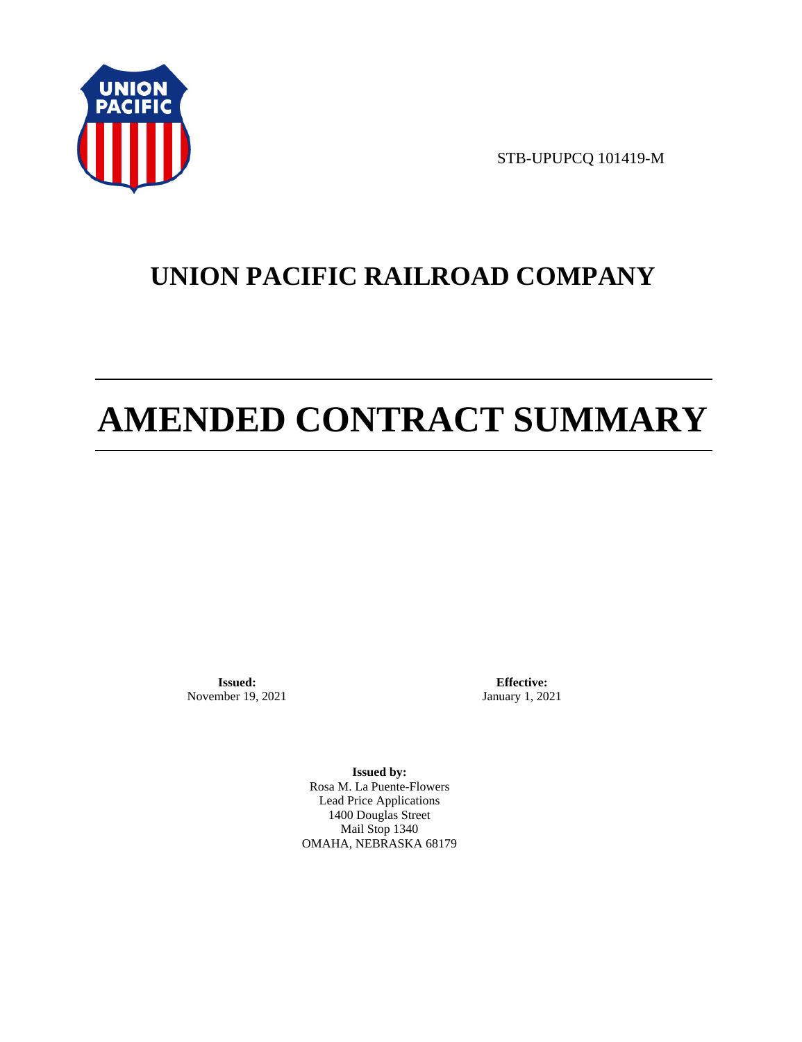STB-UPUPCQ 101419-M

# UNION PACIFIC RAILROAD COMPANY

# AMENDED CONTRACT SUMMARY

**Issued:**
November 19, 2021

**Effective:**
January 1, 2021

**Issued by:**
Rosa M. La Puente-Flowers
Lead Price Applications
1400 Douglas Street
Mail Stop 1340
OMAHA, NEBRASKA 68179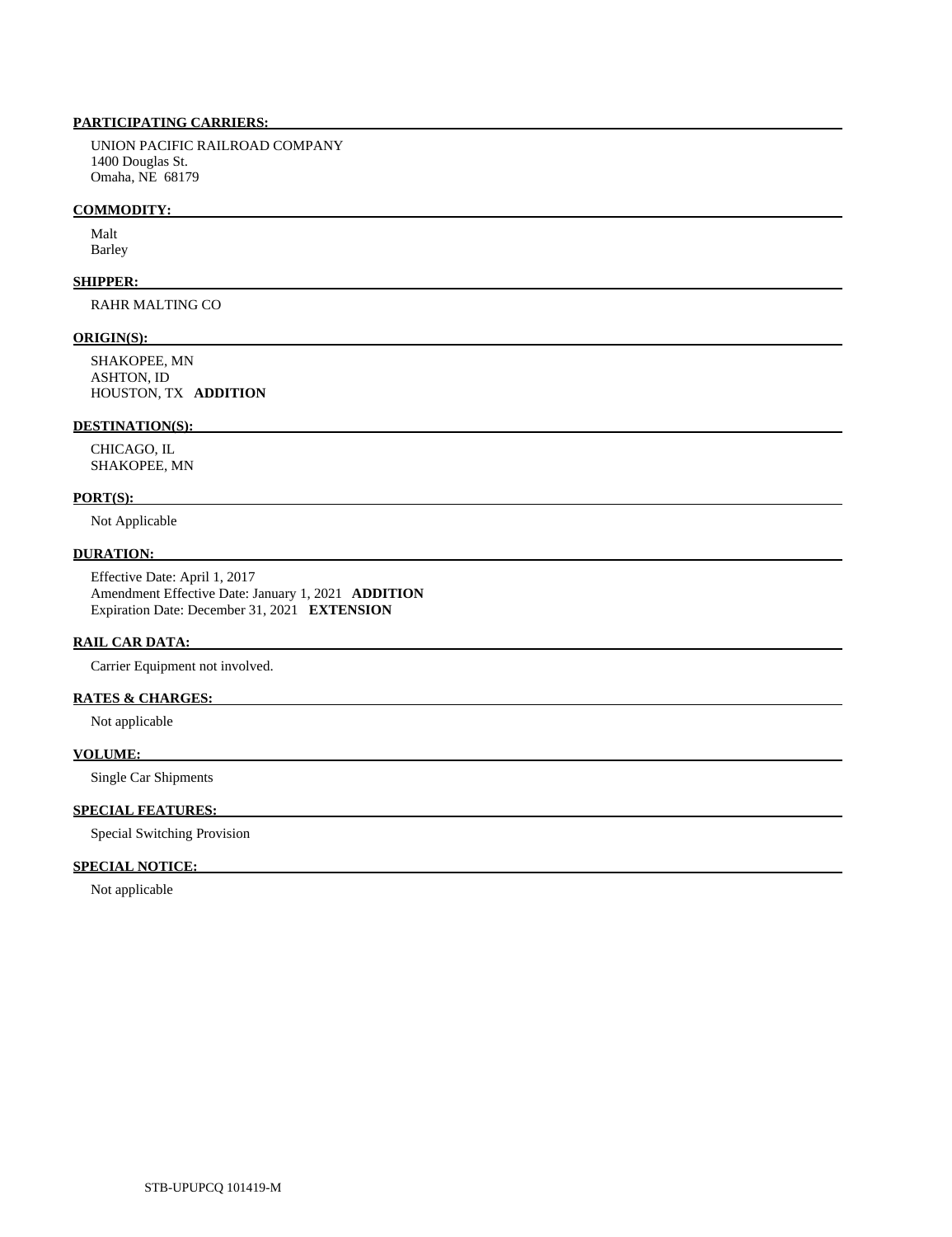**PARTICIPATING CARRIERS:**

UNION PACIFIC RAILROAD COMPANY
1400 Douglas St.
Omaha, NE 68179

**COMMODITY:**

Malt
Barley

**SHIPPER:**

RAHR MALTING CO

**ORIGIN(S):**

SHAKOPEE, MN
ASHTON, ID
HOUSTON, TX **ADDITION**

**DESTINATION(S):**

CHICAGO, IL
SHAKOPEE, MN

**PORT(S):**

Not Applicable

**DURATION:**

Effective Date: April 1, 2017
Amendment Effective Date: January 1, 2021 **ADDITION**
Expiration Date: December 31, 2021 **EXTENSION**

**RAIL CAR DATA:**

Carrier Equipment not involved.

**RATES & CHARGES:**

Not applicable

**VOLUME:**

Single Car Shipments

**SPECIAL FEATURES:**

Special Switching Provision

**SPECIAL NOTICE:**

Not applicable

STB-UPUPCQ 101419-M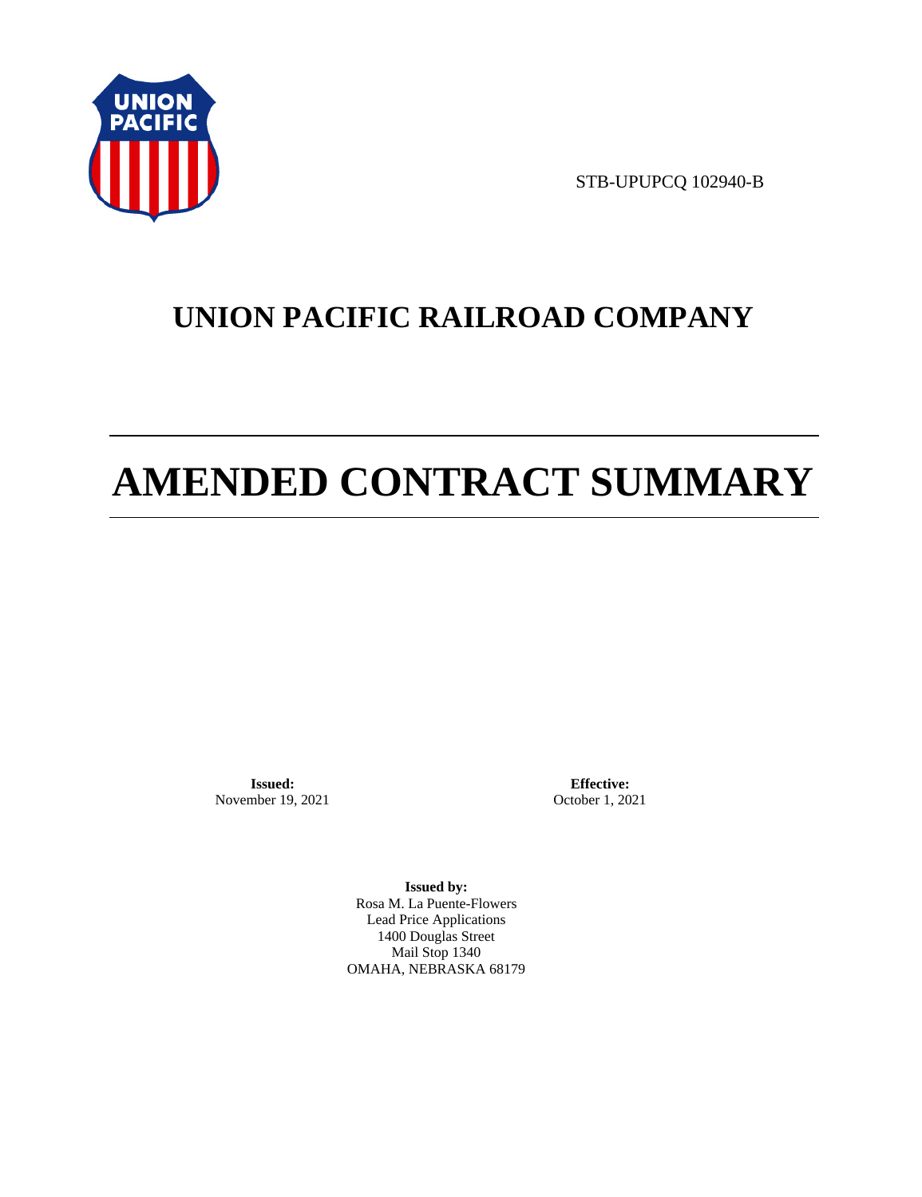STB-UPUPCQ 102940-B

# UNION PACIFIC RAILROAD COMPANY

# AMENDED CONTRACT SUMMARY

**Issued:**
November 19, 2021

**Effective:**
October 1, 2021

**Issued by:**
Rosa M. La Puente-Flowers
Lead Price Applications
1400 Douglas Street
Mail Stop 1340
OMAHA, NEBRASKA 68179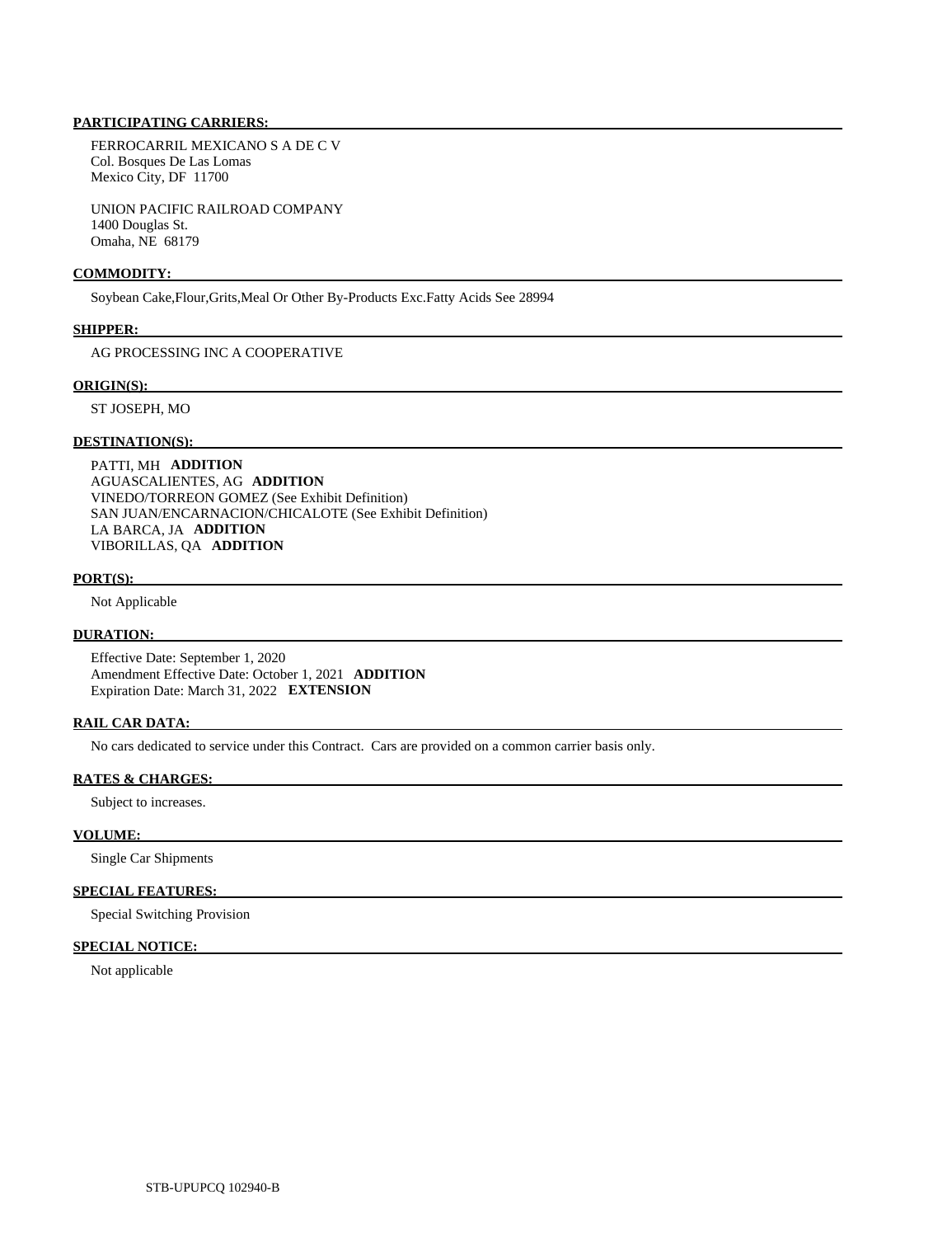**PARTICIPATING CARRIERS:**

FERROCARRIL MEXICANO S A DE C V
Col. Bosques De Las Lomas
Mexico City, DF 11700

UNION PACIFIC RAILROAD COMPANY
1400 Douglas St.
Omaha, NE 68179

**COMMODITY:**

Soybean Cake,Flour,Grits,Meal Or Other By-Products Exc.Fatty Acids See 28994

**SHIPPER:**

AG PROCESSING INC A COOPERATIVE

**ORIGIN(S):**

ST JOSEPH, MO

**DESTINATION(S):**

PATTI, MH **ADDITION**
AGUASCALIENTES, AG **ADDITION**
VINEDO/TORREON GOMEZ (See Exhibit Definition)
SAN JUAN/ENCARNACION/CHICALOTE (See Exhibit Definition)
LA BARCA, JA **ADDITION**
VIBORILLAS, QA **ADDITION**

**PORT(S):**

Not Applicable

**DURATION:**

Effective Date: September 1, 2020
Amendment Effective Date: October 1, 2021 **ADDITION**
Expiration Date: March 31, 2022 **EXTENSION**

**RAIL CAR DATA:**

No cars dedicated to service under this Contract. Cars are provided on a common carrier basis only.

**RATES & CHARGES:**

Subject to increases.

**VOLUME:**

Single Car Shipments

**SPECIAL FEATURES:**

Special Switching Provision

**SPECIAL NOTICE:**

Not applicable

STB-UPUPCQ 102940-B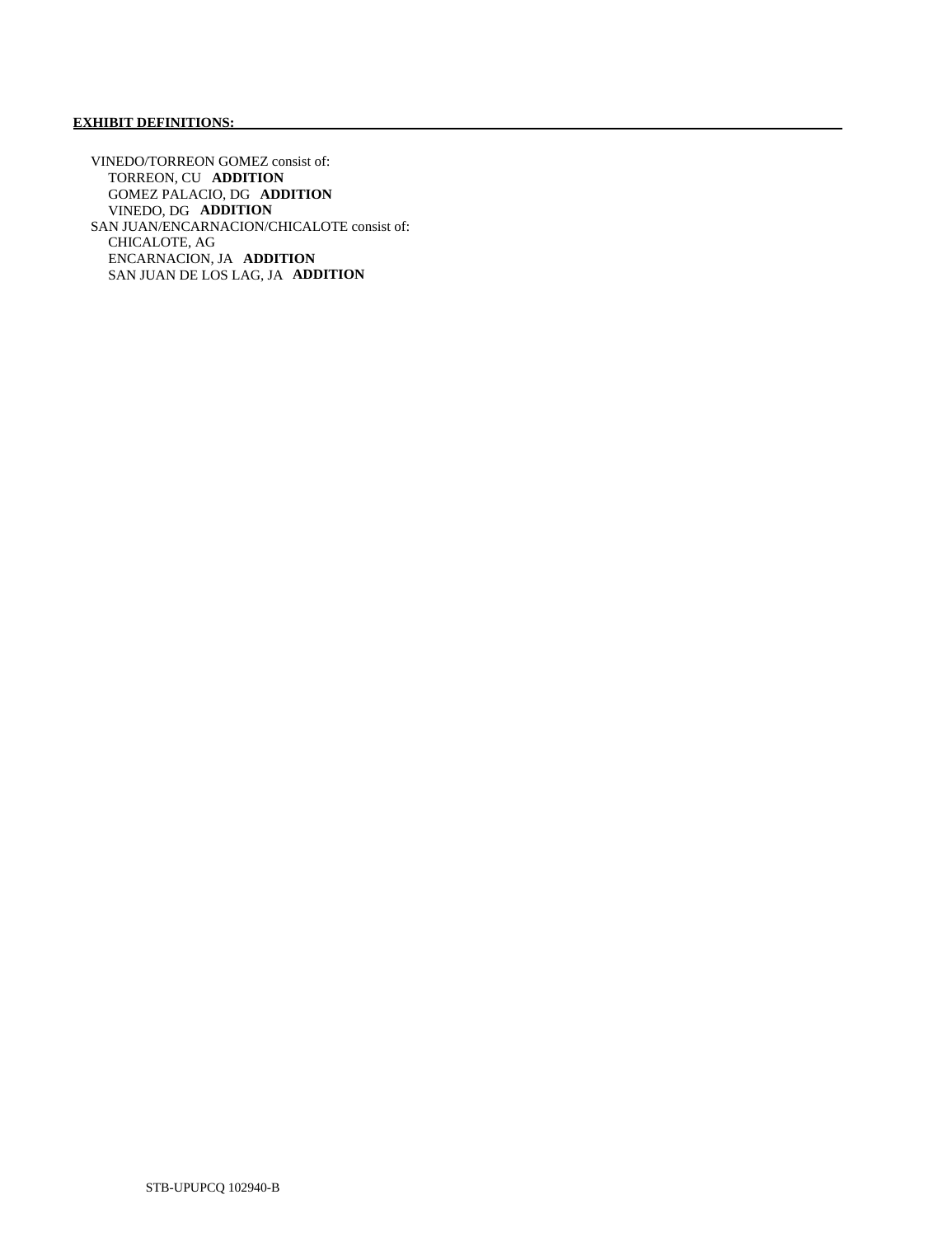**EXHIBIT DEFINITIONS:**

VINEDO/TORREON GOMEZ consist of:
- TORREON, CU **ADDITION**
- GOMEZ PALACIO, DG **ADDITION**
- VINEDO, DG **ADDITION**

SAN JUAN/ENCARNACION/CHICALOTE consist of:
- CHICALOTE, AG
- ENCARNACION, JA **ADDITION**
- SAN JUAN DE LOS LAG, JA **ADDITION**

STB-UPUPCQ 102940-B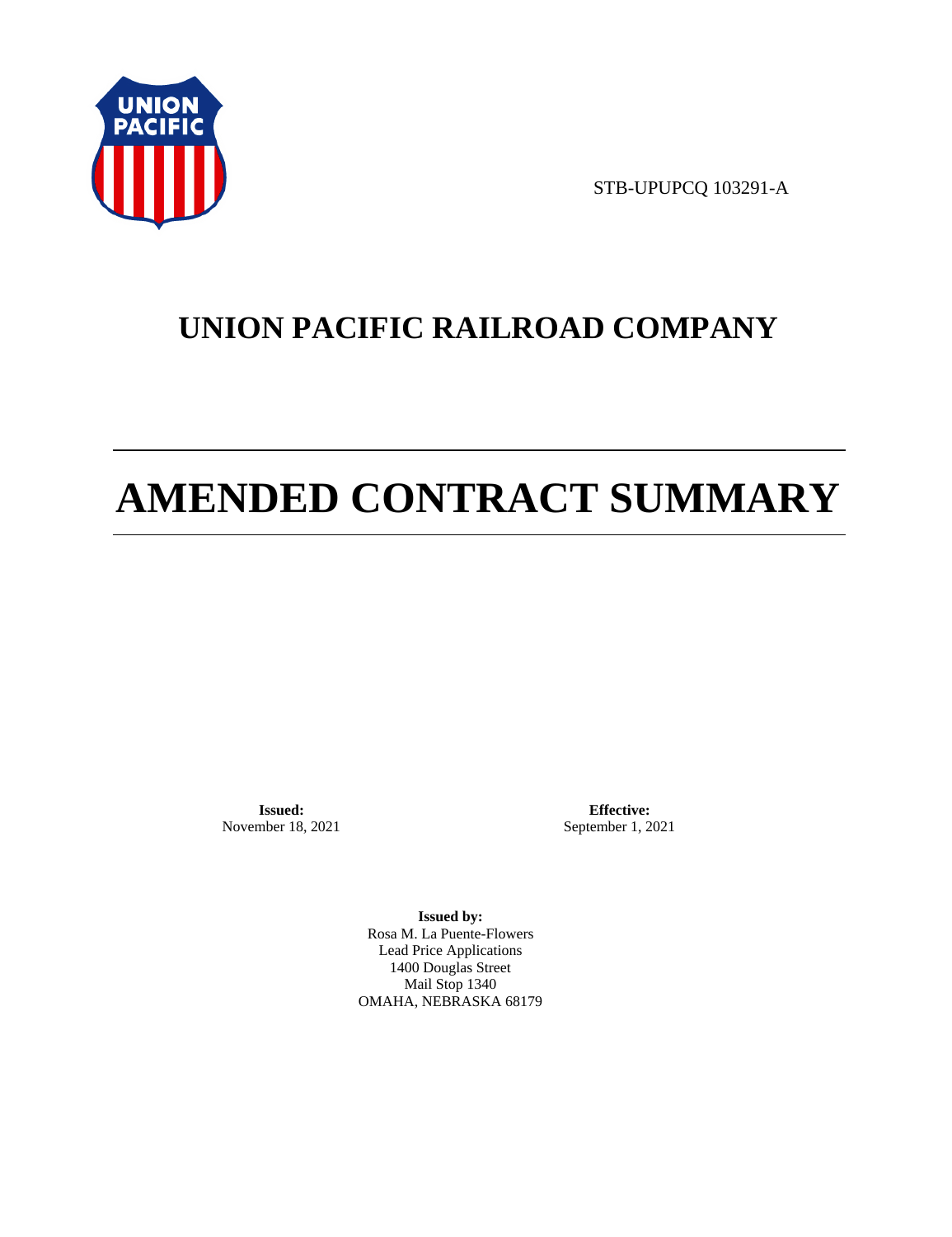STB-UPUPCQ 103291-A

# UNION PACIFIC RAILROAD COMPANY

# AMENDED CONTRACT SUMMARY

**Issued:**
November 18, 2021

**Effective:**
September 1, 2021

**Issued by:**
Rosa M. La Puente-Flowers
Lead Price Applications
1400 Douglas Street
Mail Stop 1340
OMAHA, NEBRASKA 68179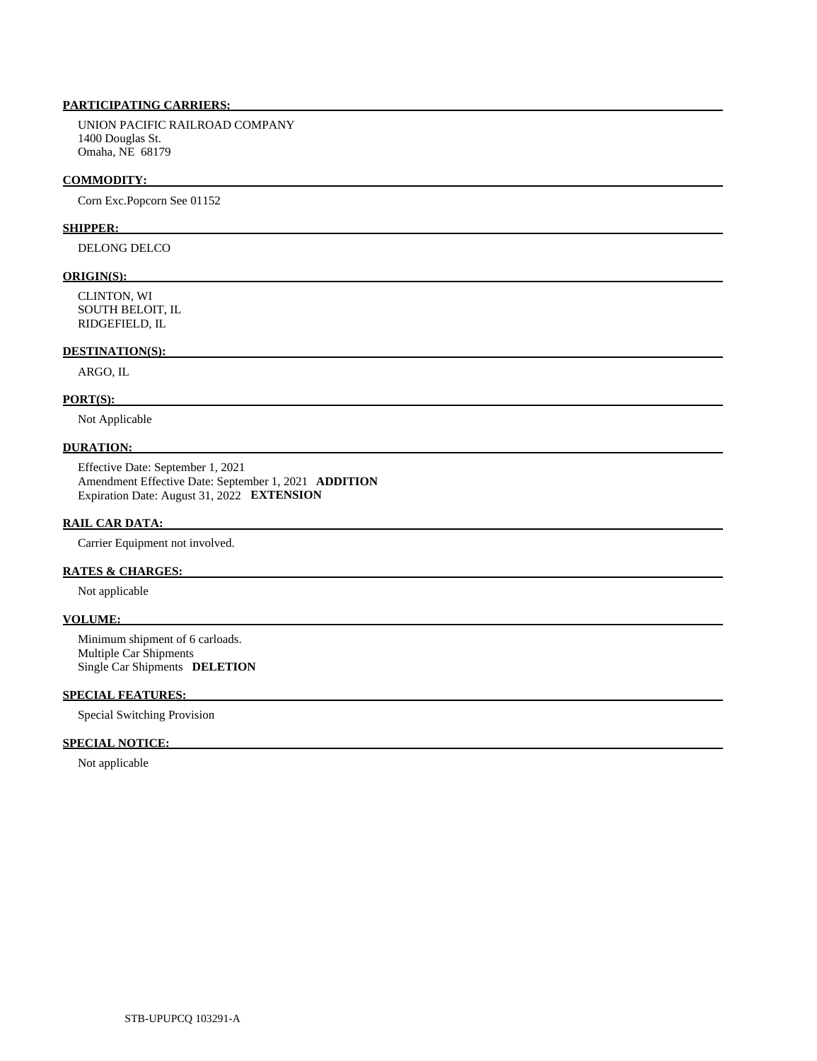**PARTICIPATING CARRIERS:**

UNION PACIFIC RAILROAD COMPANY
1400 Douglas St.
Omaha, NE 68179

**COMMODITY:**

Corn Exc.Popcorn See 01152

**SHIPPER:**

DELONG DELCO

**ORIGIN(S):**

CLINTON, WI
SOUTH BELOIT, IL
RIDGEFIELD, IL

**DESTINATION(S):**

ARGO, IL

**PORT(S):**

Not Applicable

**DURATION:**

Effective Date: September 1, 2021
Amendment Effective Date: September 1, 2021 **ADDITION**
Expiration Date: August 31, 2022 **EXTENSION**

**RAIL CAR DATA:**

Carrier Equipment not involved.

**RATES & CHARGES:**

Not applicable

**VOLUME:**

Minimum shipment of 6 carloads.
Multiple Car Shipments
Single Car Shipments **DELETION**

**SPECIAL FEATURES:**

Special Switching Provision

**SPECIAL NOTICE:**

Not applicable

STB-UPUPCQ 103291-A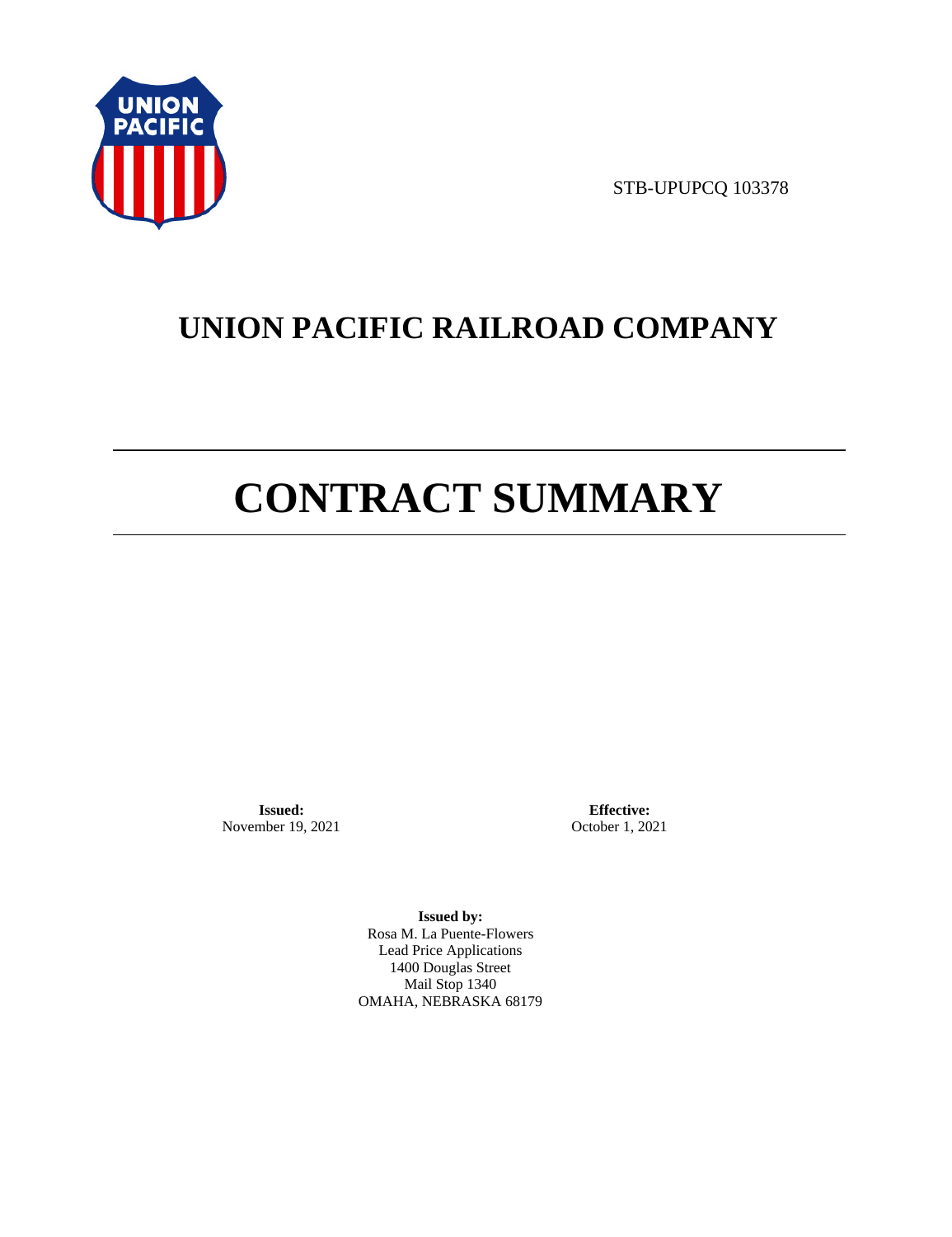STB-UPUPCQ 103378

# UNION PACIFIC RAILROAD COMPANY

# CONTRACT SUMMARY

**Issued:**
November 19, 2021

**Effective:**
October 1, 2021

**Issued by:**
Rosa M. La Puente-Flowers
Lead Price Applications
1400 Douglas Street
Mail Stop 1340
OMAHA, NEBRASKA 68179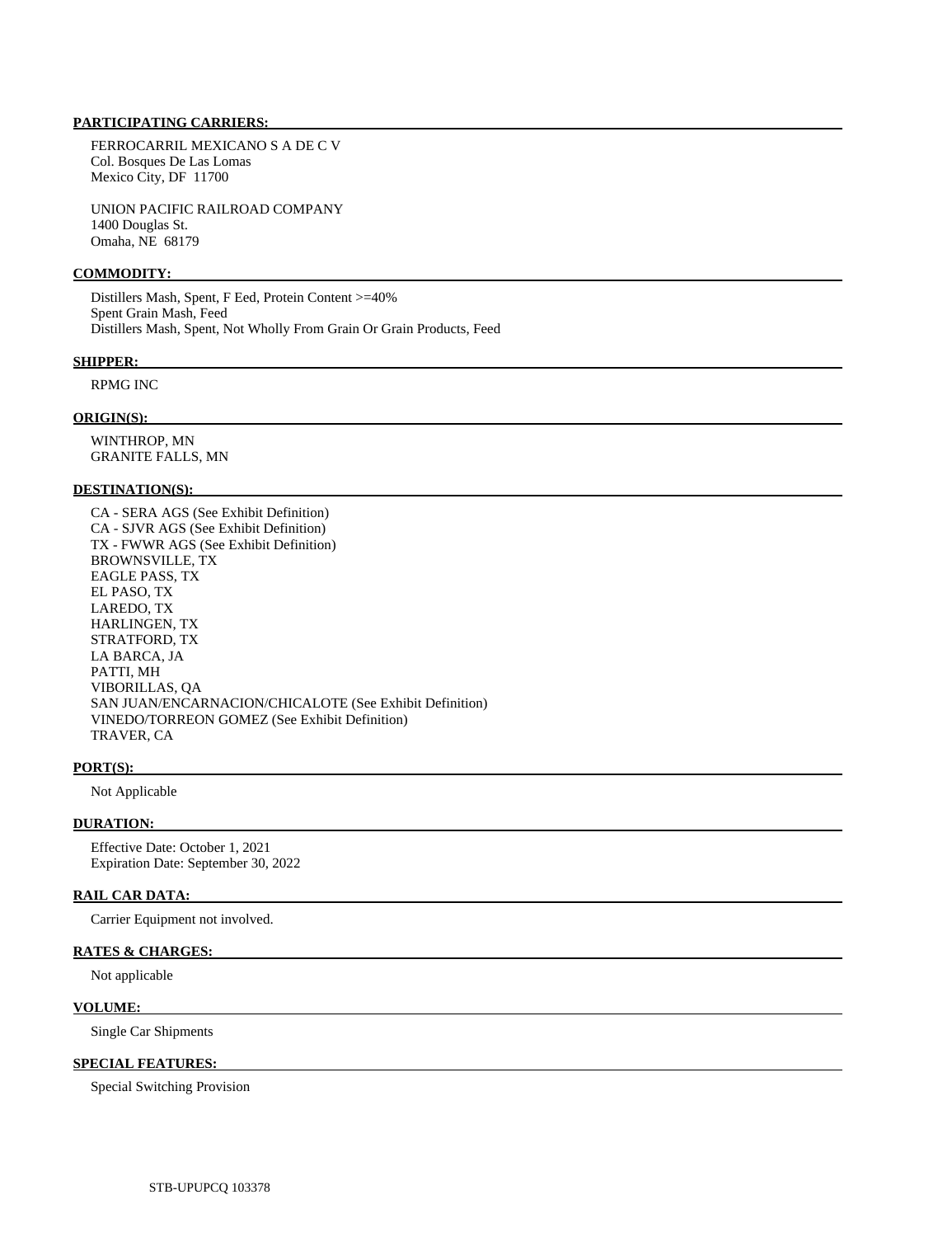**PARTICIPATING CARRIERS:**

FERROCARRIL MEXICANO S A DE C V
Col. Bosques De Las Lomas
Mexico City, DF 11700

UNION PACIFIC RAILROAD COMPANY
1400 Douglas St.
Omaha, NE 68179

**COMMODITY:**

Distillers Mash, Spent, F Eed, Protein Content >=40%
Spent Grain Mash, Feed
Distillers Mash, Spent, Not Wholly From Grain Or Grain Products, Feed

**SHIPPER:**

RPMG INC

**ORIGIN(S):**

WINTHROP, MN
GRANITE FALLS, MN

**DESTINATION(S):**

CA - SERA AGS (See Exhibit Definition)
CA - SJVR AGS (See Exhibit Definition)
TX - FWWR AGS (See Exhibit Definition)
BROWNSVILLE, TX
EAGLE PASS, TX
EL PASO, TX
LAREDO, TX
HARLINGEN, TX
STRATFORD, TX
LA BARCA, JA
PATTI, MH
VIBORILLAS, QA
SAN JUAN/ENCARNACION/CHICALOTE (See Exhibit Definition)
VINEDO/TORREON GOMEZ (See Exhibit Definition)
TRAVER, CA

**PORT(S):**

Not Applicable

**DURATION:**

Effective Date: October 1, 2021
Expiration Date: September 30, 2022

**RAIL CAR DATA:**

Carrier Equipment not involved.

**RATES & CHARGES:**

Not applicable

**VOLUME:**

Single Car Shipments

**SPECIAL FEATURES:**

Special Switching Provision

STB-UPUPCQ 103378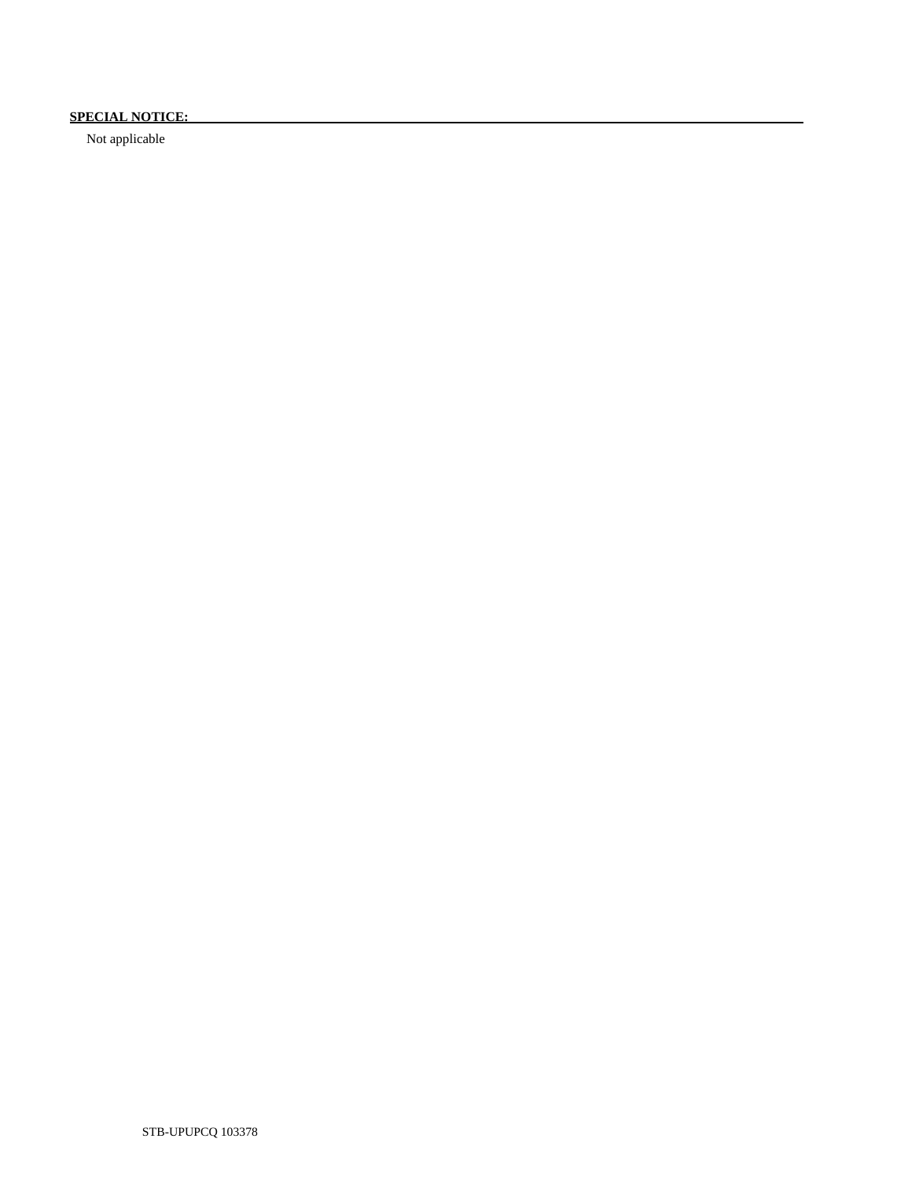**SPECIAL NOTICE:**

Not applicable

STB-UPUPCQ 103378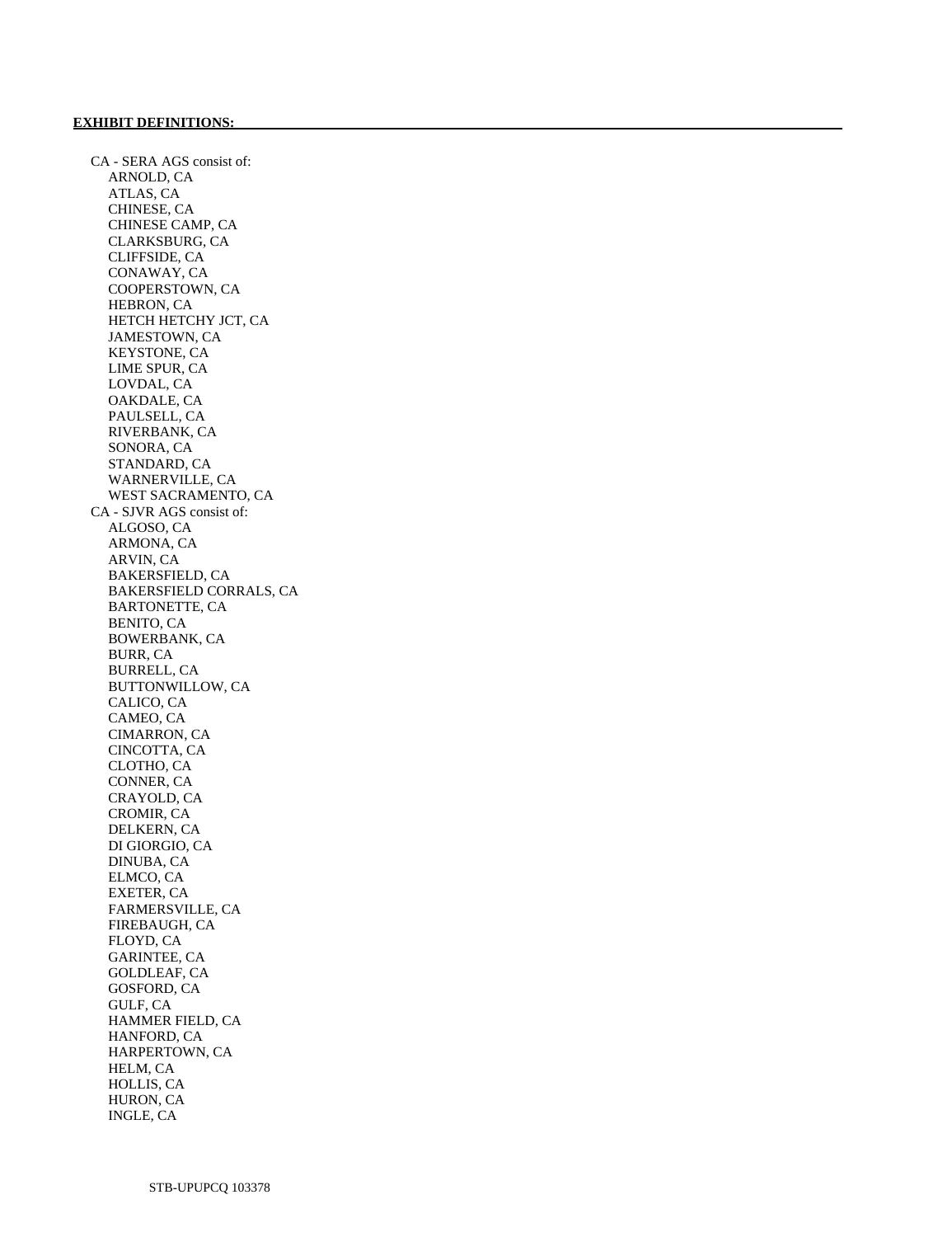**EXHIBIT DEFINITIONS:**

CA - SERA AGS consist of:
- ARNOLD, CA
- ATLAS, CA
- CHINESE, CA
- CHINESE CAMP, CA
- CLARKSBURG, CA
- CLIFFSIDE, CA
- CONAWAY, CA
- COOPERSTOWN, CA
- HEBRON, CA
- HETCH HETCHY JCT, CA
- JAMESTOWN, CA
- KEYSTONE, CA
- LIME SPUR, CA
- LOVDAL, CA
- OAKDALE, CA
- PAULSELL, CA
- RIVERBANK, CA
- SONORA, CA
- STANDARD, CA
- WARNERVILLE, CA
- WEST SACRAMENTO, CA

CA - SJVR AGS consist of:
- ALGOSO, CA
- ARMONA, CA
- ARVIN, CA
- BAKERSFIELD, CA
- BAKERSFIELD CORRALS, CA
- BARTONETTE, CA
- BENITO, CA
- BOWERBANK, CA
- BURR, CA
- BURRELL, CA
- BUTTONWILLOW, CA
- CALICO, CA
- CAMEO, CA
- CIMARRON, CA
- CINCOTTA, CA
- CLOTHO, CA
- CONNER, CA
- CRAYOLD, CA
- CROMIR, CA
- DELKERN, CA
- DI GIORGIO, CA
- DINUBA, CA
- ELMCO, CA
- EXETER, CA
- FARMERSVILLE, CA
- FIREBAUGH, CA
- FLOYD, CA
- GARINTEE, CA
- GOLDLEAF, CA
- GOSFORD, CA
- GULF, CA
- HAMMER FIELD, CA
- HANFORD, CA
- HARPERTOWN, CA
- HELM, CA
- HOLLIS, CA
- HURON, CA
- INGLE, CA

STB-UPUPCQ 103378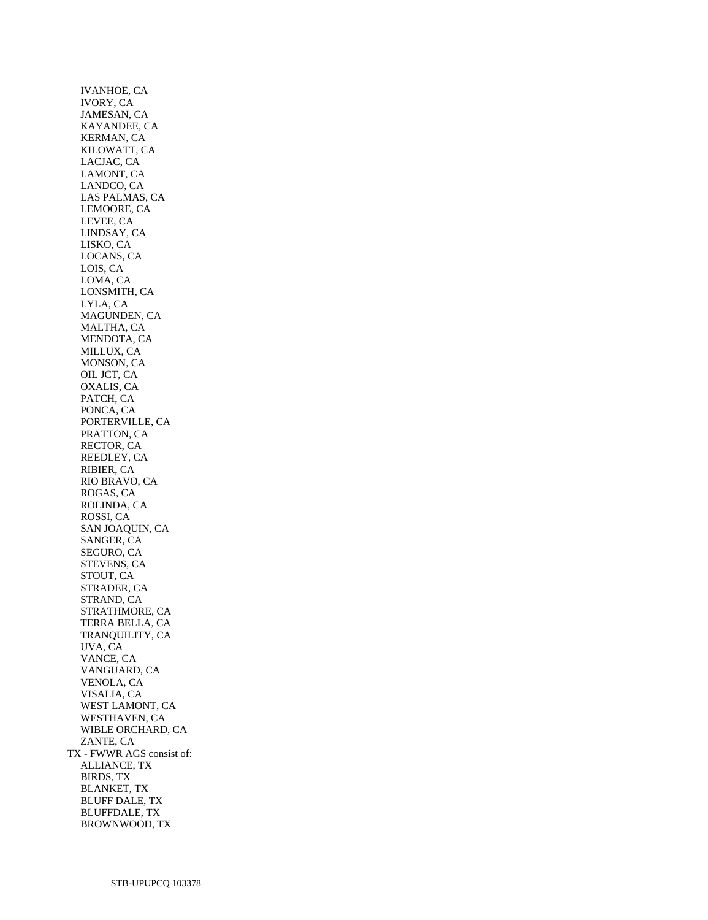IVANHOE, CA
IVORY, CA
JAMESAN, CA
KAYANDEE, CA
KERMAN, CA
KILOWATT, CA
LACJAC, CA
LAMONT, CA
LANDCO, CA
LAS PALMAS, CA
LEMOORE, CA
LEVEE, CA
LINDSAY, CA
LISKO, CA
LOCANS, CA
LOIS, CA
LOMA, CA
LONSMITH, CA
LYLA, CA
MAGUNDEN, CA
MALTHA, CA
MENDOTA, CA
MILLUX, CA
MONSON, CA
OIL JCT, CA
OXALIS, CA
PATCH, CA
PONCA, CA
PORTERVILLE, CA
PRATTON, CA
RECTOR, CA
REEDLEY, CA
RIBIER, CA
RIO BRAVO, CA
ROGAS, CA
ROLINDA, CA
ROSSI, CA
SAN JOAQUIN, CA
SANGER, CA
SEGURO, CA
STEVENS, CA
STOUT, CA
STRADER, CA
STRAND, CA
STRATHMORE, CA
TERRA BELLA, CA
TRANQUILITY, CA
UVA, CA
VANCE, CA
VANGUARD, CA
VENOLA, CA
VISALIA, CA
WEST LAMONT, CA
WESTHAVEN, CA
WIBLE ORCHARD, CA
ZANTE, CA

TX - FWWR AGS consist of:

ALLIANCE, TX
BIRDS, TX
BLANKET, TX
BLUFF DALE, TX
BLUFFDALE, TX
BROWNWOOD, TX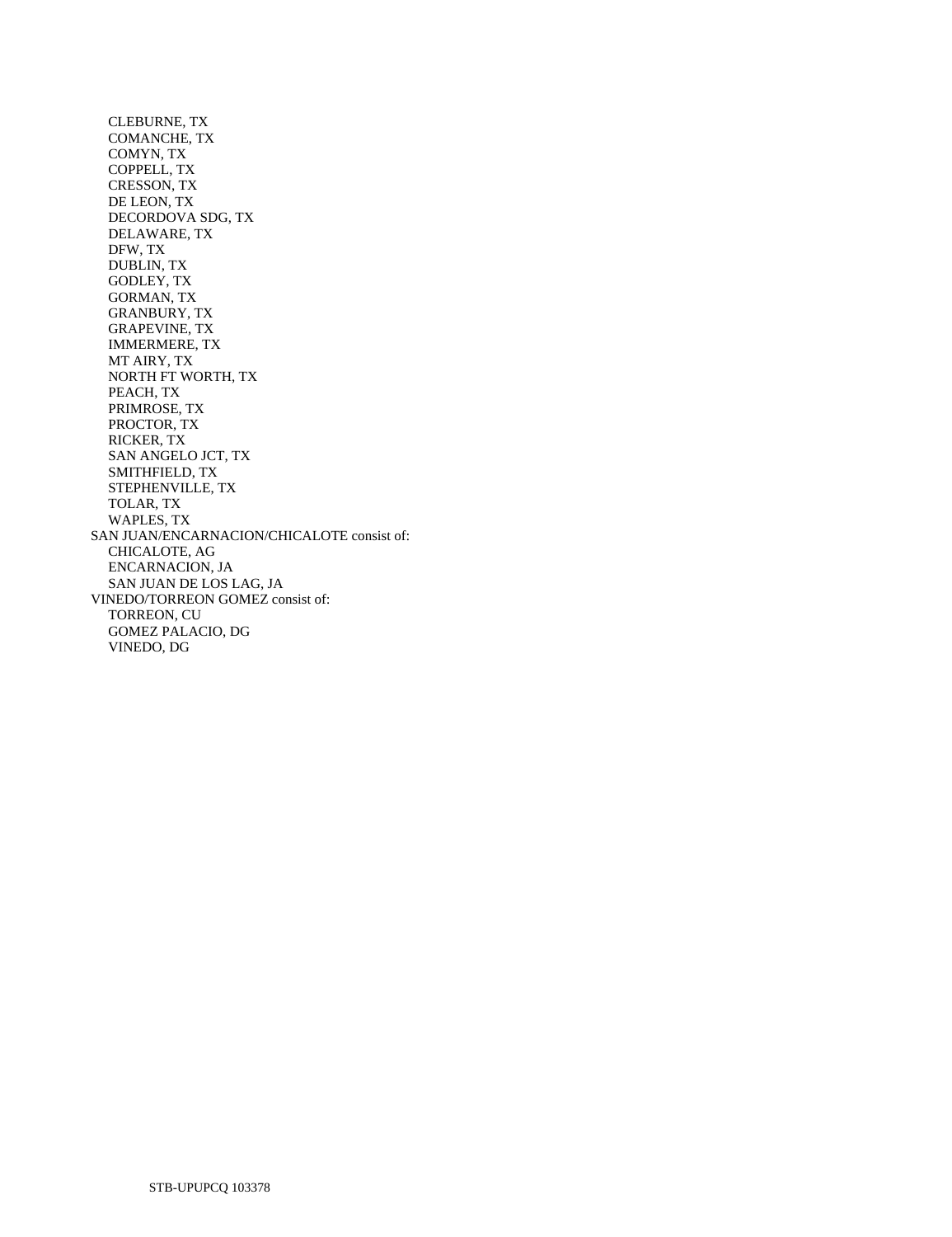- CLEBURNE, TX
- COMANCHE, TX
- COMYN, TX
- COPPELL, TX
- CRESSON, TX
- DE LEON, TX
- DECORDOVA SDG, TX
- DELAWARE, TX
- DFW, TX
- DUBLIN, TX
- GODLEY, TX
- GORMAN, TX
- GRANBURY, TX
- GRAPEVINE, TX
- IMMERMERE, TX
- MT AIRY, TX
- NORTH FT WORTH, TX
- PEACH, TX
- PRIMROSE, TX
- PROCTOR, TX
- RICKER, TX
- SAN ANGELO JCT, TX
- SMITHFIELD, TX
- STEPHENVILLE, TX
- TOLAR, TX
- WAPLES, TX

SAN JUAN/ENCARNACION/CHICALOTE consist of:

- CHICALOTE, AG
- ENCARNACION, JA
- SAN JUAN DE LOS LAG, JA

VINEDO/TORREON GOMEZ consist of:

- TORREON, CU
- GOMEZ PALACIO, DG
- VINEDO, DG

STB-UPUPCQ 103378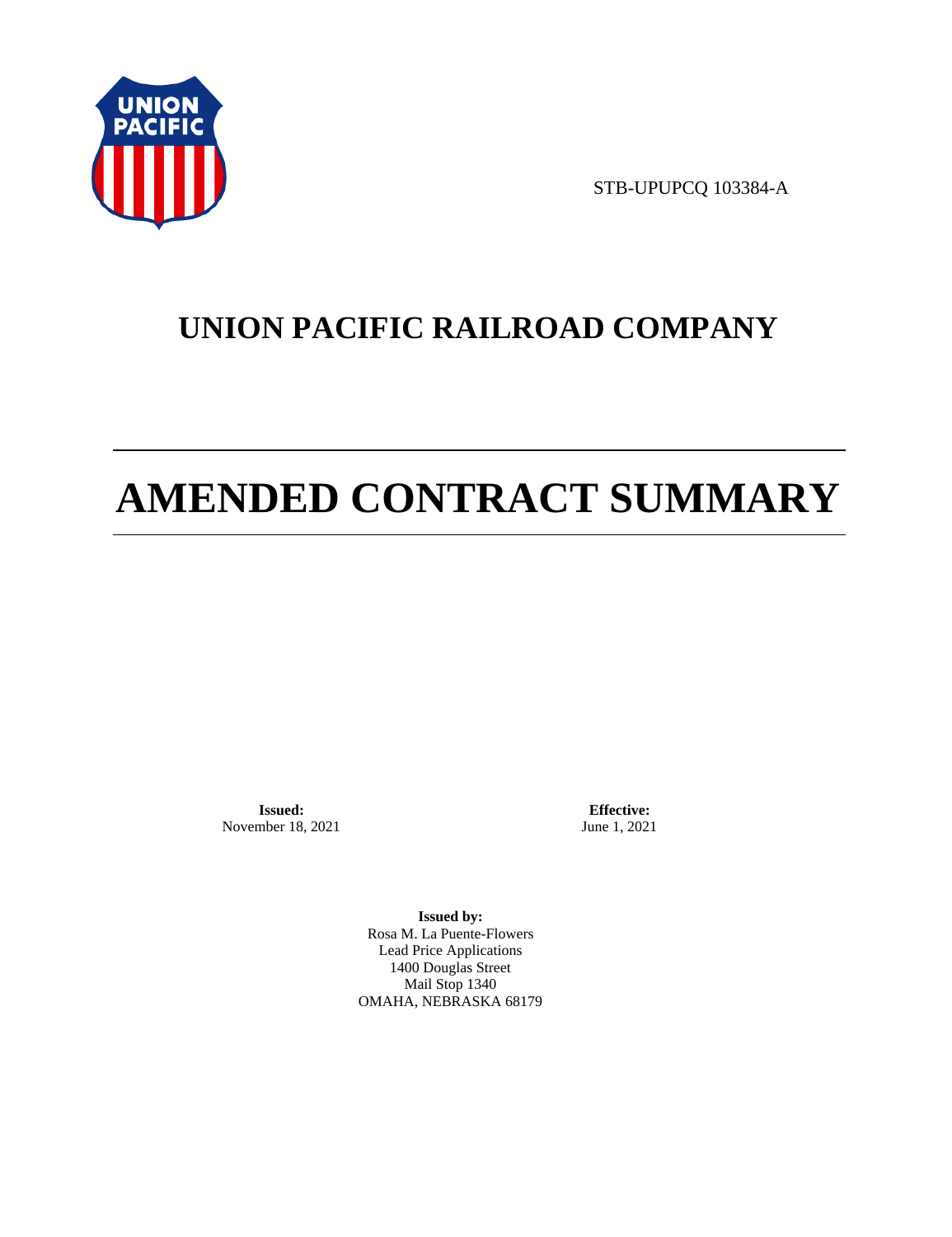STB-UPUPCQ 103384-A

# UNION PACIFIC RAILROAD COMPANY

# AMENDED CONTRACT SUMMARY

**Issued:**
November 18, 2021

**Effective:**
June 1, 2021

**Issued by:**
Rosa M. La Puente-Flowers
Lead Price Applications
1400 Douglas Street
Mail Stop 1340
OMAHA, NEBRASKA 68179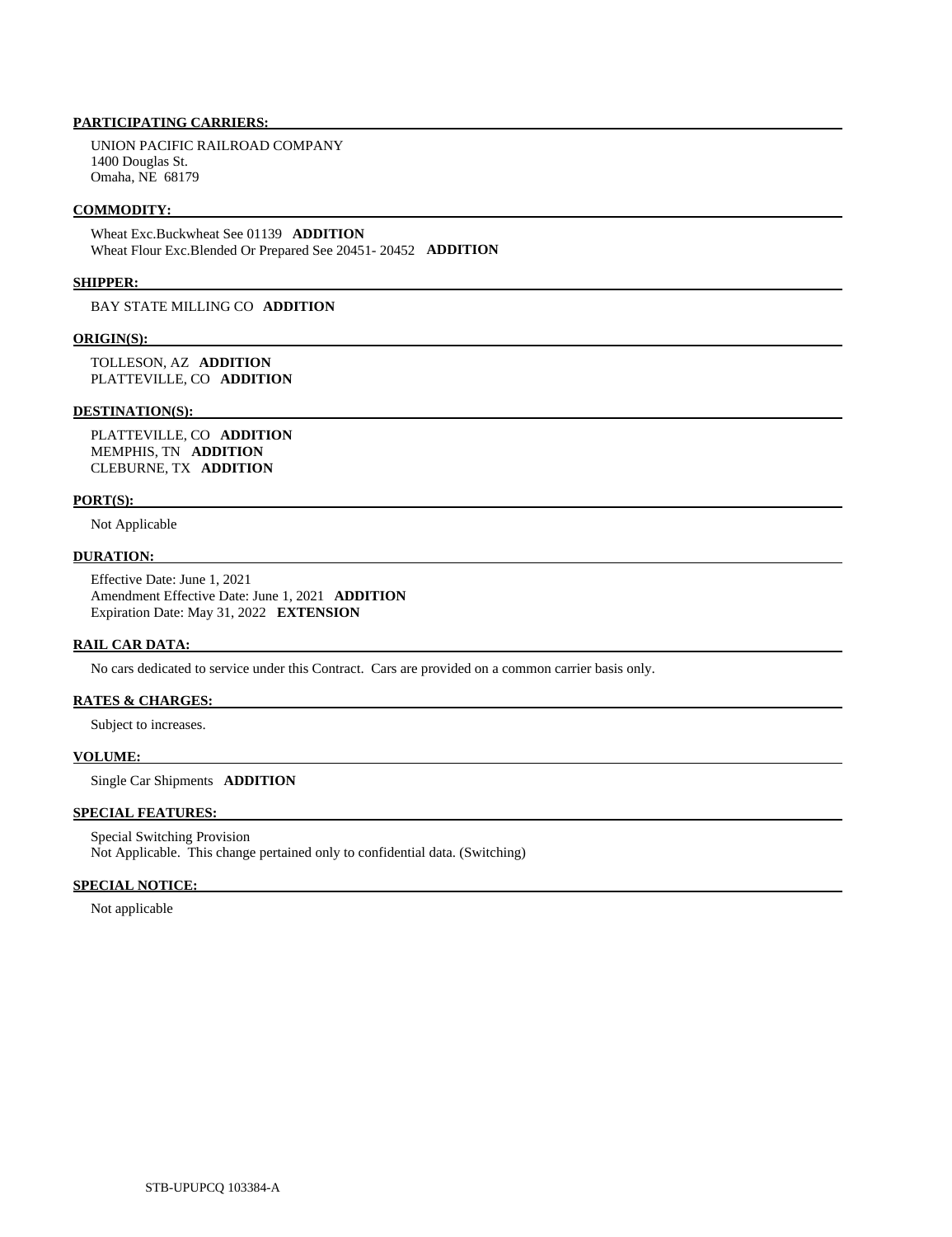**PARTICIPATING CARRIERS:**

UNION PACIFIC RAILROAD COMPANY
1400 Douglas St.
Omaha, NE 68179

**COMMODITY:**

Wheat Exc.Buckwheat See 01139 **ADDITION**
Wheat Flour Exc.Blended Or Prepared See 20451- 20452 **ADDITION**

**SHIPPER:**

BAY STATE MILLING CO **ADDITION**

**ORIGIN(S):**

TOLLESON, AZ **ADDITION**
PLATTEVILLE, CO **ADDITION**

**DESTINATION(S):**

PLATTEVILLE, CO **ADDITION**
MEMPHIS, TN **ADDITION**
CLEBURNE, TX **ADDITION**

**PORT(S):**

Not Applicable

**DURATION:**

Effective Date: June 1, 2021
Amendment Effective Date: June 1, 2021 **ADDITION**
Expiration Date: May 31, 2022 **EXTENSION**

**RAIL CAR DATA:**

No cars dedicated to service under this Contract. Cars are provided on a common carrier basis only.

**RATES & CHARGES:**

Subject to increases.

**VOLUME:**

Single Car Shipments **ADDITION**

**SPECIAL FEATURES:**

Special Switching Provision
Not Applicable. This change pertained only to confidential data. (Switching)

**SPECIAL NOTICE:**

Not applicable

STB-UPUPCQ 103384-A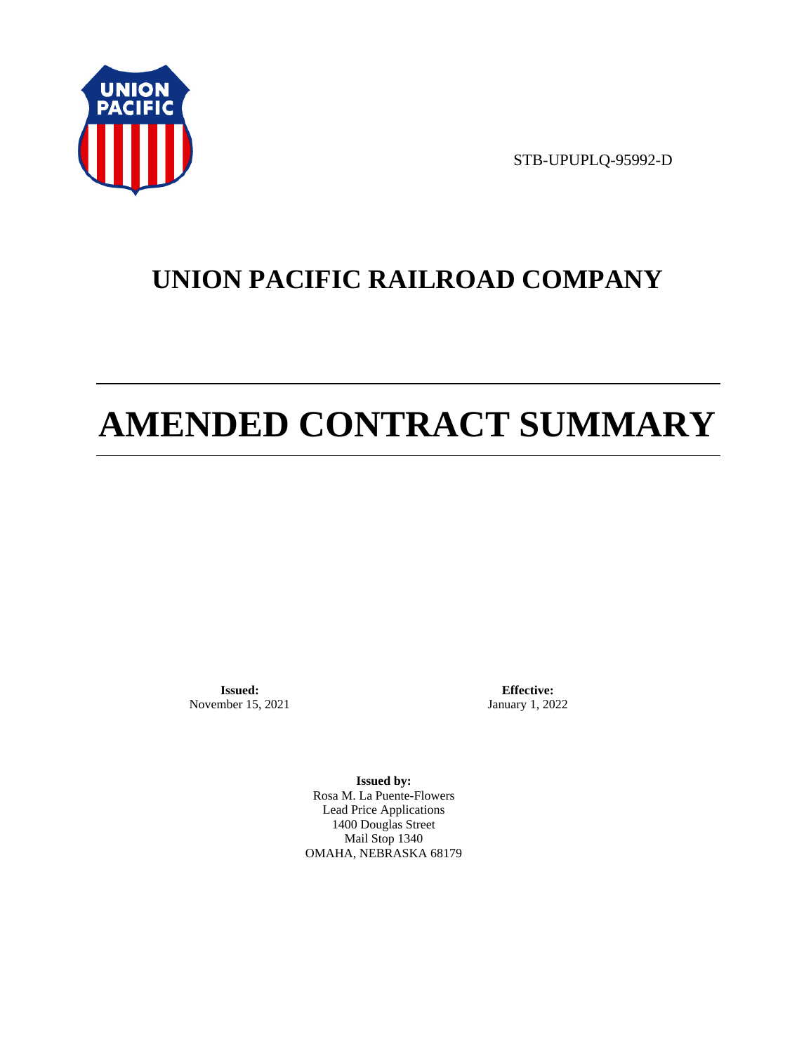STB-UPUPLQ-95992-D

# UNION PACIFIC RAILROAD COMPANY

# AMENDED CONTRACT SUMMARY

**Issued:**
November 15, 2021

**Effective:**
January 1, 2022

**Issued by:**
Rosa M. La Puente-Flowers
Lead Price Applications
1400 Douglas Street
Mail Stop 1340
OMAHA, NEBRASKA 68179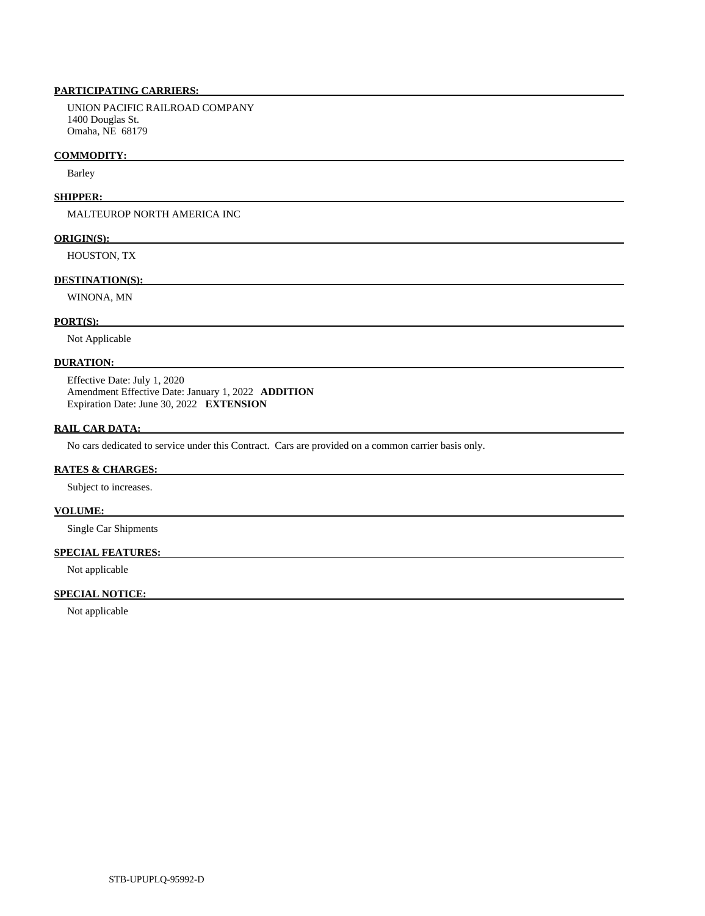**PARTICIPATING CARRIERS:**

UNION PACIFIC RAILROAD COMPANY
1400 Douglas St.
Omaha, NE 68179

**COMMODITY:**

Barley

**SHIPPER:**

MALTEUROP NORTH AMERICA INC

**ORIGIN(S):**

HOUSTON, TX

**DESTINATION(S):**

WINONA, MN

**PORT(S):**

Not Applicable

**DURATION:**

Effective Date: July 1, 2020
Amendment Effective Date: January 1, 2022 **ADDITION**
Expiration Date: June 30, 2022 **EXTENSION**

**RAIL CAR DATA:**

No cars dedicated to service under this Contract. Cars are provided on a common carrier basis only.

**RATES & CHARGES:**

Subject to increases.

**VOLUME:**

Single Car Shipments

**SPECIAL FEATURES:**

Not applicable

**SPECIAL NOTICE:**

Not applicable

STB-UPUPLQ-95992-D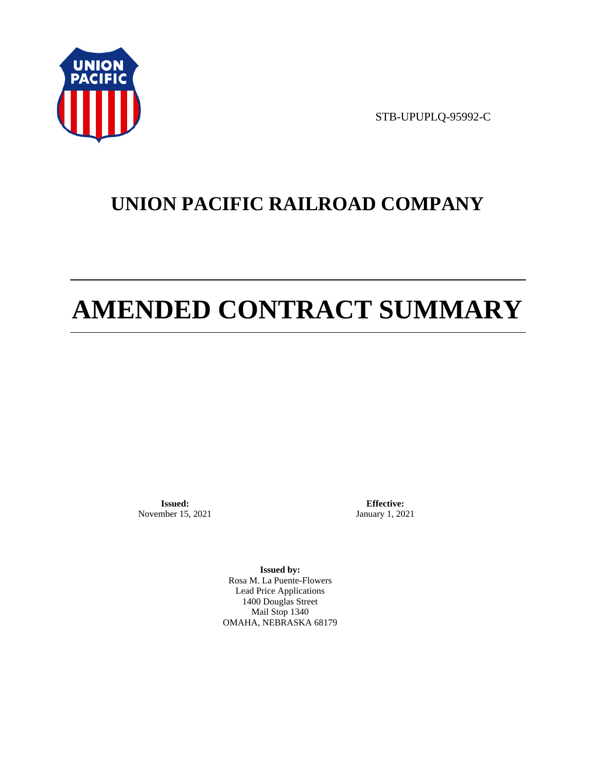STB-UPUPLQ-95992-C

# UNION PACIFIC RAILROAD COMPANY

# AMENDED CONTRACT SUMMARY

**Issued:**
November 15, 2021

**Effective:**
January 1, 2021

**Issued by:**
Rosa M. La Puente-Flowers
Lead Price Applications
1400 Douglas Street
Mail Stop 1340
OMAHA, NEBRASKA 68179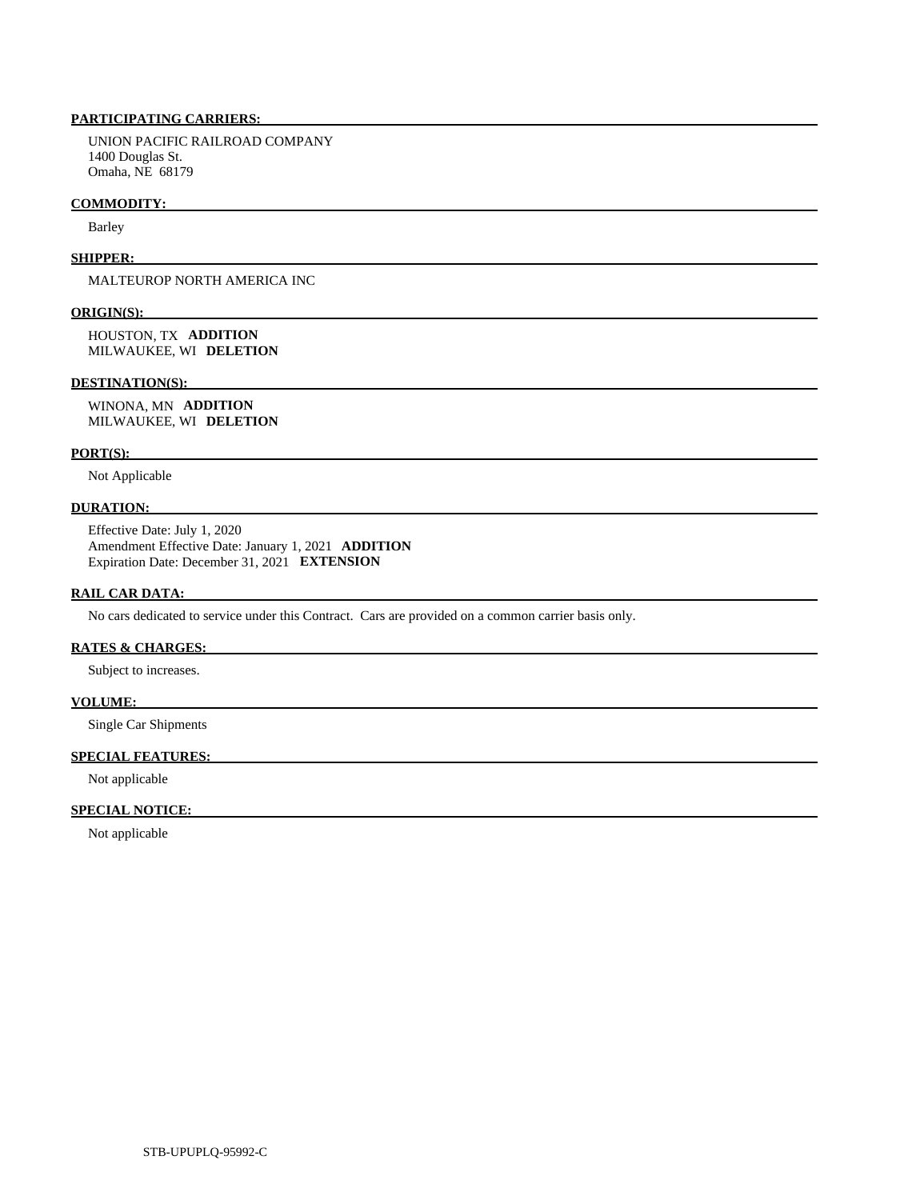**PARTICIPATING CARRIERS:**

UNION PACIFIC RAILROAD COMPANY
1400 Douglas St.
Omaha, NE 68179

**COMMODITY:**

Barley

**SHIPPER:**

MALTEUROP NORTH AMERICA INC

**ORIGIN(S):**

HOUSTON, TX **ADDITION**
MILWAUKEE, WI **DELETION**

**DESTINATION(S):**

WINONA, MN **ADDITION**
MILWAUKEE, WI **DELETION**

**PORT(S):**

Not Applicable

**DURATION:**

Effective Date: July 1, 2020
Amendment Effective Date: January 1, 2021 **ADDITION**
Expiration Date: December 31, 2021 **EXTENSION**

**RAIL CAR DATA:**

No cars dedicated to service under this Contract. Cars are provided on a common carrier basis only.

**RATES & CHARGES:**

Subject to increases.

**VOLUME:**

Single Car Shipments

**SPECIAL FEATURES:**

Not applicable

**SPECIAL NOTICE:**

Not applicable

STB-UPUPLQ-95992-C